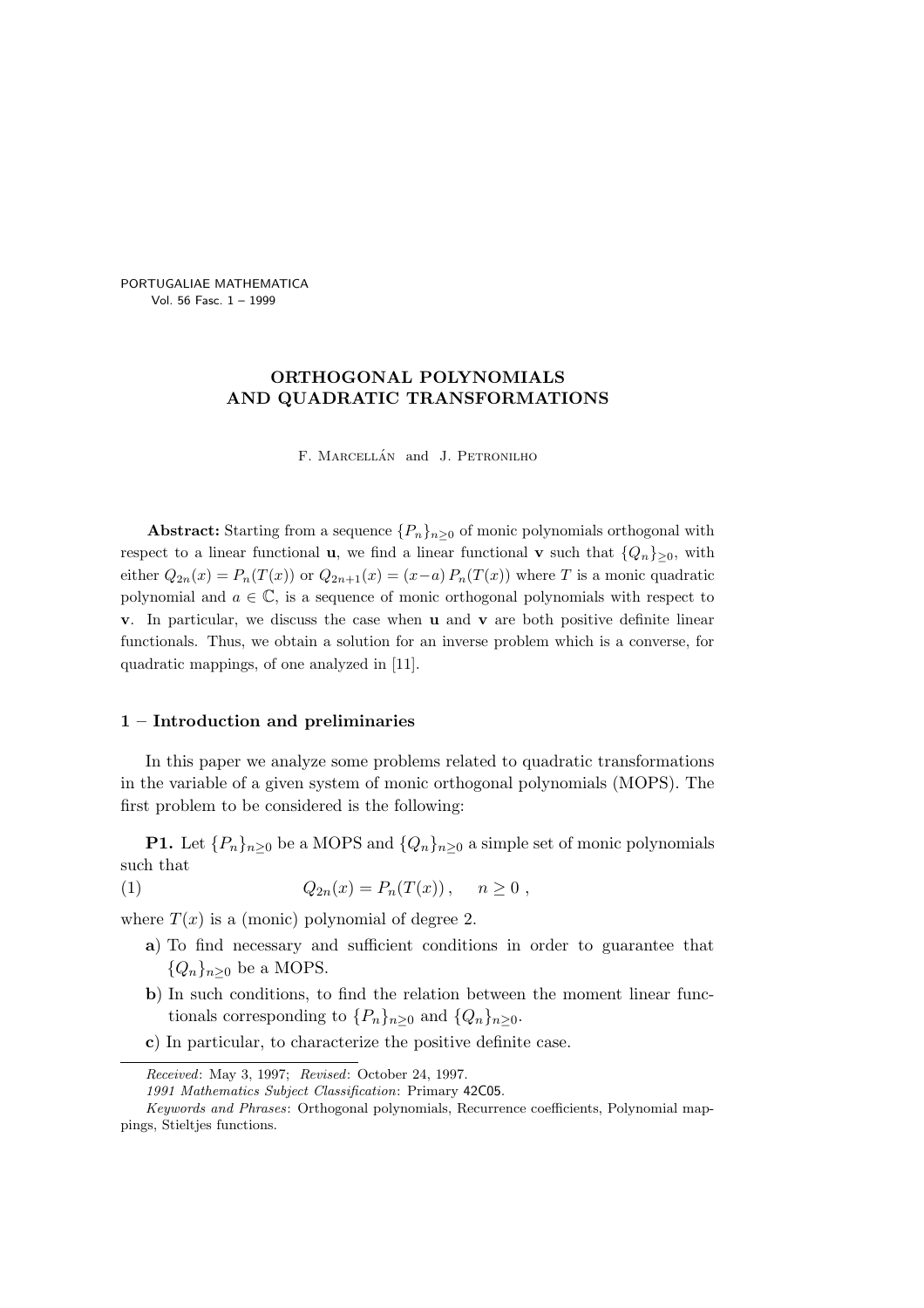PORTUGALIAE MATHEMATICA
Vol. 56 Fasc. 1 – 1999

# ORTHOGONAL POLYNOMIALS AND QUADRATIC TRANSFORMATIONS

F. Marcellán and J. Petronilho

**Abstract:** Starting from a sequence $\{P_n\}_{n\geq 0}$ of monic polynomials orthogonal with respect to a linear functional $\mathbf{u}$, we find a linear functional $\mathbf{v}$ such that $\{Q_n\}_{\geq 0}$, with either $Q_{2n}(x) = P_n(T(x))$ or $Q_{2n+1}(x) = (x-a)\, P_n(T(x))$ where $T$ is a monic quadratic polynomial and $a \in \mathbb{C}$, is a sequence of monic orthogonal polynomials with respect to $\mathbf{v}$. In particular, we discuss the case when $\mathbf{u}$ and $\mathbf{v}$ are both positive definite linear functionals. Thus, we obtain a solution for an inverse problem which is a converse, for quadratic mappings, of one analyzed in [11].

## 1 – Introduction and preliminaries

In this paper we analyze some problems related to quadratic transformations in the variable of a given system of monic orthogonal polynomials (MOPS). The first problem to be considered is the following:

**P1.** Let $\{P_n\}_{n\geq 0}$ be a MOPS and $\{Q_n\}_{n\geq 0}$ a simple set of monic polynomials such that

$$Q_{2n}(x) = P_n(T(x)), \quad n \geq 0 , \tag{1}$$

where $T(x)$ is a (monic) polynomial of degree 2.

- **a)** To find necessary and sufficient conditions in order to guarantee that $\{Q_n\}_{n\geq 0}$ be a MOPS.
- **b)** In such conditions, to find the relation between the moment linear functionals corresponding to $\{P_n\}_{n\geq 0}$ and $\{Q_n\}_{n\geq 0}$.
- **c)** In particular, to characterize the positive definite case.

---

*Received*: May 3, 1997; *Revised*: October 24, 1997.

*1991 Mathematics Subject Classification*: Primary 42C05.

*Keywords and Phrases*: Orthogonal polynomials, Recurrence coefficients, Polynomial mappings, Stieltjes functions.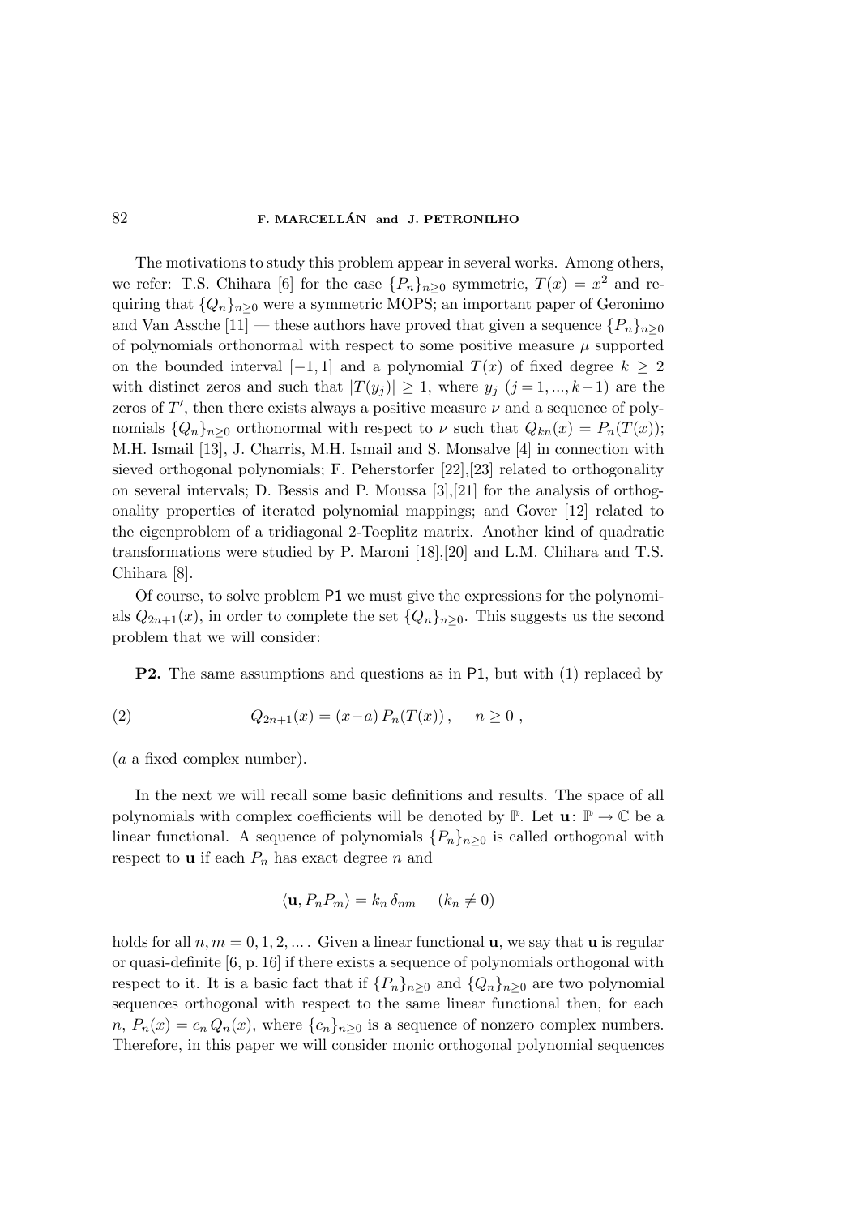The motivations to study this problem appear in several works. Among others, we refer: T.S. Chihara [6] for the case $\{P_n\}_{n\geq 0}$ symmetric, $T(x) = x^2$ and requiring that $\{Q_n\}_{n\geq 0}$ were a symmetric MOPS; an important paper of Geronimo and Van Assche [11] — these authors have proved that given a sequence $\{P_n\}_{n\geq 0}$ of polynomials orthonormal with respect to some positive measure $\mu$ supported on the bounded interval $[-1, 1]$ and a polynomial $T(x)$ of fixed degree $k \geq 2$ with distinct zeros and such that $|T(y_j)| \geq 1$, where $y_j$ $(j = 1, ..., k-1)$ are the zeros of $T'$, then there exists always a positive measure $\nu$ and a sequence of polynomials $\{Q_n\}_{n\geq 0}$ orthonormal with respect to $\nu$ such that $Q_{kn}(x) = P_n(T(x))$; M.H. Ismail [13], J. Charris, M.H. Ismail and S. Monsalve [4] in connection with sieved orthogonal polynomials; F. Peherstorfer [22],[23] related to orthogonality on several intervals; D. Bessis and P. Moussa [3],[21] for the analysis of orthogonality properties of iterated polynomial mappings; and Gover [12] related to the eigenproblem of a tridiagonal 2-Toeplitz matrix. Another kind of quadratic transformations were studied by P. Maroni [18],[20] and L.M. Chihara and T.S. Chihara [8].

Of course, to solve problem P1 we must give the expressions for the polynomials $Q_{2n+1}(x)$, in order to complete the set $\{Q_n\}_{n\geq 0}$. This suggests us the second problem that we will consider:

**P2.** The same assumptions and questions as in P1, but with (1) replaced by

$$Q_{2n+1}(x) = (x-a)\, P_n(T(x)), \qquad n \geq 0 \,, \tag{2}$$

($a$ a fixed complex number).

In the next we will recall some basic definitions and results. The space of all polynomials with complex coefficients will be denoted by $\mathbb{P}$. Let $\mathbf{u}\colon \mathbb{P} \to \mathbb{C}$ be a linear functional. A sequence of polynomials $\{P_n\}_{n\geq 0}$ is called orthogonal with respect to $\mathbf{u}$ if each $P_n$ has exact degree $n$ and

$$\langle \mathbf{u}, P_n P_m \rangle = k_n\, \delta_{nm} \qquad (k_n \neq 0)$$

holds for all $n, m = 0, 1, 2, ...$ . Given a linear functional $\mathbf{u}$, we say that $\mathbf{u}$ is regular or quasi-definite [6, p. 16] if there exists a sequence of polynomials orthogonal with respect to it. It is a basic fact that if $\{P_n\}_{n\geq 0}$ and $\{Q_n\}_{n\geq 0}$ are two polynomial sequences orthogonal with respect to the same linear functional then, for each $n$, $P_n(x) = c_n\, Q_n(x)$, where $\{c_n\}_{n\geq 0}$ is a sequence of nonzero complex numbers. Therefore, in this paper we will consider monic orthogonal polynomial sequences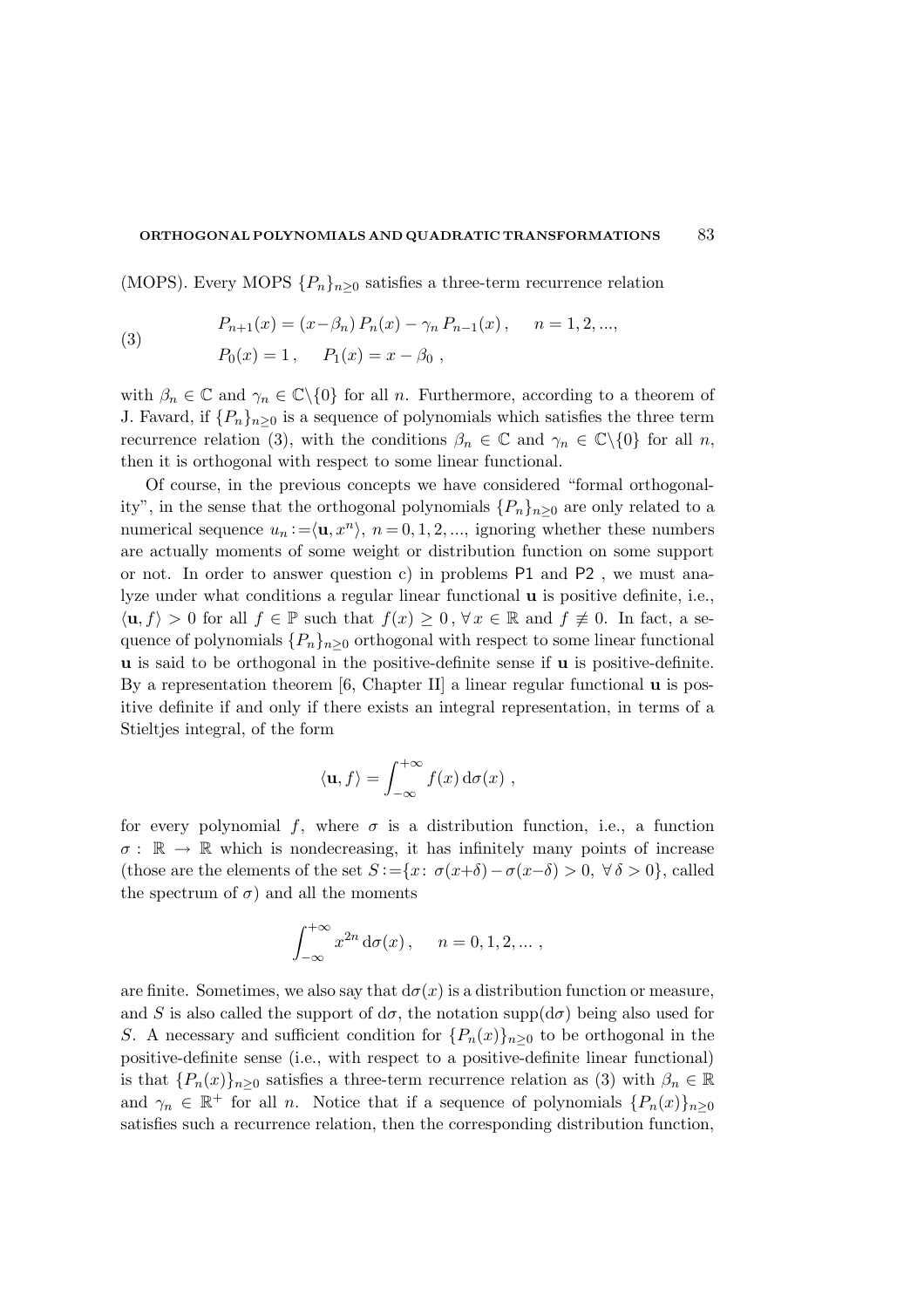(MOPS). Every MOPS $\{P_n\}_{n\geq 0}$ satisfies a three-term recurrence relation

$$
\begin{aligned}
&P_{n+1}(x) = (x-\beta_n)\, P_n(x) - \gamma_n\, P_{n-1}(x)\,, \qquad n = 1, 2, ...,\\
&P_0(x) = 1\,, \qquad P_1(x) = x - \beta_0\ ,
\end{aligned}
\tag{3}
$$

with $\beta_n \in \mathbb{C}$ and $\gamma_n \in \mathbb{C}\backslash\{0\}$ for all $n$. Furthermore, according to a theorem of J. Favard, if $\{P_n\}_{n\geq 0}$ is a sequence of polynomials which satisfies the three term recurrence relation (3), with the conditions $\beta_n \in \mathbb{C}$ and $\gamma_n \in \mathbb{C}\backslash\{0\}$ for all $n$, then it is orthogonal with respect to some linear functional.

Of course, in the previous concepts we have considered "formal orthogonality", in the sense that the orthogonal polynomials $\{P_n\}_{n\geq 0}$ are only related to a numerical sequence $u_n := \langle \mathbf{u}, x^n\rangle$, $n = 0, 1, 2, ...$, ignoring whether these numbers are actually moments of some weight or distribution function on some support or not. In order to answer question c) in problems P1 and P2 , we must analyze under what conditions a regular linear functional $\mathbf{u}$ is positive definite, i.e., $\langle \mathbf{u}, f\rangle > 0$ for all $f \in \mathbb{P}$ such that $f(x) \geq 0\,, \forall\, x \in \mathbb{R}$ and $f \not\equiv 0$. In fact, a sequence of polynomials $\{P_n\}_{n\geq 0}$ orthogonal with respect to some linear functional $\mathbf{u}$ is said to be orthogonal in the positive-definite sense if $\mathbf{u}$ is positive-definite. By a representation theorem [6, Chapter II] a linear regular functional $\mathbf{u}$ is positive definite if and only if there exists an integral representation, in terms of a Stieltjes integral, of the form

$$
\langle \mathbf{u}, f\rangle = \int_{-\infty}^{+\infty} f(x)\, \mathrm{d}\sigma(x)\ ,
$$

for every polynomial $f$, where $\sigma$ is a distribution function, i.e., a function $\sigma : \mathbb{R} \to \mathbb{R}$ which is nondecreasing, it has infinitely many points of increase (those are the elements of the set $S := \{x\colon\ \sigma(x+\delta) - \sigma(x-\delta) > 0,\ \forall\, \delta > 0\}$, called the spectrum of $\sigma$) and all the moments

$$
\int_{-\infty}^{+\infty} x^{2n}\, \mathrm{d}\sigma(x)\,, \qquad n = 0, 1, 2, ...\ ,
$$

are finite. Sometimes, we also say that $\mathrm{d}\sigma(x)$ is a distribution function or measure, and $S$ is also called the support of $\mathrm{d}\sigma$, the notation $\mathrm{supp}(\mathrm{d}\sigma)$ being also used for $S$. A necessary and sufficient condition for $\{P_n(x)\}_{n\geq 0}$ to be orthogonal in the positive-definite sense (i.e., with respect to a positive-definite linear functional) is that $\{P_n(x)\}_{n\geq 0}$ satisfies a three-term recurrence relation as (3) with $\beta_n \in \mathbb{R}$ and $\gamma_n \in \mathbb{R}^+$ for all $n$. Notice that if a sequence of polynomials $\{P_n(x)\}_{n\geq 0}$ satisfies such a recurrence relation, then the corresponding distribution function,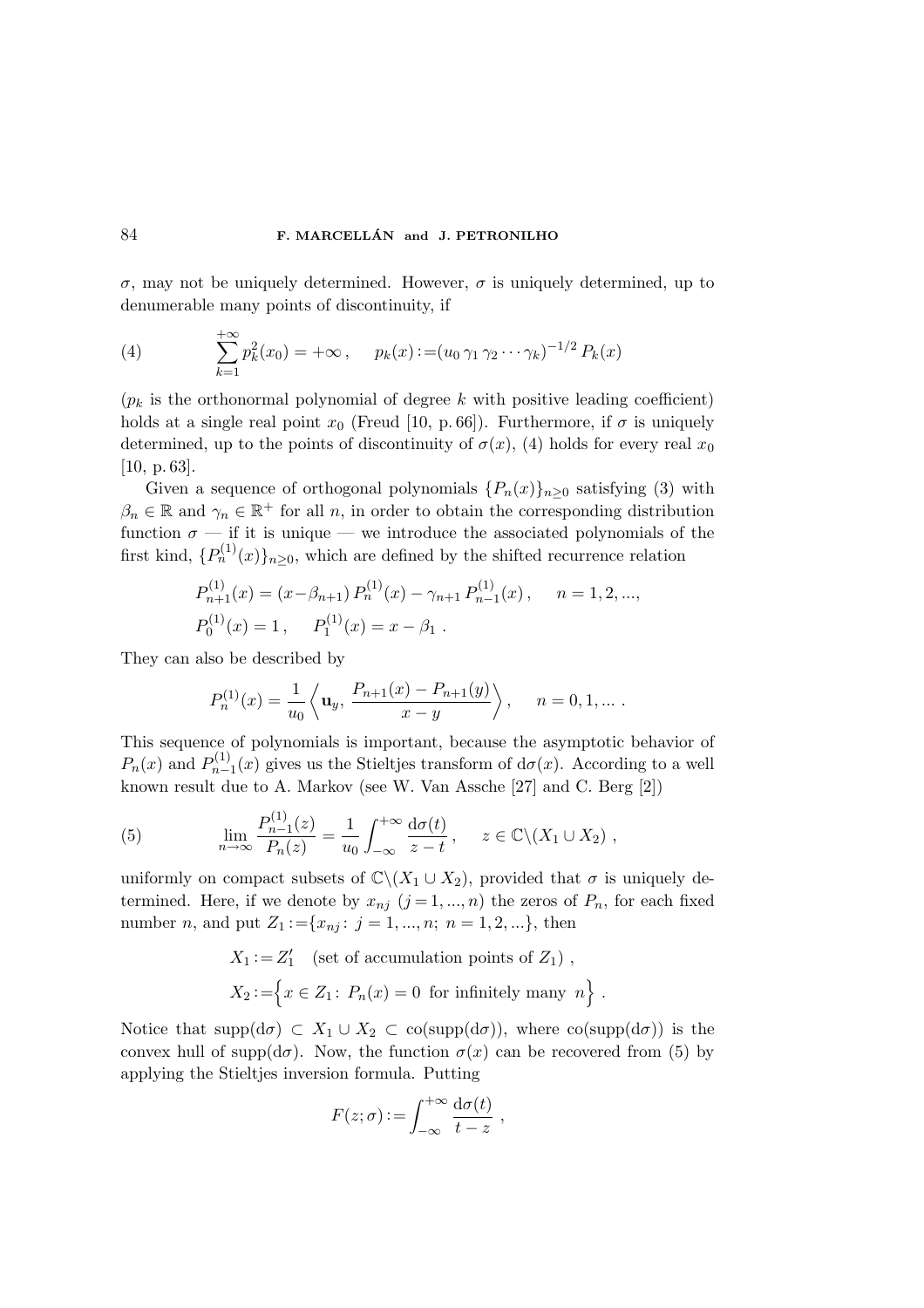$\sigma$, may not be uniquely determined. However, $\sigma$ is uniquely determined, up to denumerable many points of discontinuity, if

$$
\sum_{k=1}^{+\infty} p_k^2(x_0) = +\infty\,, \qquad p_k(x) := (u_0\,\gamma_1\,\gamma_2\cdots\gamma_k)^{-1/2}\,P_k(x) \tag{4}
$$

($p_k$ is the orthonormal polynomial of degree $k$ with positive leading coefficient) holds at a single real point $x_0$ (Freud [10, p. 66]). Furthermore, if $\sigma$ is uniquely determined, up to the points of discontinuity of $\sigma(x)$, (4) holds for every real $x_0$ [10, p. 63].

Given a sequence of orthogonal polynomials $\{P_n(x)\}_{n\geq 0}$ satisfying (3) with $\beta_n \in \mathbb{R}$ and $\gamma_n \in \mathbb{R}^+$ for all $n$, in order to obtain the corresponding distribution function $\sigma$ — if it is unique — we introduce the associated polynomials of the first kind, $\{P_n^{(1)}(x)\}_{n\geq 0}$, which are defined by the shifted recurrence relation

$$
\begin{aligned}
&P_{n+1}^{(1)}(x) = (x-\beta_{n+1})\,P_n^{(1)}(x) - \gamma_{n+1}\,P_{n-1}^{(1)}(x)\,, \qquad n=1,2,...,\\
&P_0^{(1)}(x) = 1\,, \qquad P_1^{(1)}(x) = x-\beta_1\;.
\end{aligned}
$$

They can also be described by

$$
P_n^{(1)}(x) = \frac{1}{u_0}\left\langle \mathbf{u}_y,\, \frac{P_{n+1}(x)-P_{n+1}(y)}{x-y}\right\rangle, \qquad n=0,1,...\;.
$$

This sequence of polynomials is important, because the asymptotic behavior of $P_n(x)$ and $P_{n-1}^{(1)}(x)$ gives us the Stieltjes transform of $\mathrm{d}\sigma(x)$. According to a well known result due to A. Markov (see W. Van Assche [27] and C. Berg [2])

$$
\lim_{n\to\infty} \frac{P_{n-1}^{(1)}(z)}{P_n(z)} = \frac{1}{u_0}\int_{-\infty}^{+\infty} \frac{\mathrm{d}\sigma(t)}{z-t}\,, \qquad z\in\mathbb{C}\backslash(X_1\cup X_2)\;, \tag{5}
$$

uniformly on compact subsets of $\mathbb{C}\backslash(X_1\cup X_2)$, provided that $\sigma$ is uniquely determined. Here, if we denote by $x_{nj}$ $(j=1,...,n)$ the zeros of $P_n$, for each fixed number $n$, and put $Z_1 := \{x_{nj}\colon\, j=1,...,n;\; n=1,2,...\}$, then

$$
\begin{aligned}
&X_1 := Z_1' \quad \text{(set of accumulation points of } Z_1)\;,\\
&X_2 := \Big\{x\in Z_1\colon\, P_n(x)=0 \;\text{ for infinitely many }\; n\Big\}\;.
\end{aligned}
$$

Notice that $\mathrm{supp}(\mathrm{d}\sigma) \subset X_1\cup X_2 \subset \mathrm{co}(\mathrm{supp}(\mathrm{d}\sigma))$, where $\mathrm{co}(\mathrm{supp}(\mathrm{d}\sigma))$ is the convex hull of $\mathrm{supp}(\mathrm{d}\sigma)$. Now, the function $\sigma(x)$ can be recovered from (5) by applying the Stieltjes inversion formula. Putting

$$
F(z;\sigma) := \int_{-\infty}^{+\infty} \frac{\mathrm{d}\sigma(t)}{t-z}\;,
$$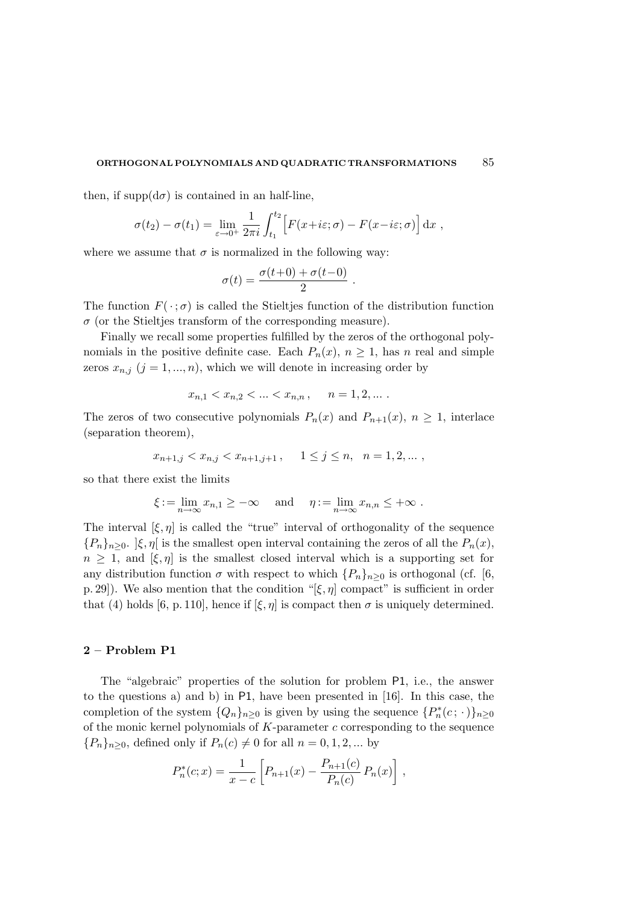then, if $\mathrm{supp}(\mathrm{d}\sigma)$ is contained in an half-line,

$$\sigma(t_2) - \sigma(t_1) = \lim_{\varepsilon \to 0^+} \frac{1}{2\pi i} \int_{t_1}^{t_2} \Big[ F(x+i\varepsilon; \sigma) - F(x-i\varepsilon; \sigma) \Big] \, \mathrm{d}x \ ,$$

where we assume that $\sigma$ is normalized in the following way:

$$\sigma(t) = \frac{\sigma(t+0) + \sigma(t-0)}{2} \ .$$

The function $F(\,\cdot\,; \sigma)$ is called the Stieltjes function of the distribution function $\sigma$ (or the Stieltjes transform of the corresponding measure).

Finally we recall some properties fulfilled by the zeros of the orthogonal polynomials in the positive definite case. Each $P_n(x)$, $n \geq 1$, has $n$ real and simple zeros $x_{n,j}$ $(j = 1, ..., n)$, which we will denote in increasing order by

$$x_{n,1} < x_{n,2} < ... < x_{n,n} \ , \qquad n = 1, 2, ... \ .$$

The zeros of two consecutive polynomials $P_n(x)$ and $P_{n+1}(x)$, $n \geq 1$, interlace (separation theorem),

$$x_{n+1,j} < x_{n,j} < x_{n+1,j+1} \ , \qquad 1 \leq j \leq n, \quad n = 1, 2, ... \ ,$$

so that there exist the limits

$$\xi := \lim_{n \to \infty} x_{n,1} \geq -\infty \qquad \text{and} \qquad \eta := \lim_{n \to \infty} x_{n,n} \leq +\infty \ .$$

The interval $[\xi, \eta]$ is called the "true" interval of orthogonality of the sequence $\{P_n\}_{n \geq 0}$. $]\xi, \eta[$ is the smallest open interval containing the zeros of all the $P_n(x)$, $n \geq 1$, and $[\xi, \eta]$ is the smallest closed interval which is a supporting set for any distribution function $\sigma$ with respect to which $\{P_n\}_{n \geq 0}$ is orthogonal (cf. [6, p. 29]). We also mention that the condition "$[\xi, \eta]$ compact" is sufficient in order that (4) holds [6, p. 110], hence if $[\xi, \eta]$ is compact then $\sigma$ is uniquely determined.

## 2 – Problem P1

The "algebraic" properties of the solution for problem P1, i.e., the answer to the questions a) and b) in P1, have been presented in [16]. In this case, the completion of the system $\{Q_n\}_{n \geq 0}$ is given by using the sequence $\{P_n^*(c\,; \cdot\,)\}_{n \geq 0}$ of the monic kernel polynomials of $K$-parameter $c$ corresponding to the sequence $\{P_n\}_{n \geq 0}$, defined only if $P_n(c) \neq 0$ for all $n = 0, 1, 2, ...$ by

$$P_n^*(c; x) = \frac{1}{x - c} \left[ P_{n+1}(x) - \frac{P_{n+1}(c)}{P_n(c)} \, P_n(x) \right] \ ,$$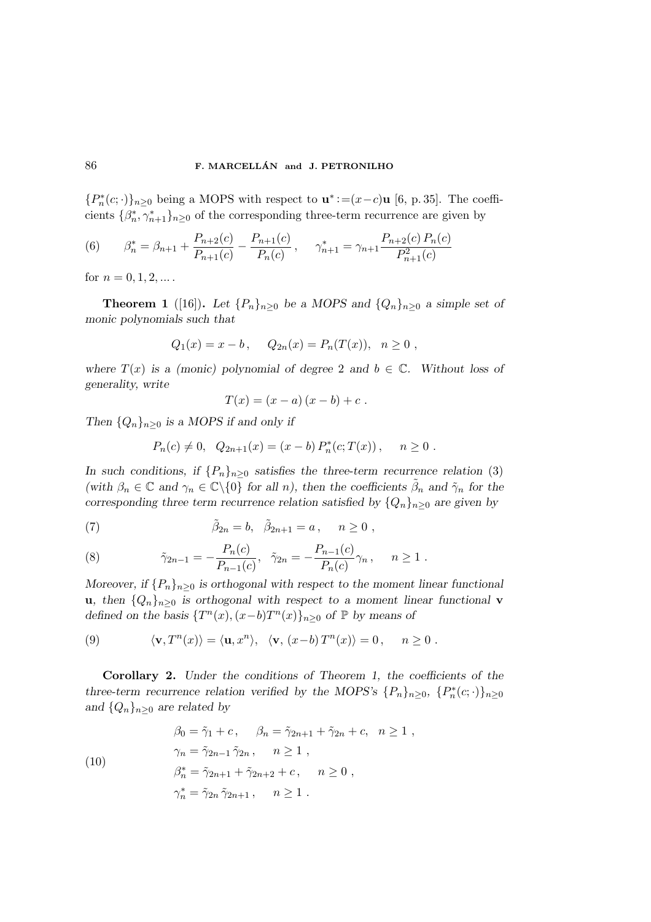$\{P_n^*(c;\cdot)\}_{n\geq 0}$ being a MOPS with respect to $\mathbf{u}^* := (x-c)\mathbf{u}$ [6, p. 35]. The coefficients $\{\beta_n^*, \gamma_{n+1}^*\}_{n\geq 0}$ of the corresponding three-term recurrence are given by

$$\beta_n^* = \beta_{n+1} + \frac{P_{n+2}(c)}{P_{n+1}(c)} - \frac{P_{n+1}(c)}{P_n(c)}\,, \qquad \gamma_{n+1}^* = \gamma_{n+1}\frac{P_{n+2}(c)\,P_n(c)}{P_{n+1}^2(c)} \tag{6}$$

for $n = 0, 1, 2, \ldots$.

**Theorem 1** ([16]). *Let $\{P_n\}_{n\geq 0}$ be a MOPS and $\{Q_n\}_{n\geq 0}$ a simple set of monic polynomials such that*

$$Q_1(x) = x - b\,, \qquad Q_{2n}(x) = P_n(T(x)), \quad n \geq 0\;,$$

*where $T(x)$ is a (monic) polynomial of degree 2 and $b \in \mathbb{C}$. Without loss of generality, write*

$$T(x) = (x-a)\,(x-b) + c\;.$$

*Then $\{Q_n\}_{n\geq 0}$ is a MOPS if and only if*

$$P_n(c) \neq 0, \quad Q_{2n+1}(x) = (x-b)\,P_n^*(c; T(x))\,, \qquad n \geq 0\;.$$

*In such conditions, if $\{P_n\}_{n\geq 0}$ satisfies the three-term recurrence relation* (3) *(with $\beta_n \in \mathbb{C}$ and $\gamma_n \in \mathbb{C}\backslash\{0\}$ for all $n$), then the coefficients $\tilde{\beta}_n$ and $\tilde{\gamma}_n$ for the corresponding three term recurrence relation satisfied by $\{Q_n\}_{n\geq 0}$ are given by*

$$\tilde{\beta}_{2n} = b, \quad \tilde{\beta}_{2n+1} = a\,, \qquad n \geq 0\;, \tag{7}$$

$$\tilde{\gamma}_{2n-1} = -\frac{P_n(c)}{P_{n-1}(c)}, \quad \tilde{\gamma}_{2n} = -\frac{P_{n-1}(c)}{P_n(c)}\gamma_n\,, \qquad n \geq 1\;. \tag{8}$$

*Moreover, if $\{P_n\}_{n\geq 0}$ is orthogonal with respect to the moment linear functional $\mathbf{u}$, then $\{Q_n\}_{n\geq 0}$ is orthogonal with respect to a moment linear functional $\mathbf{v}$ defined on the basis $\{T^n(x), (x-b)T^n(x)\}_{n\geq 0}$ of $\mathbb{P}$ by means of*

$$\langle \mathbf{v}, T^n(x)\rangle = \langle \mathbf{u}, x^n\rangle, \quad \langle \mathbf{v},\, (x-b)\,T^n(x)\rangle = 0\,, \qquad n \geq 0\;. \tag{9}$$

**Corollary 2.** *Under the conditions of Theorem 1, the coefficients of the three-term recurrence relation verified by the MOPS's $\{P_n\}_{n\geq 0}$, $\{P_n^*(c;\cdot)\}_{n\geq 0}$ and $\{Q_n\}_{n\geq 0}$ are related by*

$$\begin{aligned}
&\beta_0 = \tilde{\gamma}_1 + c\,, \qquad \beta_n = \tilde{\gamma}_{2n+1} + \tilde{\gamma}_{2n} + c, \quad n \geq 1\;, \\
&\gamma_n = \tilde{\gamma}_{2n-1}\,\tilde{\gamma}_{2n}\,, \qquad n \geq 1\;, \\
&\beta_n^* = \tilde{\gamma}_{2n+1} + \tilde{\gamma}_{2n+2} + c\,, \qquad n \geq 0\;, \\
&\gamma_n^* = \tilde{\gamma}_{2n}\,\tilde{\gamma}_{2n+1}\,, \qquad n \geq 1\;.
\end{aligned} \tag{10}$$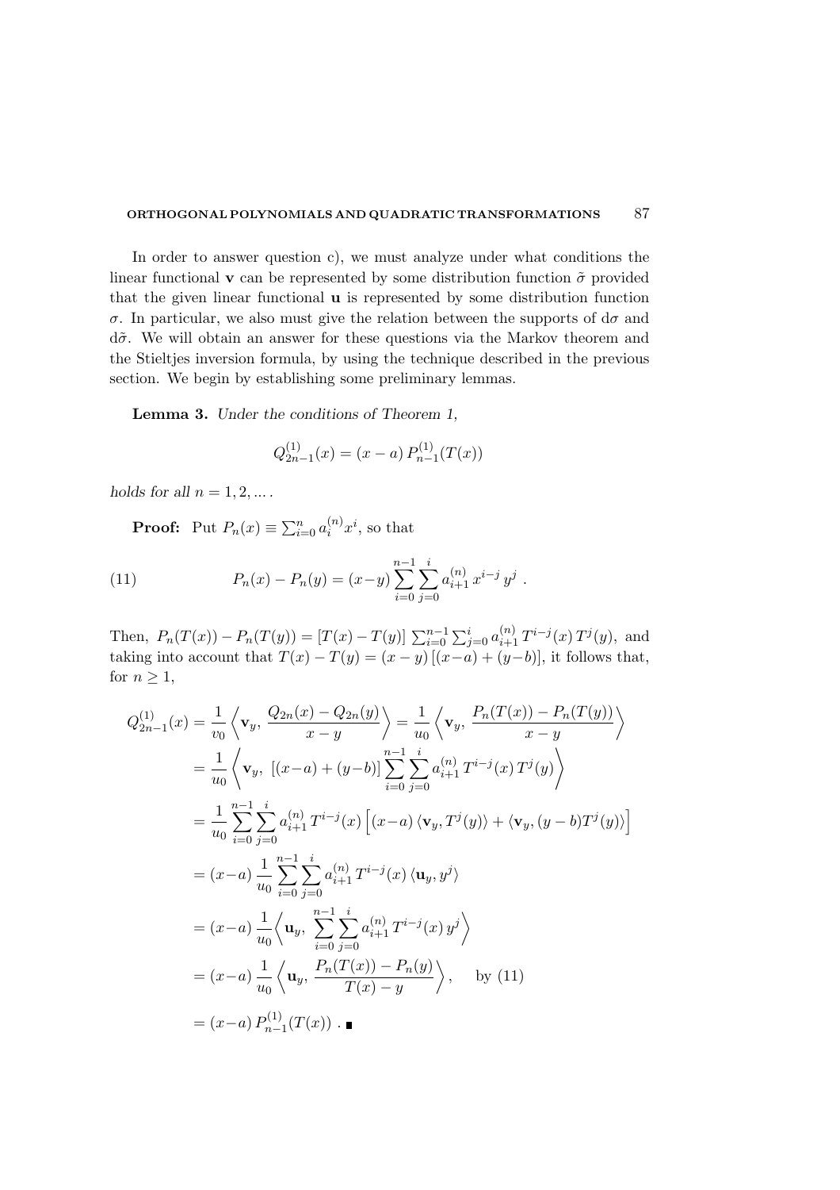In order to answer question c), we must analyze under what conditions the linear functional $\mathbf{v}$ can be represented by some distribution function $\tilde{\sigma}$ provided that the given linear functional $\mathbf{u}$ is represented by some distribution function $\sigma$. In particular, we also must give the relation between the supports of $\mathrm{d}\sigma$ and $\mathrm{d}\tilde{\sigma}$. We will obtain an answer for these questions via the Markov theorem and the Stieltjes inversion formula, by using the technique described in the previous section. We begin by establishing some preliminary lemmas.

**Lemma 3.** *Under the conditions of Theorem 1,*

$$Q^{(1)}_{2n-1}(x) = (x-a)\, P^{(1)}_{n-1}(T(x))$$

*holds for all* $n = 1, 2, \dots$ .

**Proof:** Put $P_n(x) \equiv \sum_{i=0}^{n} a_i^{(n)} x^i$, so that

$$P_n(x) - P_n(y) = (x-y) \sum_{i=0}^{n-1} \sum_{j=0}^{i} a_{i+1}^{(n)}\, x^{i-j}\, y^j \ . \tag{11}$$

Then, $P_n(T(x)) - P_n(T(y)) = [T(x) - T(y)] \sum_{i=0}^{n-1} \sum_{j=0}^{i} a_{i+1}^{(n)}\, T^{i-j}(x)\, T^j(y)$, and taking into account that $T(x) - T(y) = (x-y)\,[(x-a) + (y-b)]$, it follows that, for $n \geq 1$,

$$\begin{aligned}
Q^{(1)}_{2n-1}(x) &= \frac{1}{v_0} \left\langle \mathbf{v}_y,\, \frac{Q_{2n}(x) - Q_{2n}(y)}{x-y} \right\rangle = \frac{1}{u_0} \left\langle \mathbf{v}_y,\, \frac{P_n(T(x)) - P_n(T(y))}{x-y} \right\rangle \\
&= \frac{1}{u_0} \left\langle \mathbf{v}_y,\ [(x-a) + (y-b)] \sum_{i=0}^{n-1} \sum_{j=0}^{i} a_{i+1}^{(n)}\, T^{i-j}(x)\, T^j(y) \right\rangle \\
&= \frac{1}{u_0} \sum_{i=0}^{n-1} \sum_{j=0}^{i} a_{i+1}^{(n)}\, T^{i-j}(x) \Big[ (x-a)\, \langle \mathbf{v}_y, T^j(y) \rangle + \langle \mathbf{v}_y, (y-b) T^j(y) \rangle \Big] \\
&= (x-a)\, \frac{1}{u_0} \sum_{i=0}^{n-1} \sum_{j=0}^{i} a_{i+1}^{(n)}\, T^{i-j}(x)\, \langle \mathbf{u}_y, y^j \rangle \\
&= (x-a)\, \frac{1}{u_0} \Big\langle \mathbf{u}_y,\ \sum_{i=0}^{n-1} \sum_{j=0}^{i} a_{i+1}^{(n)}\, T^{i-j}(x)\, y^j \Big\rangle \\
&= (x-a)\, \frac{1}{u_0} \left\langle \mathbf{u}_y,\, \frac{P_n(T(x)) - P_n(y)}{T(x) - y} \right\rangle, \qquad \text{by (11)} \\
&= (x-a)\, P^{(1)}_{n-1}(T(x)) \ . \ \blacksquare
\end{aligned}$$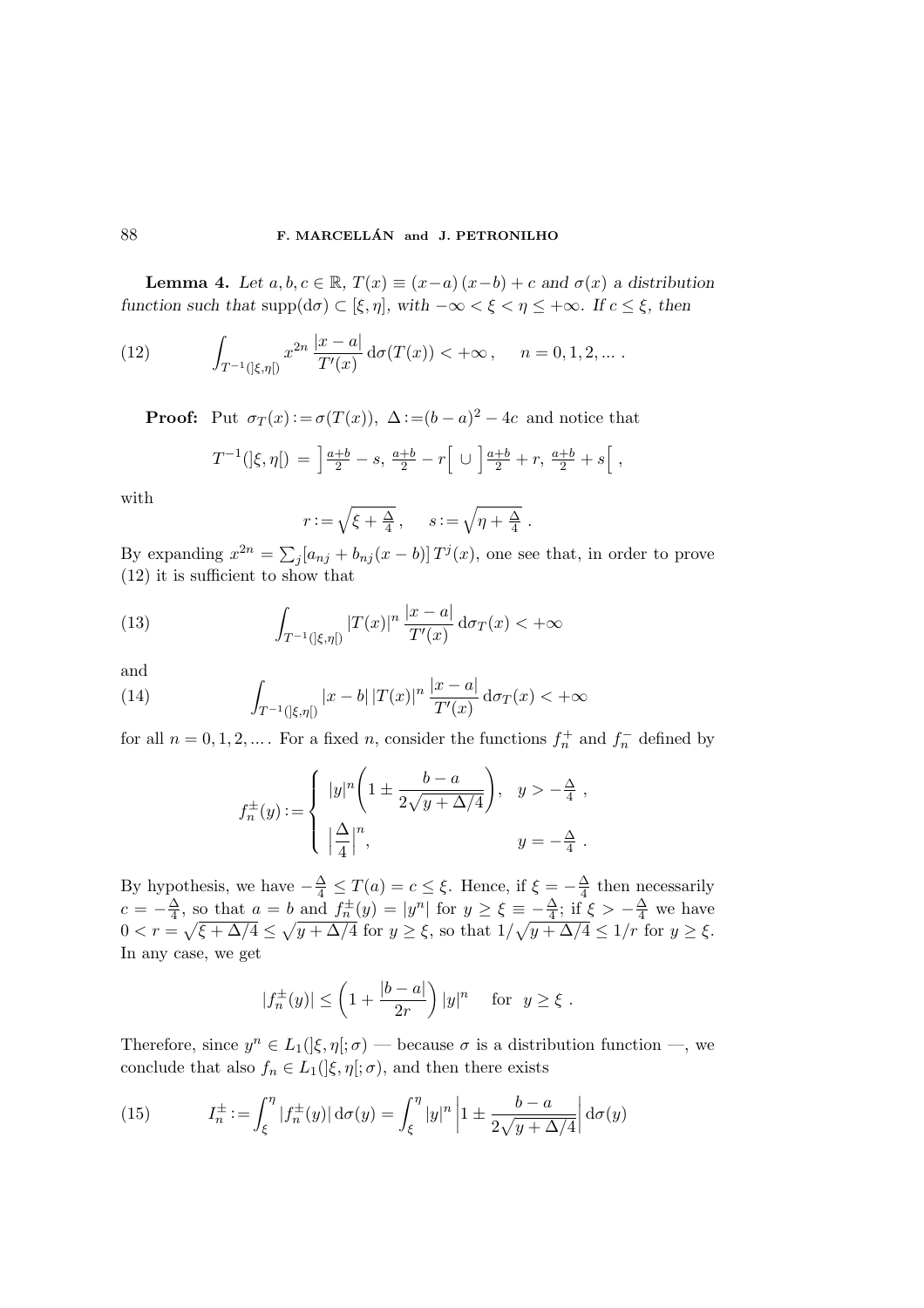**Lemma 4.** *Let $a, b, c \in \mathbb{R}$, $T(x) \equiv (x-a)\,(x-b) + c$ and $\sigma(x)$ a distribution function such that* $\operatorname{supp}(\mathrm{d}\sigma) \subset [\xi, \eta]$, *with* $-\infty < \xi < \eta \le +\infty$. *If* $c \le \xi$, *then*

$$\int_{T^{-1}(]\xi,\eta[)} x^{2n}\,\frac{|x-a|}{T'(x)}\,\mathrm{d}\sigma(T(x)) < +\infty\,, \qquad n = 0, 1, 2, \ldots\,. \tag{12}$$

**Proof:** Put $\sigma_T(x) := \sigma(T(x))$, $\Delta := (b-a)^2 - 4c$ and notice that

$$T^{-1}(]\xi,\eta[) \;=\; \Big]\tfrac{a+b}{2} - s,\; \tfrac{a+b}{2} - r\Big[ \;\cup\; \Big]\tfrac{a+b}{2} + r,\; \tfrac{a+b}{2} + s\Big[\;,$$

with

$$r := \sqrt{\xi + \tfrac{\Delta}{4}}\,, \qquad s := \sqrt{\eta + \tfrac{\Delta}{4}}\;.$$

By expanding $x^{2n} = \sum_j [a_{nj} + b_{nj}(x-b)]\,T^j(x)$, one see that, in order to prove (12) it is sufficient to show that

$$\int_{T^{-1}(]\xi,\eta[)} |T(x)|^n\,\frac{|x-a|}{T'(x)}\,\mathrm{d}\sigma_T(x) < +\infty \tag{13}$$

and

$$\int_{T^{-1}(]\xi,\eta[)} |x-b|\,|T(x)|^n\,\frac{|x-a|}{T'(x)}\,\mathrm{d}\sigma_T(x) < +\infty \tag{14}$$

for all $n = 0, 1, 2, \ldots$. For a fixed $n$, consider the functions $f_n^+$ and $f_n^-$ defined by

$$f_n^{\pm}(y) := \begin{cases} |y|^n\left(1 \pm \dfrac{b-a}{2\sqrt{y + \Delta/4}}\right), & y > -\frac{\Delta}{4}\;, \\[2ex] \left|\dfrac{\Delta}{4}\right|^n, & y = -\frac{\Delta}{4}\;. \end{cases}$$

By hypothesis, we have $-\frac{\Delta}{4} \le T(a) = c \le \xi$. Hence, if $\xi = -\frac{\Delta}{4}$ then necessarily $c = -\frac{\Delta}{4}$, so that $a = b$ and $f_n^{\pm}(y) = |y^n|$ for $y \ge \xi \equiv -\frac{\Delta}{4}$; if $\xi > -\frac{\Delta}{4}$ we have $0 < r = \sqrt{\xi + \Delta/4} \le \sqrt{y + \Delta/4}$ for $y \ge \xi$, so that $1/\sqrt{y + \Delta/4} \le 1/r$ for $y \ge \xi$. In any case, we get

$$|f_n^{\pm}(y)| \le \left(1 + \frac{|b-a|}{2r}\right)|y|^n \quad \text{ for } \; y \ge \xi\;.$$

Therefore, since $y^n \in L_1(]\xi,\eta[;\sigma)$ — because $\sigma$ is a distribution function —, we conclude that also $f_n \in L_1(]\xi,\eta[;\sigma)$, and then there exists

$$I_n^{\pm} := \int_\xi^\eta |f_n^{\pm}(y)|\,\mathrm{d}\sigma(y) = \int_\xi^\eta |y|^n \left|1 \pm \frac{b-a}{2\sqrt{y+\Delta/4}}\right| \mathrm{d}\sigma(y) \tag{15}$$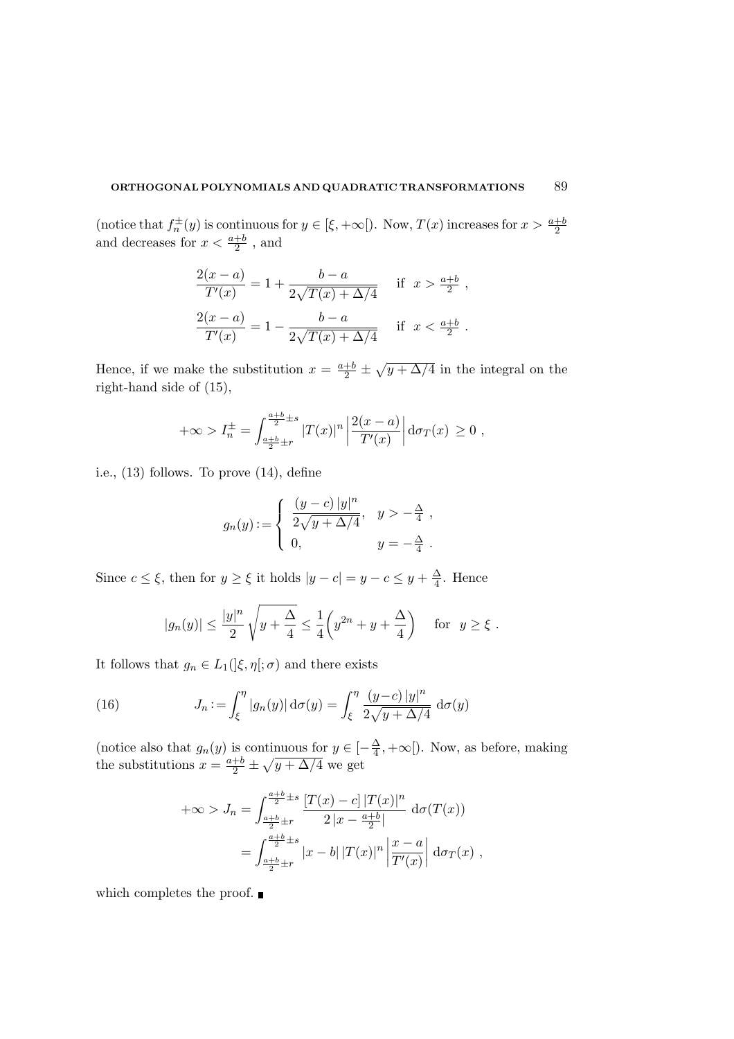(notice that $f_n^{\pm}(y)$ is continuous for $y \in [\xi, +\infty[$). Now, $T(x)$ increases for $x > \frac{a+b}{2}$ and decreases for $x < \frac{a+b}{2}$ , and

$$
\begin{aligned}
\frac{2(x-a)}{T'(x)} &= 1 + \frac{b-a}{2\sqrt{T(x)+\Delta/4}} \qquad \text{if } \; x > \tfrac{a+b}{2} \;, \\
\frac{2(x-a)}{T'(x)} &= 1 - \frac{b-a}{2\sqrt{T(x)+\Delta/4}} \qquad \text{if } \; x < \tfrac{a+b}{2} \;.
\end{aligned}
$$

Hence, if we make the substitution $x = \frac{a+b}{2} \pm \sqrt{y+\Delta/4}$ in the integral on the right-hand side of (15),

$$
+\infty > I_n^{\pm} = \int_{\frac{a+b}{2}\pm r}^{\frac{a+b}{2}\pm s} |T(x)|^n \left| \frac{2(x-a)}{T'(x)} \right| \mathrm{d}\sigma_T(x) \, \geq 0 \;,
$$

i.e., (13) follows. To prove (14), define

$$
g_n(y) := \begin{cases} \dfrac{(y-c)\,|y|^n}{2\sqrt{y+\Delta/4}}, & y > -\frac{\Delta}{4} \;, \\ 0, & y = -\frac{\Delta}{4} \;. \end{cases}
$$

Since $c \leq \xi$, then for $y \geq \xi$ it holds $|y-c| = y - c \leq y + \frac{\Delta}{4}$. Hence

$$
|g_n(y)| \leq \frac{|y|^n}{2} \sqrt{y + \frac{\Delta}{4}} \leq \frac{1}{4}\left( y^{2n} + y + \frac{\Delta}{4} \right) \qquad \text{for } \; y \geq \xi \;.
$$

It follows that $g_n \in L_1(]\xi, \eta[; \sigma)$ and there exists

$$
J_n := \int_{\xi}^{\eta} |g_n(y)| \,\mathrm{d}\sigma(y) = \int_{\xi}^{\eta} \frac{(y-c)\,|y|^n}{2\sqrt{y+\Delta/4}} \;\mathrm{d}\sigma(y) \tag{16}
$$

(notice also that $g_n(y)$ is continuous for $y \in [-\frac{\Delta}{4}, +\infty[$). Now, as before, making the substitutions $x = \frac{a+b}{2} \pm \sqrt{y+\Delta/4}$ we get

$$
\begin{aligned}
+\infty > J_n &= \int_{\frac{a+b}{2}\pm r}^{\frac{a+b}{2}\pm s} \frac{[T(x)-c]\,|T(x)|^n}{2\,|x - \frac{a+b}{2}|} \;\mathrm{d}\sigma(T(x)) \\
&= \int_{\frac{a+b}{2}\pm r}^{\frac{a+b}{2}\pm s} |x-b|\,|T(x)|^n \left| \frac{x-a}{T'(x)} \right| \mathrm{d}\sigma_T(x) \;,
\end{aligned}
$$

which completes the proof. ∎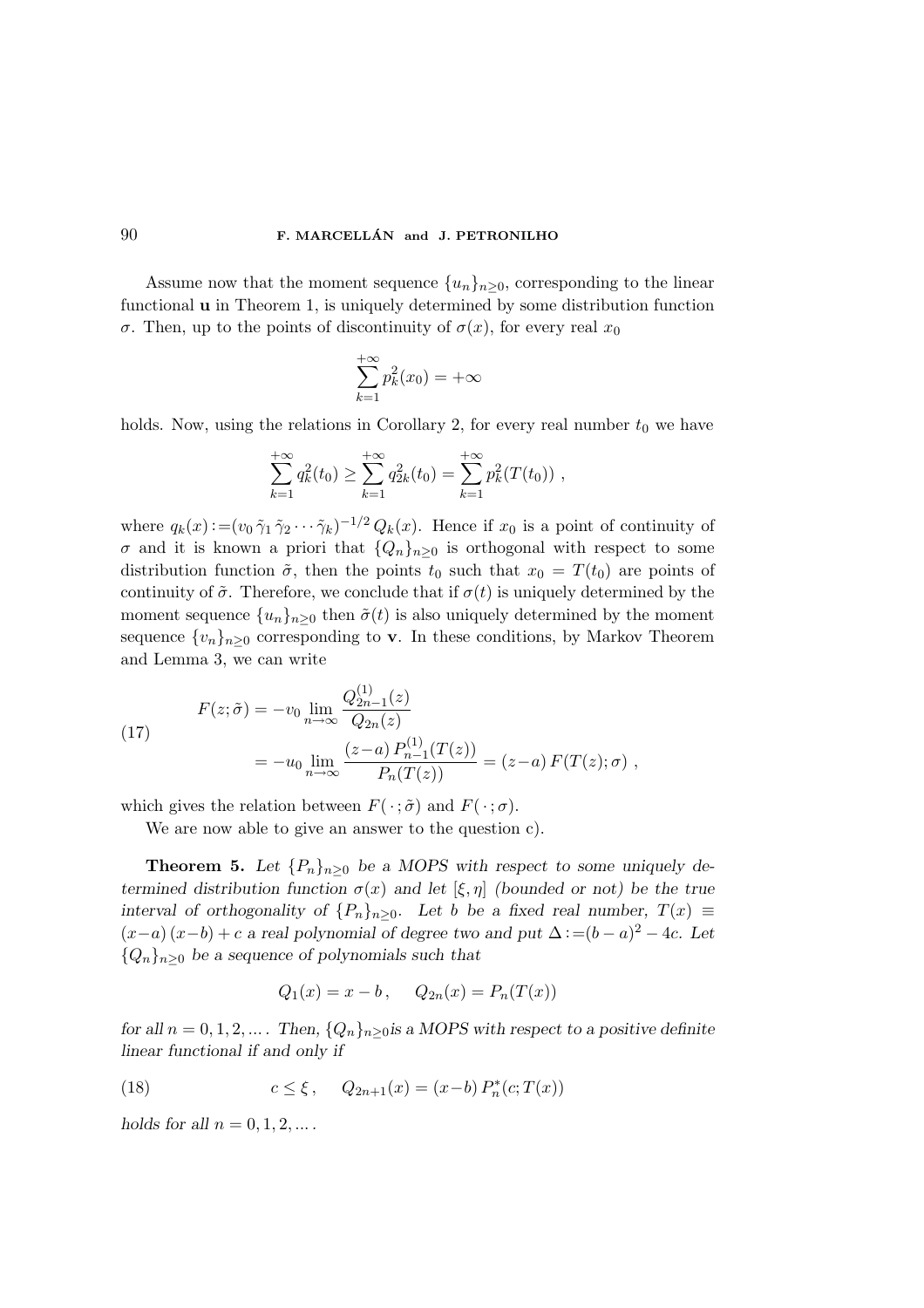Assume now that the moment sequence $\{u_n\}_{n\geq 0}$, corresponding to the linear functional $\mathbf{u}$ in Theorem 1, is uniquely determined by some distribution function $\sigma$. Then, up to the points of discontinuity of $\sigma(x)$, for every real $x_0$

$$\sum_{k=1}^{+\infty} p_k^2(x_0) = +\infty$$

holds. Now, using the relations in Corollary 2, for every real number $t_0$ we have

$$\sum_{k=1}^{+\infty} q_k^2(t_0) \geq \sum_{k=1}^{+\infty} q_{2k}^2(t_0) = \sum_{k=1}^{+\infty} p_k^2(T(t_0)) ,$$

where $q_k(x) := (v_0\, \tilde{\gamma}_1\, \tilde{\gamma}_2 \cdots \tilde{\gamma}_k)^{-1/2}\, Q_k(x)$. Hence if $x_0$ is a point of continuity of $\sigma$ and it is known a priori that $\{Q_n\}_{n\geq 0}$ is orthogonal with respect to some distribution function $\tilde{\sigma}$, then the points $t_0$ such that $x_0 = T(t_0)$ are points of continuity of $\tilde{\sigma}$. Therefore, we conclude that if $\sigma(t)$ is uniquely determined by the moment sequence $\{u_n\}_{n\geq 0}$ then $\tilde{\sigma}(t)$ is also uniquely determined by the moment sequence $\{v_n\}_{n\geq 0}$ corresponding to $\mathbf{v}$. In these conditions, by Markov Theorem and Lemma 3, we can write

$$\begin{aligned} F(z;\tilde{\sigma}) &= -v_0 \lim_{n\to\infty} \frac{Q_{2n-1}^{(1)}(z)}{Q_{2n}(z)} \\ &= -u_0 \lim_{n\to\infty} \frac{(z-a)\, P_{n-1}^{(1)}(T(z))}{P_n(T(z))} = (z-a)\, F(T(z);\sigma) , \end{aligned} \tag{17}$$

which gives the relation between $F(\,\cdot\,;\tilde{\sigma})$ and $F(\,\cdot\,;\sigma)$.

We are now able to give an answer to the question c).

**Theorem 5.** *Let $\{P_n\}_{n\geq 0}$ be a MOPS with respect to some uniquely determined distribution function $\sigma(x)$ and let $[\xi,\eta]$ (bounded or not) be the true interval of orthogonality of $\{P_n\}_{n\geq 0}$. Let $b$ be a fixed real number, $T(x) \equiv (x-a)\,(x-b) + c$ a real polynomial of degree two and put $\Delta := (b-a)^2 - 4c$. Let $\{Q_n\}_{n\geq 0}$ be a sequence of polynomials such that*

$$Q_1(x) = x - b\,, \qquad Q_{2n}(x) = P_n(T(x))$$

*for all $n = 0, 1, 2, \ldots$. Then, $\{Q_n\}_{n\geq 0}$is a MOPS with respect to a positive definite linear functional if and only if*

$$c \leq \xi\,, \qquad Q_{2n+1}(x) = (x-b)\, P_n^*(c; T(x)) \tag{18}$$

*holds for all $n = 0, 1, 2, \ldots$.*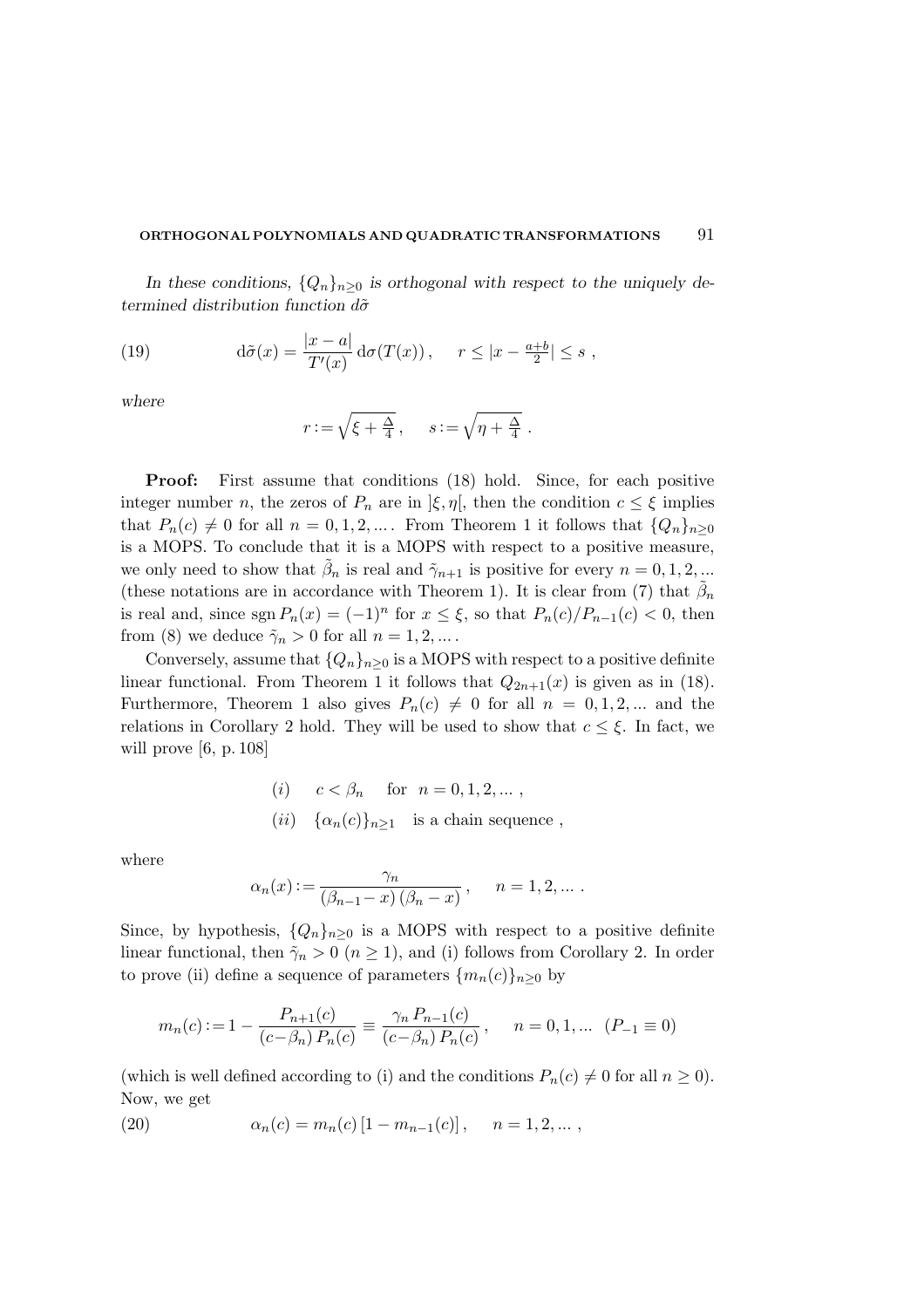*In these conditions, $\{Q_n\}_{n\geq 0}$ is orthogonal with respect to the uniquely determined distribution function $d\tilde{\sigma}$*

$$\mathrm{d}\tilde{\sigma}(x) = \frac{|x-a|}{T'(x)}\,\mathrm{d}\sigma(T(x))\,, \qquad r \leq |x - \tfrac{a+b}{2}| \leq s\ , \tag{19}$$

*where*

$$r := \sqrt{\xi + \tfrac{\Delta}{4}}\,, \qquad s := \sqrt{\eta + \tfrac{\Delta}{4}}\ .$$

**Proof:** First assume that conditions (18) hold. Since, for each positive integer number $n$, the zeros of $P_n$ are in $]\xi, \eta[$, then the condition $c \leq \xi$ implies that $P_n(c) \neq 0$ for all $n = 0, 1, 2, \ldots$. From Theorem 1 it follows that $\{Q_n\}_{n\geq 0}$ is a MOPS. To conclude that it is a MOPS with respect to a positive measure, we only need to show that $\tilde{\beta}_n$ is real and $\tilde{\gamma}_{n+1}$ is positive for every $n = 0, 1, 2, \ldots$ (these notations are in accordance with Theorem 1). It is clear from (7) that $\tilde{\beta}_n$ is real and, since $\operatorname{sgn} P_n(x) = (-1)^n$ for $x \leq \xi$, so that $P_n(c)/P_{n-1}(c) < 0$, then from (8) we deduce $\tilde{\gamma}_n > 0$ for all $n = 1, 2, \ldots$.

Conversely, assume that $\{Q_n\}_{n\geq 0}$ is a MOPS with respect to a positive definite linear functional. From Theorem 1 it follows that $Q_{2n+1}(x)$ is given as in (18). Furthermore, Theorem 1 also gives $P_n(c) \neq 0$ for all $n = 0, 1, 2, \ldots$ and the relations in Corollary 2 hold. They will be used to show that $c \leq \xi$. In fact, we will prove [6, p. 108]

$$(i) \quad c < \beta_n \quad \text{for } \ n = 0, 1, 2, \ldots\ ,$$

$$(ii) \quad \{\alpha_n(c)\}_{n\geq 1} \quad \text{is a chain sequence}\ ,$$

where

$$\alpha_n(x) := \frac{\gamma_n}{(\beta_{n-1} - x)\,(\beta_n - x)}\,, \qquad n = 1, 2, \ldots\ .$$

Since, by hypothesis, $\{Q_n\}_{n\geq 0}$ is a MOPS with respect to a positive definite linear functional, then $\tilde{\gamma}_n > 0$ ($n \geq 1$), and (i) follows from Corollary 2. In order to prove (ii) define a sequence of parameters $\{m_n(c)\}_{n\geq 0}$ by

$$m_n(c) := 1 - \frac{P_{n+1}(c)}{(c - \beta_n)\,P_n(c)} \equiv \frac{\gamma_n\,P_{n-1}(c)}{(c - \beta_n)\,P_n(c)}\,, \qquad n = 0, 1, \ldots \quad (P_{-1} \equiv 0)$$

(which is well defined according to (i) and the conditions $P_n(c) \neq 0$ for all $n \geq 0$). Now, we get

$$\alpha_n(c) = m_n(c)\,[1 - m_{n-1}(c)]\,, \qquad n = 1, 2, \ldots\ , \tag{20}$$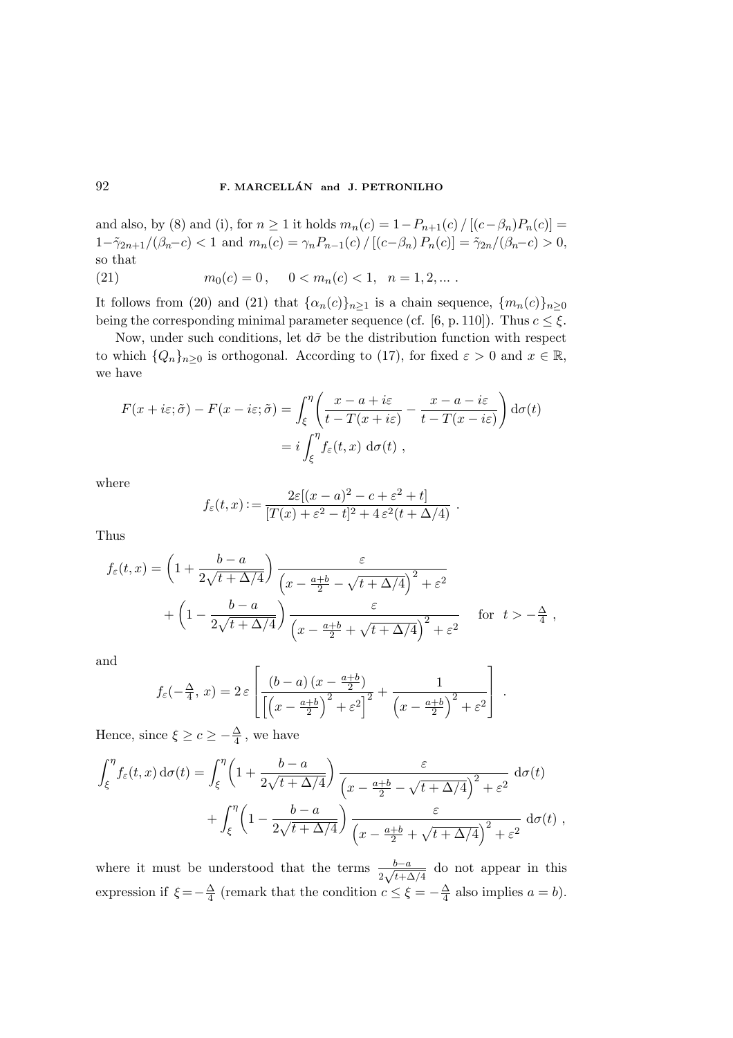and also, by (8) and (i), for $n \geq 1$ it holds $m_n(c) = 1 - P_{n+1}(c) \,/\, [(c-\beta_n)P_n(c)] = 1 - \tilde{\gamma}_{2n+1}/(\beta_n - c) < 1$ and $m_n(c) = \gamma_n P_{n-1}(c) \,/\, [(c-\beta_n)\, P_n(c)] = \tilde{\gamma}_{2n}/(\beta_n - c) > 0$, so that

$$
m_0(c) = 0\,, \quad 0 < m_n(c) < 1, \quad n = 1, 2, \ldots\,. \tag{21}
$$

It follows from (20) and (21) that $\{\alpha_n(c)\}_{n\geq 1}$ is a chain sequence, $\{m_n(c)\}_{n\geq 0}$ being the corresponding minimal parameter sequence (cf. [6, p. 110]). Thus $c \leq \xi$.

Now, under such conditions, let $\mathrm{d}\tilde{\sigma}$ be the distribution function with respect to which $\{Q_n\}_{n\geq 0}$ is orthogonal. According to (17), for fixed $\varepsilon > 0$ and $x \in \mathbb{R}$, we have

$$
\begin{aligned}
F(x+i\varepsilon;\tilde{\sigma}) - F(x-i\varepsilon;\tilde{\sigma}) &= \int_\xi^\eta \left( \frac{x-a+i\varepsilon}{t-T(x+i\varepsilon)} - \frac{x-a-i\varepsilon}{t-T(x-i\varepsilon)} \right) \mathrm{d}\sigma(t) \\
&= i \int_\xi^\eta f_\varepsilon(t,x)\; \mathrm{d}\sigma(t)\;,
\end{aligned}
$$

where

$$
f_\varepsilon(t,x) := \frac{2\varepsilon[(x-a)^2 - c + \varepsilon^2 + t]}{[T(x)+\varepsilon^2 - t]^2 + 4\,\varepsilon^2 (t+\Delta/4)}\;.
$$

Thus

$$
\begin{aligned}
f_\varepsilon(t,x) &= \left(1 + \frac{b-a}{2\sqrt{t+\Delta/4}}\right) \frac{\varepsilon}{\left(x - \frac{a+b}{2} - \sqrt{t+\Delta/4}\right)^2 + \varepsilon^2} \\
&\quad + \left(1 - \frac{b-a}{2\sqrt{t+\Delta/4}}\right) \frac{\varepsilon}{\left(x - \frac{a+b}{2} + \sqrt{t+\Delta/4}\right)^2 + \varepsilon^2} \qquad \text{for} \;\; t > -\tfrac{\Delta}{4}\;,
\end{aligned}
$$

and

$$
f_\varepsilon(-\tfrac{\Delta}{4},\, x) = 2\,\varepsilon \left[ \frac{(b-a)\,(x-\frac{a+b}{2})}{\left[\left(x-\frac{a+b}{2}\right)^2 + \varepsilon^2\right]^2} + \frac{1}{\left(x-\frac{a+b}{2}\right)^2 + \varepsilon^2} \right]\;.
$$

Hence, since $\xi \geq c \geq -\frac{\Delta}{4}$, we have

$$
\begin{aligned}
\int_\xi^\eta f_\varepsilon(t,x)\,\mathrm{d}\sigma(t) &= \int_\xi^\eta \left(1 + \frac{b-a}{2\sqrt{t+\Delta/4}}\right) \frac{\varepsilon}{\left(x - \frac{a+b}{2} - \sqrt{t+\Delta/4}\right)^2 + \varepsilon^2}\; \mathrm{d}\sigma(t) \\
&\quad + \int_\xi^\eta \left(1 - \frac{b-a}{2\sqrt{t+\Delta/4}}\right) \frac{\varepsilon}{\left(x - \frac{a+b}{2} + \sqrt{t+\Delta/4}\right)^2 + \varepsilon^2}\; \mathrm{d}\sigma(t)\;,
\end{aligned}
$$

where it must be understood that the terms $\frac{b-a}{2\sqrt{t+\Delta/4}}$ do not appear in this expression if $\xi = -\frac{\Delta}{4}$ (remark that the condition $c \leq \xi = -\frac{\Delta}{4}$ also implies $a = b$).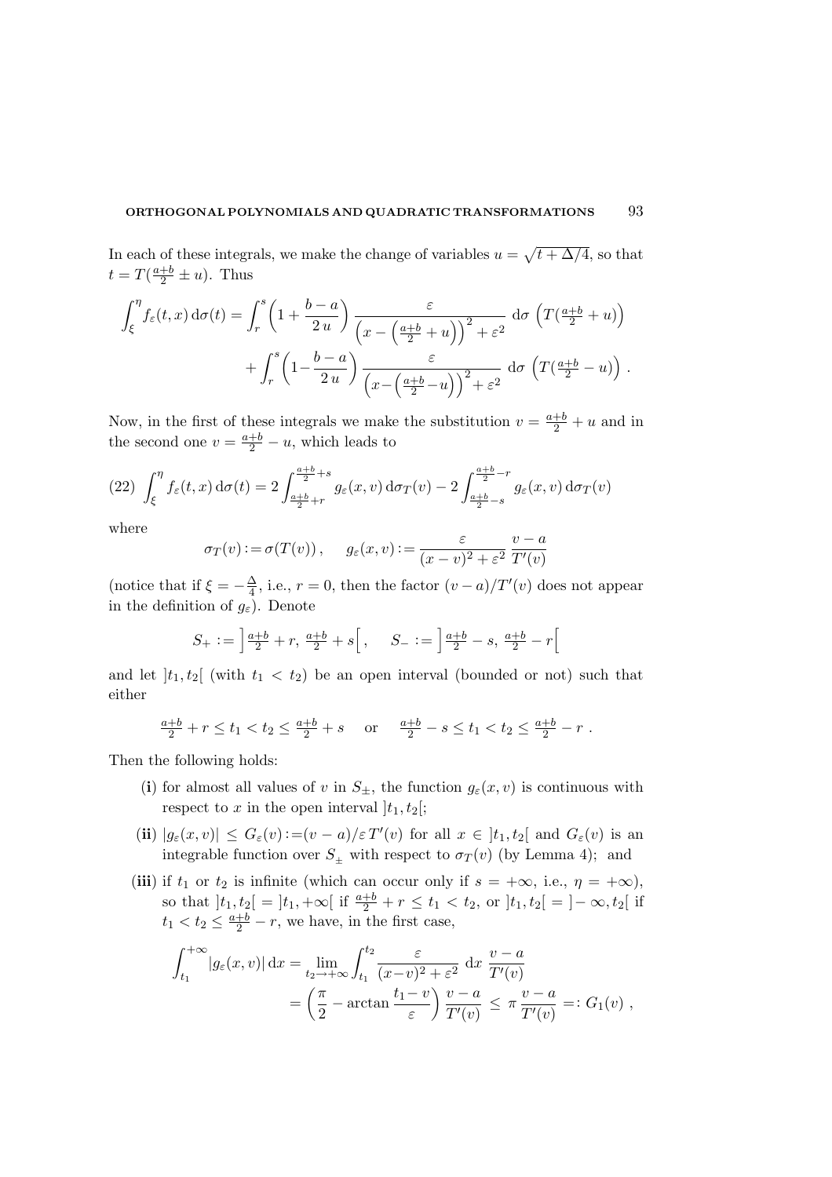In each of these integrals, we make the change of variables $u = \sqrt{t + \Delta/4}$, so that $t = T(\frac{a+b}{2} \pm u)$. Thus

$$\int_\xi^\eta f_\varepsilon(t,x)\,\mathrm{d}\sigma(t) = \int_r^s \left(1 + \frac{b-a}{2\,u}\right) \frac{\varepsilon}{\left(x - \left(\frac{a+b}{2} + u\right)\right)^2 + \varepsilon^2}\ \mathrm{d}\sigma\left(T(\tfrac{a+b}{2} + u)\right)$$

$$+ \int_r^s \left(1 - \frac{b-a}{2\,u}\right) \frac{\varepsilon}{\left(x - \left(\frac{a+b}{2} - u\right)\right)^2 + \varepsilon^2}\ \mathrm{d}\sigma\left(T(\tfrac{a+b}{2} - u)\right) .$$

Now, in the first of these integrals we make the substitution $v = \frac{a+b}{2} + u$ and in the second one $v = \frac{a+b}{2} - u$, which leads to

$$(22)\quad \int_\xi^\eta f_\varepsilon(t,x)\,\mathrm{d}\sigma(t) = 2\int_{\frac{a+b}{2}+r}^{\frac{a+b}{2}+s} g_\varepsilon(x,v)\,\mathrm{d}\sigma_T(v) - 2\int_{\frac{a+b}{2}-s}^{\frac{a+b}{2}-r} g_\varepsilon(x,v)\,\mathrm{d}\sigma_T(v)$$

where

$$\sigma_T(v) := \sigma(T(v))\,, \qquad g_\varepsilon(x,v) := \frac{\varepsilon}{(x-v)^2 + \varepsilon^2}\,\frac{v-a}{T'(v)}$$

(notice that if $\xi = -\frac{\Delta}{4}$, i.e., $r = 0$, then the factor $(v-a)/T'(v)$ does not appear in the definition of $g_\varepsilon$). Denote

$$S_+ := \left]\tfrac{a+b}{2} + r,\ \tfrac{a+b}{2} + s\right[\,, \qquad S_- := \left]\tfrac{a+b}{2} - s,\ \tfrac{a+b}{2} - r\right[$$

and let $]t_1, t_2[$ (with $t_1 < t_2$) be an open interval (bounded or not) such that either

$$\tfrac{a+b}{2} + r \le t_1 < t_2 \le \tfrac{a+b}{2} + s \quad \text{ or } \quad \tfrac{a+b}{2} - s \le t_1 < t_2 \le \tfrac{a+b}{2} - r\ .$$

Then the following holds:

- (**i**) for almost all values of $v$ in $S_\pm$, the function $g_\varepsilon(x,v)$ is continuous with respect to $x$ in the open interval $]t_1, t_2[$;
- (**ii**) $|g_\varepsilon(x,v)| \le G_\varepsilon(v) := (v-a)/\varepsilon\, T'(v)$ for all $x \in\, ]t_1, t_2[$ and $G_\varepsilon(v)$ is an integrable function over $S_\pm$ with respect to $\sigma_T(v)$ (by Lemma 4); and
- (**iii**) if $t_1$ or $t_2$ is infinite (which can occur only if $s = +\infty$, i.e., $\eta = +\infty$), so that $]t_1, t_2[\, = \,]t_1, +\infty[$ if $\frac{a+b}{2} + r \le t_1 < t_2$, or $]t_1, t_2[\, = \,]-\infty, t_2[$ if $t_1 < t_2 \le \frac{a+b}{2} - r$, we have, in the first case,

$$\int_{t_1}^{+\infty} |g_\varepsilon(x,v)|\,\mathrm{d}x = \lim_{t_2 \to +\infty} \int_{t_1}^{t_2} \frac{\varepsilon}{(x-v)^2 + \varepsilon^2}\ \mathrm{d}x\ \frac{v-a}{T'(v)}$$

$$= \left(\frac{\pi}{2} - \arctan\frac{t_1 - v}{\varepsilon}\right)\frac{v-a}{T'(v)} \le \pi\,\frac{v-a}{T'(v)} =: G_1(v)\ ,$$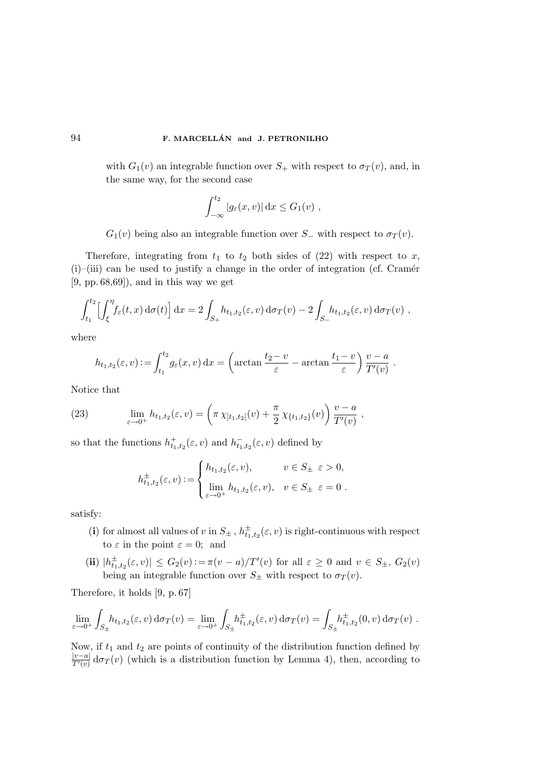with $G_1(v)$ an integrable function over $S_+$ with respect to $\sigma_T(v)$, and, in the same way, for the second case

$$\int_{-\infty}^{t_2} |g_\varepsilon(x,v)|\,\mathrm{d}x \le G_1(v) ,$$

$G_1(v)$ being also an integrable function over $S_-$ with respect to $\sigma_T(v)$.

Therefore, integrating from $t_1$ to $t_2$ both sides of (22) with respect to $x$, (i)–(iii) can be used to justify a change in the order of integration (cf. Cramér [9, pp. 68,69]), and in this way we get

$$\int_{t_1}^{t_2}\Big[\int_\xi^\eta f_\varepsilon(t,x)\,\mathrm{d}\sigma(t)\Big]\,\mathrm{d}x = 2\int_{S_+} h_{t_1,t_2}(\varepsilon,v)\,\mathrm{d}\sigma_T(v) - 2\int_{S_-} h_{t_1,t_2}(\varepsilon,v)\,\mathrm{d}\sigma_T(v) ,$$

where

$$h_{t_1,t_2}(\varepsilon,v) := \int_{t_1}^{t_2} g_\varepsilon(x,v)\,\mathrm{d}x = \left(\arctan\frac{t_2-v}{\varepsilon} - \arctan\frac{t_1-v}{\varepsilon}\right)\frac{v-a}{T'(v)} .$$

Notice that

$$\lim_{\varepsilon\to 0^+} h_{t_1,t_2}(\varepsilon,v) = \left(\pi\,\chi_{]t_1,t_2[}(v) + \frac{\pi}{2}\,\chi_{\{t_1,t_2\}}(v)\right)\frac{v-a}{T'(v)} , \tag{23}$$

so that the functions $h^+_{t_1,t_2}(\varepsilon,v)$ and $h^-_{t_1,t_2}(\varepsilon,v)$ defined by

$$h^\pm_{t_1,t_2}(\varepsilon,v) := \begin{cases} h_{t_1,t_2}(\varepsilon,v), & v\in S_\pm \;\; \varepsilon>0, \\[2mm] \displaystyle\lim_{\varepsilon\to 0^+} h_{t_1,t_2}(\varepsilon,v), & v\in S_\pm \;\; \varepsilon=0 . \end{cases}$$

satisfy:

- (**i**) for almost all values of $v$ in $S_\pm$, $h^\pm_{t_1,t_2}(\varepsilon,v)$ is right-continuous with respect to $\varepsilon$ in the point $\varepsilon=0$; and
- (**ii**) $|h^\pm_{t_1,t_2}(\varepsilon,v)| \le G_2(v) := \pi(v-a)/T'(v)$ for all $\varepsilon\ge 0$ and $v\in S_\pm$, $G_2(v)$ being an integrable function over $S_\pm$ with respect to $\sigma_T(v)$.

Therefore, it holds [9, p. 67]

$$\lim_{\varepsilon\to 0^+}\int_{S_\pm} h_{t_1,t_2}(\varepsilon,v)\,\mathrm{d}\sigma_T(v) = \lim_{\varepsilon\to 0^+}\int_{S_\pm} h^\pm_{t_1,t_2}(\varepsilon,v)\,\mathrm{d}\sigma_T(v) = \int_{S_\pm} h^\pm_{t_1,t_2}(0,v)\,\mathrm{d}\sigma_T(v) .$$

Now, if $t_1$ and $t_2$ are points of continuity of the distribution function defined by $\frac{|v-a|}{T'(v)}\,\mathrm{d}\sigma_T(v)$ (which is a distribution function by Lemma 4), then, according to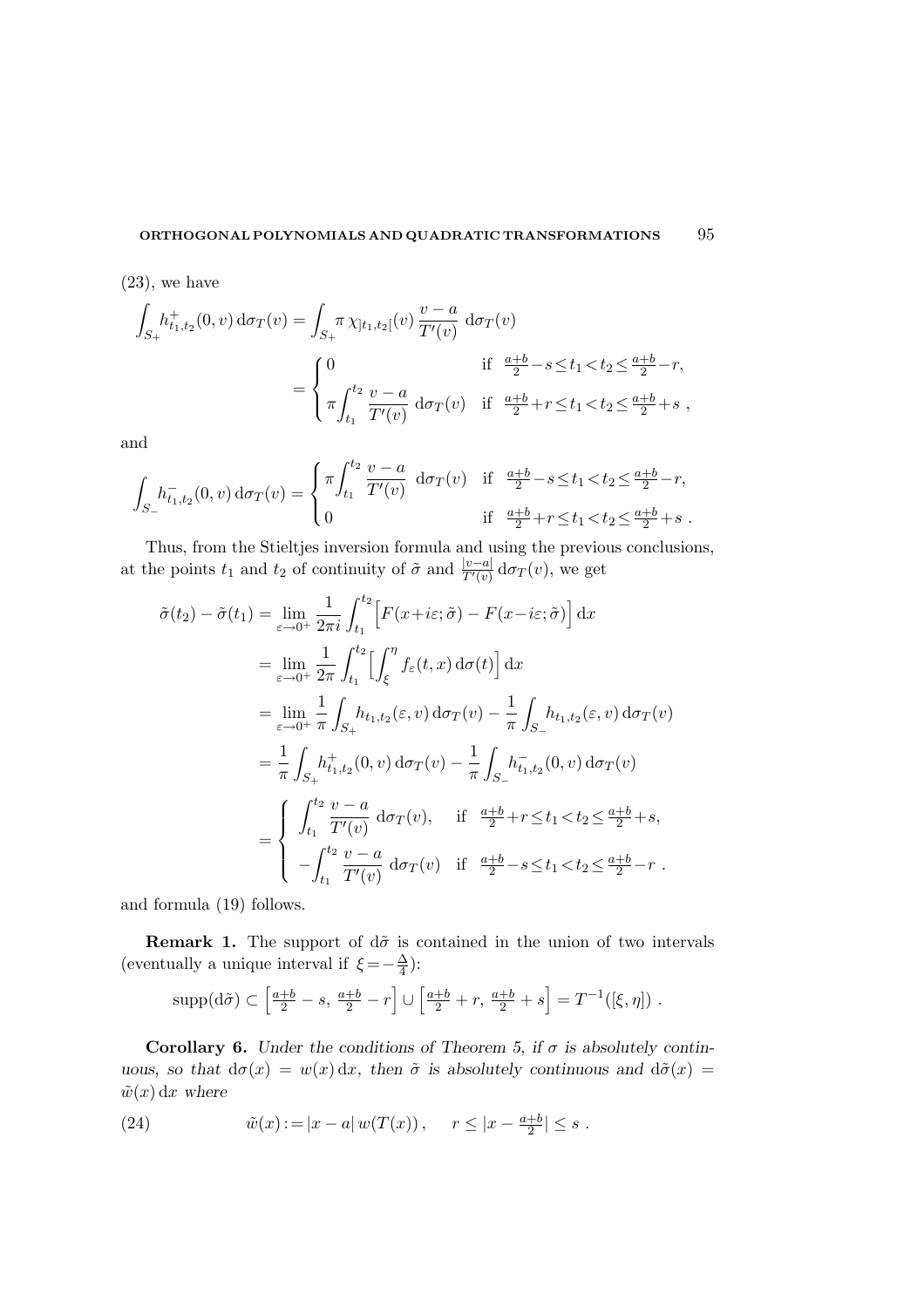(23), we have

$$\int_{S_+} h^+_{t_1,t_2}(0,v)\,\mathrm{d}\sigma_T(v) = \int_{S_+} \pi\,\chi_{]t_1,t_2[}(v)\,\frac{v-a}{T'(v)}\,\mathrm{d}\sigma_T(v)$$

$$= \begin{cases} 0 & \text{if } \ \frac{a+b}{2}-s \le t_1 < t_2 \le \frac{a+b}{2}-r, \\ \pi \displaystyle\int_{t_1}^{t_2} \frac{v-a}{T'(v)}\,\mathrm{d}\sigma_T(v) & \text{if } \ \frac{a+b}{2}+r \le t_1 < t_2 \le \frac{a+b}{2}+s\ , \end{cases}$$

and

$$\int_{S_-} h^-_{t_1,t_2}(0,v)\,\mathrm{d}\sigma_T(v) = \begin{cases} \pi \displaystyle\int_{t_1}^{t_2} \frac{v-a}{T'(v)}\,\mathrm{d}\sigma_T(v) & \text{if } \ \frac{a+b}{2}-s \le t_1 < t_2 \le \frac{a+b}{2}-r, \\ 0 & \text{if } \ \frac{a+b}{2}+r \le t_1 < t_2 \le \frac{a+b}{2}+s\ . \end{cases}$$

Thus, from the Stieltjes inversion formula and using the previous conclusions, at the points $t_1$ and $t_2$ of continuity of $\tilde\sigma$ and $\frac{|v-a|}{T'(v)}\,\mathrm{d}\sigma_T(v)$, we get

$$\begin{aligned}
\tilde\sigma(t_2)-\tilde\sigma(t_1) &= \lim_{\varepsilon\to 0^+} \frac{1}{2\pi i}\int_{t_1}^{t_2} \Big[F(x+i\varepsilon;\tilde\sigma) - F(x-i\varepsilon;\tilde\sigma)\Big]\,\mathrm{d}x \\
&= \lim_{\varepsilon\to 0^+} \frac{1}{2\pi}\int_{t_1}^{t_2} \Big[\int_{\xi}^{\eta} f_\varepsilon(t,x)\,\mathrm{d}\sigma(t)\Big]\,\mathrm{d}x \\
&= \lim_{\varepsilon\to 0^+} \frac{1}{\pi}\int_{S_+} h_{t_1,t_2}(\varepsilon,v)\,\mathrm{d}\sigma_T(v) - \frac{1}{\pi}\int_{S_-} h_{t_1,t_2}(\varepsilon,v)\,\mathrm{d}\sigma_T(v) \\
&= \frac{1}{\pi}\int_{S_+} h^+_{t_1,t_2}(0,v)\,\mathrm{d}\sigma_T(v) - \frac{1}{\pi}\int_{S_-} h^-_{t_1,t_2}(0,v)\,\mathrm{d}\sigma_T(v) \\
&= \begin{cases} \displaystyle\int_{t_1}^{t_2} \frac{v-a}{T'(v)}\,\mathrm{d}\sigma_T(v), & \text{if } \ \frac{a+b}{2}+r \le t_1 < t_2 \le \frac{a+b}{2}+s, \\ -\displaystyle\int_{t_1}^{t_2} \frac{v-a}{T'(v)}\,\mathrm{d}\sigma_T(v) & \text{if } \ \frac{a+b}{2}-s \le t_1 < t_2 \le \frac{a+b}{2}-r\ . \end{cases}
\end{aligned}$$

and formula (19) follows.

**Remark 1.** The support of $\mathrm{d}\tilde\sigma$ is contained in the union of two intervals (eventually a unique interval if $\xi = -\frac{\Delta}{4}$):

$$\operatorname{supp}(\mathrm{d}\tilde\sigma) \subset \Big[\tfrac{a+b}{2}-s,\ \tfrac{a+b}{2}-r\Big] \cup \Big[\tfrac{a+b}{2}+r,\ \tfrac{a+b}{2}+s\Big] = T^{-1}([\xi,\eta])\ .$$

**Corollary 6.** *Under the conditions of Theorem 5, if $\sigma$ is absolutely continuous, so that $\mathrm{d}\sigma(x) = w(x)\,\mathrm{d}x$, then $\tilde\sigma$ is absolutely continuous and $\mathrm{d}\tilde\sigma(x) = \tilde w(x)\,\mathrm{d}x$ where*

$$\tilde w(x) := |x-a|\,w(T(x))\,, \qquad r \le |x - \tfrac{a+b}{2}| \le s\ . \tag{24}$$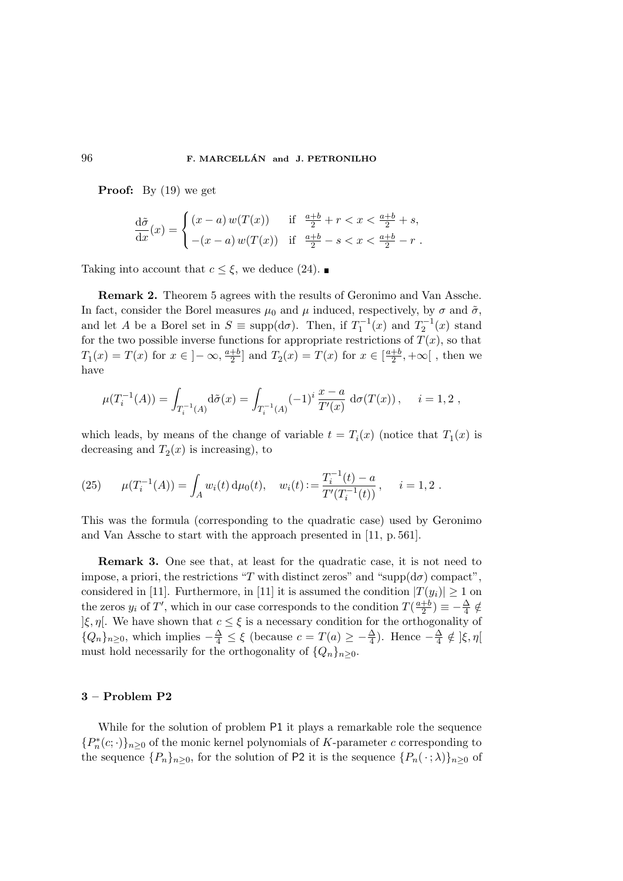**Proof:** By (19) we get

$$\frac{\mathrm{d}\tilde{\sigma}}{\mathrm{d}x}(x) = \begin{cases} (x-a)\, w(T(x)) & \text{if } \ \frac{a+b}{2}+r < x < \frac{a+b}{2}+s, \\ -(x-a)\, w(T(x)) & \text{if } \ \frac{a+b}{2}-s < x < \frac{a+b}{2}-r \ . \end{cases}$$

Taking into account that $c \le \xi$, we deduce (24). ∎

**Remark 2.** Theorem 5 agrees with the results of Geronimo and Van Assche. In fact, consider the Borel measures $\mu_0$ and $\mu$ induced, respectively, by $\sigma$ and $\tilde{\sigma}$, and let $A$ be a Borel set in $S \equiv \mathrm{supp}(\mathrm{d}\sigma)$. Then, if $T_1^{-1}(x)$ and $T_2^{-1}(x)$ stand for the two possible inverse functions for appropriate restrictions of $T(x)$, so that $T_1(x) = T(x)$ for $x \in\, ]-\infty, \frac{a+b}{2}]$ and $T_2(x) = T(x)$ for $x \in [\frac{a+b}{2}, +\infty[$ , then we have

$$\mu(T_i^{-1}(A)) = \int_{T_i^{-1}(A)} \mathrm{d}\tilde{\sigma}(x) = \int_{T_i^{-1}(A)} (-1)^i \,\frac{x-a}{T'(x)}\, \mathrm{d}\sigma(T(x))\,, \qquad i=1,2\ ,$$

which leads, by means of the change of variable $t = T_i(x)$ (notice that $T_1(x)$ is decreasing and $T_2(x)$ is increasing), to

$$(25) \qquad \mu(T_i^{-1}(A)) = \int_A w_i(t)\, \mathrm{d}\mu_0(t), \quad w_i(t) := \frac{T_i^{-1}(t)-a}{T'(T_i^{-1}(t))}\,, \qquad i=1,2\ .$$

This was the formula (corresponding to the quadratic case) used by Geronimo and Van Assche to start with the approach presented in [11, p. 561].

**Remark 3.** One see that, at least for the quadratic case, it is not need to impose, a priori, the restrictions "$T$ with distinct zeros" and "$\mathrm{supp}(\mathrm{d}\sigma)$ compact", considered in [11]. Furthermore, in [11] it is assumed the condition $|T(y_i)| \ge 1$ on the zeros $y_i$ of $T'$, which in our case corresponds to the condition $T(\frac{a+b}{2}) \equiv -\frac{\Delta}{4} \notin\, ]\xi, \eta[$. We have shown that $c \le \xi$ is a necessary condition for the orthogonality of $\{Q_n\}_{n\ge 0}$, which implies $-\frac{\Delta}{4} \le \xi$ (because $c = T(a) \ge -\frac{\Delta}{4}$). Hence $-\frac{\Delta}{4} \notin\, ]\xi, \eta[$ must hold necessarily for the orthogonality of $\{Q_n\}_{n\ge 0}$.

## 3 – Problem P2

While for the solution of problem P1 it plays a remarkable role the sequence $\{P_n^*(c;\cdot)\}_{n\ge 0}$ of the monic kernel polynomials of $K$-parameter $c$ corresponding to the sequence $\{P_n\}_{n\ge 0}$, for the solution of P2 it is the sequence $\{P_n(\,\cdot\,;\lambda)\}_{n\ge 0}$ of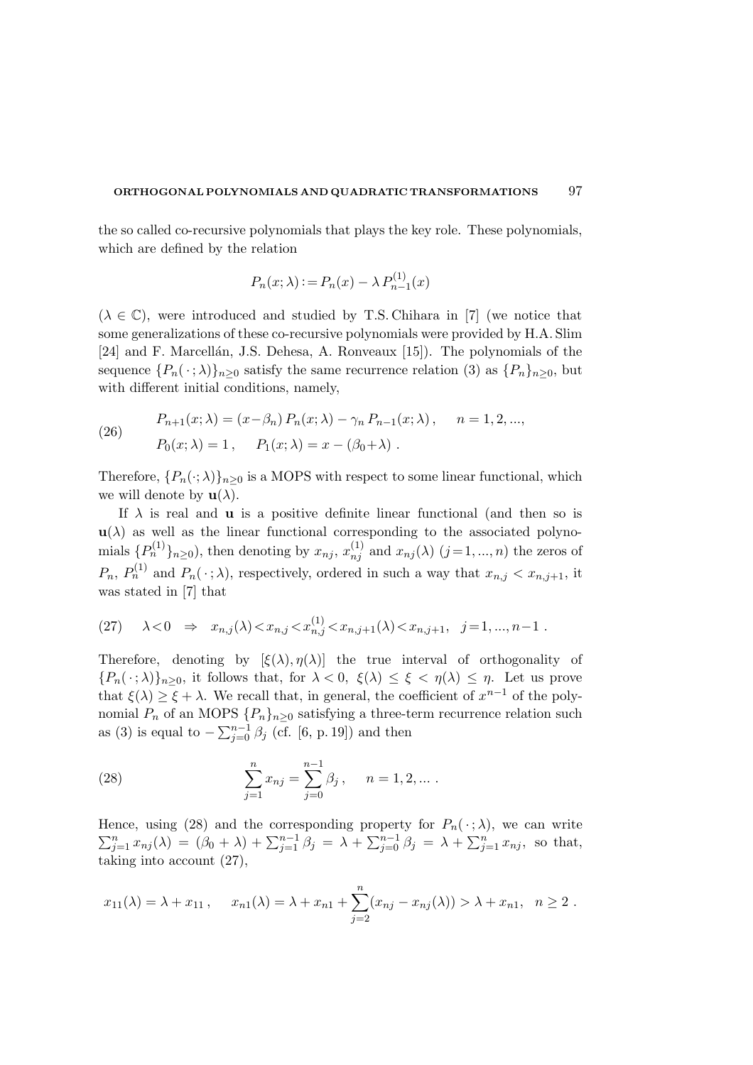the so called co-recursive polynomials that plays the key role. These polynomials, which are defined by the relation

$$P_n(x;\lambda) := P_n(x) - \lambda\, P_{n-1}^{(1)}(x)$$

($\lambda \in \mathbb{C}$), were introduced and studied by T.S. Chihara in [7] (we notice that some generalizations of these co-recursive polynomials were provided by H.A. Slim [24] and F. Marcellán, J.S. Dehesa, A. Ronveaux [15]). The polynomials of the sequence $\{P_n(\,\cdot\,;\lambda)\}_{n\geq 0}$ satisfy the same recurrence relation (3) as $\{P_n\}_{n\geq 0}$, but with different initial conditions, namely,

$$\tag{26} \begin{aligned} &P_{n+1}(x;\lambda) = (x-\beta_n)\, P_n(x;\lambda) - \gamma_n\, P_{n-1}(x;\lambda)\,, \quad n = 1, 2, ..., \\ &P_0(x;\lambda) = 1\,, \quad P_1(x;\lambda) = x - (\beta_0 + \lambda)\ . \end{aligned}$$

Therefore, $\{P_n(\cdot;\lambda)\}_{n\geq 0}$ is a MOPS with respect to some linear functional, which we will denote by $\mathbf{u}(\lambda)$.

If $\lambda$ is real and $\mathbf{u}$ is a positive definite linear functional (and then so is $\mathbf{u}(\lambda)$ as well as the linear functional corresponding to the associated polynomials $\{P_n^{(1)}\}_{n\geq 0}$), then denoting by $x_{nj}$, $x_{nj}^{(1)}$ and $x_{nj}(\lambda)$ ($j = 1, ..., n$) the zeros of $P_n$, $P_n^{(1)}$ and $P_n(\,\cdot\,;\lambda)$, respectively, ordered in such a way that $x_{n,j} < x_{n,j+1}$, it was stated in [7] that

$$\tag{27} \lambda < 0 \;\;\Rightarrow\;\; x_{n,j}(\lambda) < x_{n,j} < x_{n,j}^{(1)} < x_{n,j+1}(\lambda) < x_{n,j+1}, \quad j = 1, ..., n-1\ .$$

Therefore, denoting by $[\xi(\lambda), \eta(\lambda)]$ the true interval of orthogonality of $\{P_n(\,\cdot\,;\lambda)\}_{n\geq 0}$, it follows that, for $\lambda < 0$, $\xi(\lambda) \leq \xi < \eta(\lambda) \leq \eta$. Let us prove that $\xi(\lambda) \geq \xi + \lambda$. We recall that, in general, the coefficient of $x^{n-1}$ of the polynomial $P_n$ of an MOPS $\{P_n\}_{n\geq 0}$ satisfying a three-term recurrence relation such as (3) is equal to $-\sum_{j=0}^{n-1} \beta_j$ (cf. [6, p. 19]) and then

$$\tag{28} \sum_{j=1}^{n} x_{nj} = \sum_{j=0}^{n-1} \beta_j\,, \quad n = 1, 2, ...\ .$$

Hence, using (28) and the corresponding property for $P_n(\,\cdot\,;\lambda)$, we can write $\sum_{j=1}^{n} x_{nj}(\lambda) = (\beta_0 + \lambda) + \sum_{j=1}^{n-1} \beta_j = \lambda + \sum_{j=0}^{n-1} \beta_j = \lambda + \sum_{j=1}^{n} x_{nj}$, so that, taking into account (27),

$$x_{11}(\lambda) = \lambda + x_{11}\,, \quad x_{n1}(\lambda) = \lambda + x_{n1} + \sum_{j=2}^{n} (x_{nj} - x_{nj}(\lambda)) > \lambda + x_{n1}, \quad n \geq 2\ .$$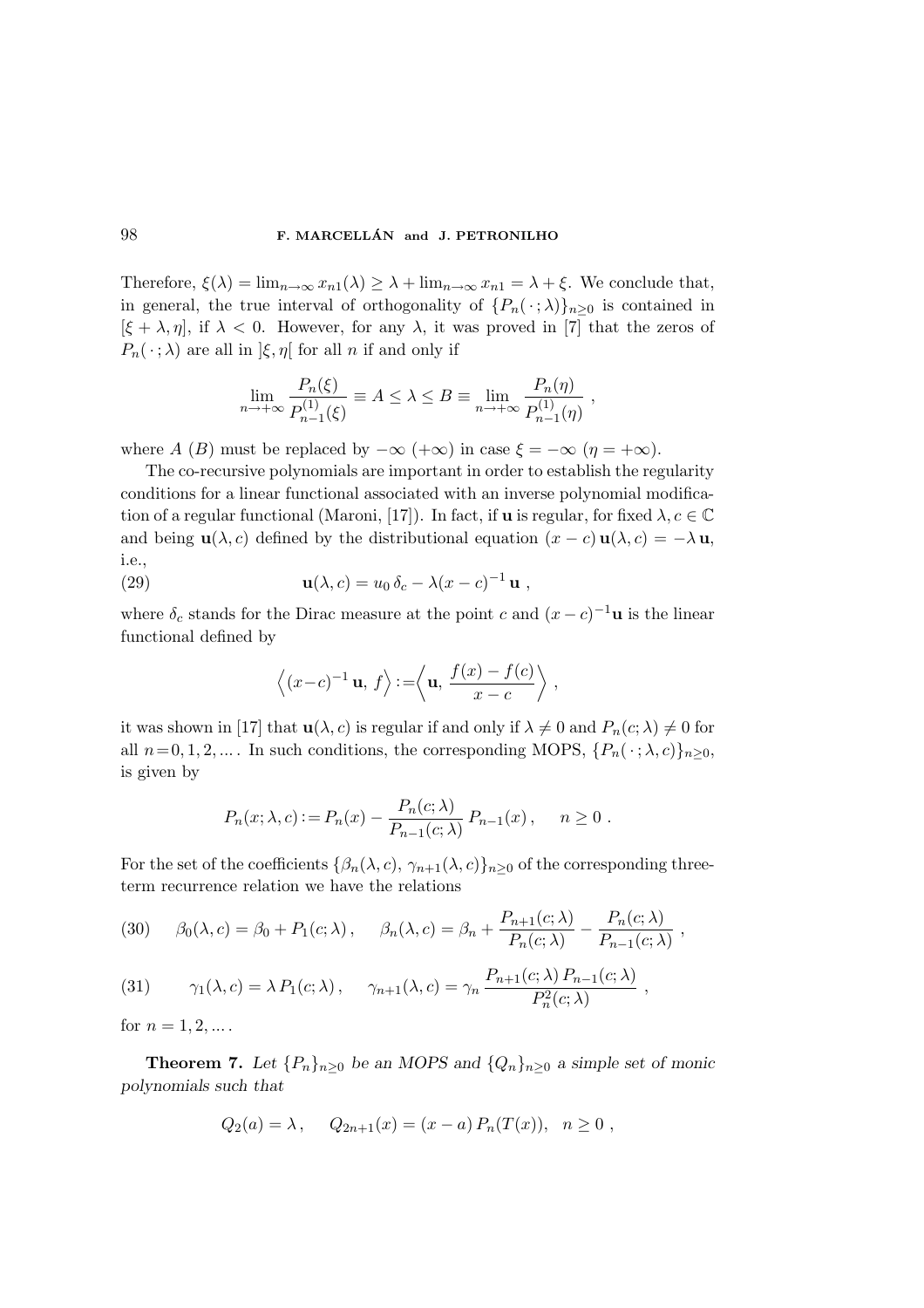Therefore, $\xi(\lambda) = \lim_{n\to\infty} x_{n1}(\lambda) \geq \lambda + \lim_{n\to\infty} x_{n1} = \lambda + \xi$. We conclude that, in general, the true interval of orthogonality of $\{P_n(\,\cdot\,;\lambda)\}_{n\geq 0}$ is contained in $[\xi+\lambda, \eta]$, if $\lambda < 0$. However, for any $\lambda$, it was proved in [7] that the zeros of $P_n(\,\cdot\,;\lambda)$ are all in $]\xi,\eta[$ for all $n$ if and only if

$$\lim_{n\to+\infty} \frac{P_n(\xi)}{P^{(1)}_{n-1}(\xi)} \equiv A \leq \lambda \leq B \equiv \lim_{n\to+\infty} \frac{P_n(\eta)}{P^{(1)}_{n-1}(\eta)} \;,$$

where $A$ ($B$) must be replaced by $-\infty$ ($+\infty$) in case $\xi = -\infty$ ($\eta = +\infty$).

The co-recursive polynomials are important in order to establish the regularity conditions for a linear functional associated with an inverse polynomial modification of a regular functional (Maroni, [17]). In fact, if $\mathbf{u}$ is regular, for fixed $\lambda, c \in \mathbb{C}$ and being $\mathbf{u}(\lambda, c)$ defined by the distributional equation $(x-c)\,\mathbf{u}(\lambda,c) = -\lambda\,\mathbf{u}$, i.e.,

$$\mathbf{u}(\lambda,c) = u_0\,\delta_c - \lambda(x-c)^{-1}\,\mathbf{u}\;, \tag{29}$$

where $\delta_c$ stands for the Dirac measure at the point $c$ and $(x-c)^{-1}\mathbf{u}$ is the linear functional defined by

$$\Big\langle (x-c)^{-1}\,\mathbf{u},\, f\Big\rangle := \Big\langle \mathbf{u},\, \frac{f(x)-f(c)}{x-c}\Big\rangle\;,$$

it was shown in [17] that $\mathbf{u}(\lambda,c)$ is regular if and only if $\lambda \neq 0$ and $P_n(c;\lambda) \neq 0$ for all $n = 0,1,2,\ldots$. In such conditions, the corresponding MOPS, $\{P_n(\,\cdot\,;\lambda,c)\}_{n\geq 0}$, is given by

$$P_n(x;\lambda,c) := P_n(x) - \frac{P_n(c;\lambda)}{P_{n-1}(c;\lambda)}\,P_{n-1}(x)\,, \quad n \geq 0\;.$$

For the set of the coefficients $\{\beta_n(\lambda,c),\, \gamma_{n+1}(\lambda,c)\}_{n\geq 0}$ of the corresponding three-term recurrence relation we have the relations

$$\beta_0(\lambda,c) = \beta_0 + P_1(c;\lambda)\,, \qquad \beta_n(\lambda,c) = \beta_n + \frac{P_{n+1}(c;\lambda)}{P_n(c;\lambda)} - \frac{P_n(c;\lambda)}{P_{n-1}(c;\lambda)}\;, \tag{30}$$

$$\gamma_1(\lambda,c) = \lambda\,P_1(c;\lambda)\,, \qquad \gamma_{n+1}(\lambda,c) = \gamma_n\,\frac{P_{n+1}(c;\lambda)\,P_{n-1}(c;\lambda)}{P_n^2(c;\lambda)}\;, \tag{31}$$

for $n = 1,2,\ldots$.

**Theorem 7.** *Let $\{P_n\}_{n\geq 0}$ be an MOPS and $\{Q_n\}_{n\geq 0}$ a simple set of monic polynomials such that*

$$Q_2(a) = \lambda\,, \quad Q_{2n+1}(x) = (x-a)\,P_n(T(x)), \quad n \geq 0\;,$$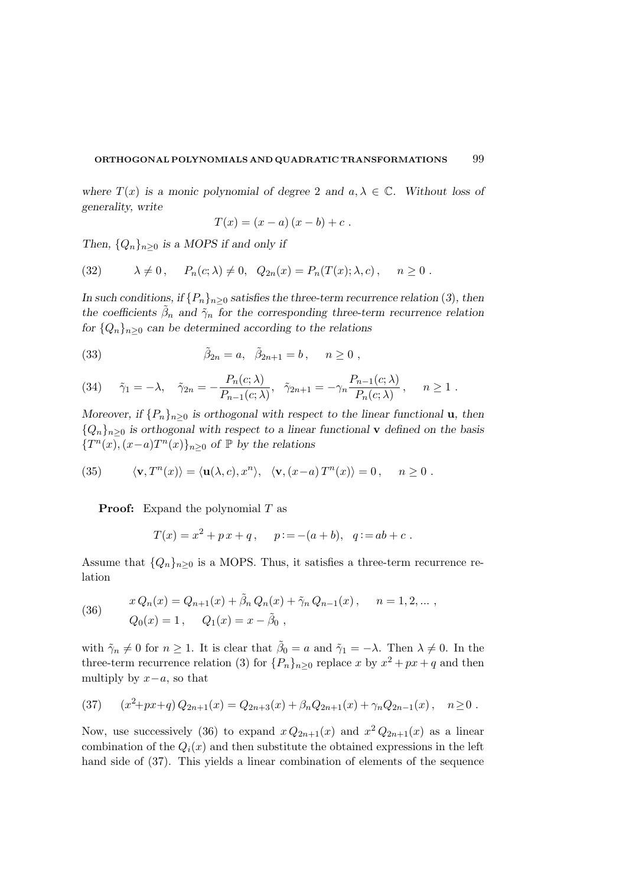*where $T(x)$ is a monic polynomial of degree 2 and $a, \lambda \in \mathbb{C}$. Without loss of generality, write*

$$T(x) = (x-a)\,(x-b) + c\ .$$

*Then, $\{Q_n\}_{n\geq 0}$ is a MOPS if and only if*

$$\lambda \neq 0\,, \qquad P_n(c;\lambda) \neq 0, \quad Q_{2n}(x) = P_n(T(x);\lambda,c)\,, \qquad n \geq 0\ . \tag{32}$$

*In such conditions, if $\{P_n\}_{n\geq 0}$ satisfies the three-term recurrence relation (3), then the coefficients $\tilde{\beta}_n$ and $\tilde{\gamma}_n$ for the corresponding three-term recurrence relation for $\{Q_n\}_{n\geq 0}$ can be determined according to the relations*

$$\tilde{\beta}_{2n} = a, \quad \tilde{\beta}_{2n+1} = b\,, \qquad n \geq 0\ , \tag{33}$$

$$\tilde{\gamma}_1 = -\lambda, \quad \tilde{\gamma}_{2n} = -\frac{P_n(c;\lambda)}{P_{n-1}(c;\lambda)}, \quad \tilde{\gamma}_{2n+1} = -\gamma_n \frac{P_{n-1}(c;\lambda)}{P_n(c;\lambda)}\,, \qquad n \geq 1\ . \tag{34}$$

*Moreover, if $\{P_n\}_{n\geq 0}$ is orthogonal with respect to the linear functional $\mathbf{u}$, then $\{Q_n\}_{n\geq 0}$ is orthogonal with respect to a linear functional $\mathbf{v}$ defined on the basis $\{T^n(x), (x-a)T^n(x)\}_{n\geq 0}$ of $\mathbb{P}$ by the relations*

$$\langle \mathbf{v}, T^n(x)\rangle = \langle \mathbf{u}(\lambda,c), x^n\rangle, \quad \langle \mathbf{v}, (x-a)\,T^n(x)\rangle = 0\,, \qquad n \geq 0\ . \tag{35}$$

**Proof:** Expand the polynomial $T$ as

$$T(x) = x^2 + p\,x + q\,, \qquad p := -(a+b), \quad q := ab + c\ .$$

Assume that $\{Q_n\}_{n\geq 0}$ is a MOPS. Thus, it satisfies a three-term recurrence relation

$$\begin{aligned} &x\,Q_n(x) = Q_{n+1}(x) + \tilde{\beta}_n\,Q_n(x) + \tilde{\gamma}_n\,Q_{n-1}(x)\,, \qquad n = 1, 2, \ldots\ , \\ &Q_0(x) = 1\,, \qquad Q_1(x) = x - \tilde{\beta}_0\ , \end{aligned} \tag{36}$$

with $\tilde{\gamma}_n \neq 0$ for $n \geq 1$. It is clear that $\tilde{\beta}_0 = a$ and $\tilde{\gamma}_1 = -\lambda$. Then $\lambda \neq 0$. In the three-term recurrence relation (3) for $\{P_n\}_{n\geq 0}$ replace $x$ by $x^2 + px + q$ and then multiply by $x-a$, so that

$$(x^2 + px + q)\,Q_{2n+1}(x) = Q_{2n+3}(x) + \beta_n Q_{2n+1}(x) + \gamma_n Q_{2n-1}(x)\,, \quad n \geq 0\ . \tag{37}$$

Now, use successively (36) to expand $x\,Q_{2n+1}(x)$ and $x^2\,Q_{2n+1}(x)$ as a linear combination of the $Q_i(x)$ and then substitute the obtained expressions in the left hand side of (37). This yields a linear combination of elements of the sequence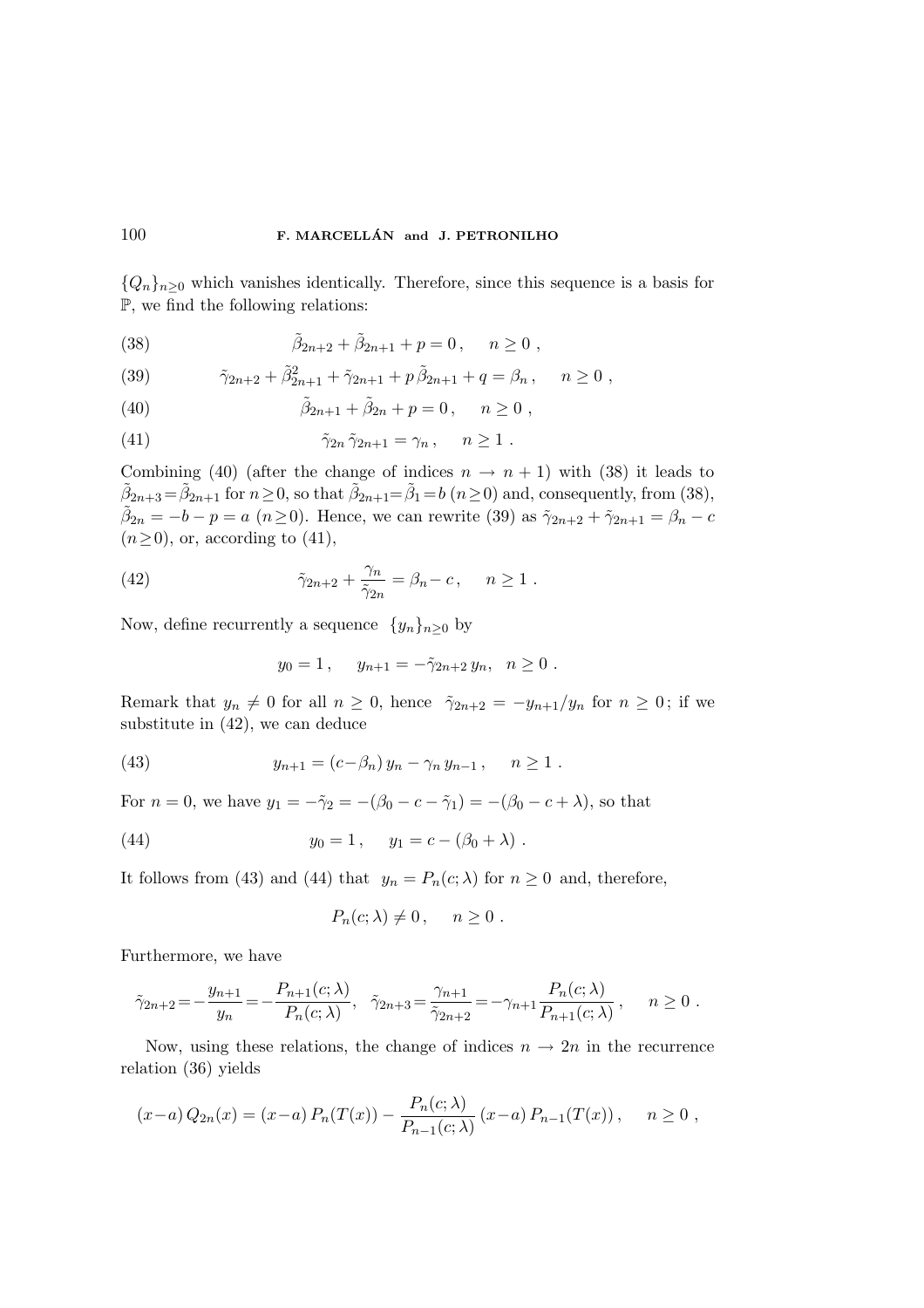$\{Q_n\}_{n\geq 0}$ which vanishes identically. Therefore, since this sequence is a basis for $\mathbb{P}$, we find the following relations:

$$\tilde{\beta}_{2n+2} + \tilde{\beta}_{2n+1} + p = 0\,, \qquad n \geq 0 \;, \tag{38}$$

$$\tilde{\gamma}_{2n+2} + \tilde{\beta}^2_{2n+1} + \tilde{\gamma}_{2n+1} + p\,\tilde{\beta}_{2n+1} + q = \beta_n\,, \qquad n \geq 0 \;, \tag{39}$$

$$\tilde{\beta}_{2n+1} + \tilde{\beta}_{2n} + p = 0\,, \qquad n \geq 0 \;, \tag{40}$$

$$\tilde{\gamma}_{2n}\,\tilde{\gamma}_{2n+1} = \gamma_n\,, \qquad n \geq 1 \;. \tag{41}$$

Combining (40) (after the change of indices $n \to n+1$) with (38) it leads to $\tilde{\beta}_{2n+3} = \tilde{\beta}_{2n+1}$ for $n \geq 0$, so that $\tilde{\beta}_{2n+1} = \tilde{\beta}_1 = b$ $(n \geq 0)$ and, consequently, from (38), $\tilde{\beta}_{2n} = -b - p = a$ $(n \geq 0)$. Hence, we can rewrite (39) as $\tilde{\gamma}_{2n+2} + \tilde{\gamma}_{2n+1} = \beta_n - c$ $(n \geq 0)$, or, according to (41),

$$\tilde{\gamma}_{2n+2} + \frac{\gamma_n}{\tilde{\gamma}_{2n}} = \beta_n - c\,, \qquad n \geq 1 \;. \tag{42}$$

Now, define recurrently a sequence $\{y_n\}_{n\geq 0}$ by

$$y_0 = 1\,, \qquad y_{n+1} = -\tilde{\gamma}_{2n+2}\,y_n\,, \quad n \geq 0 \;.$$

Remark that $y_n \neq 0$ for all $n \geq 0$, hence $\tilde{\gamma}_{2n+2} = -y_{n+1}/y_n$ for $n \geq 0$; if we substitute in (42), we can deduce

$$y_{n+1} = (c - \beta_n)\,y_n - \gamma_n\,y_{n-1}\,, \qquad n \geq 1 \;. \tag{43}$$

For $n = 0$, we have $y_1 = -\tilde{\gamma}_2 = -(\beta_0 - c - \tilde{\gamma}_1) = -(\beta_0 - c + \lambda)$, so that

$$y_0 = 1\,, \qquad y_1 = c - (\beta_0 + \lambda) \;. \tag{44}$$

It follows from (43) and (44) that $y_n = P_n(c;\lambda)$ for $n \geq 0$ and, therefore,

$$P_n(c;\lambda) \neq 0\,, \qquad n \geq 0 \;.$$

Furthermore, we have

$$\tilde{\gamma}_{2n+2} = -\frac{y_{n+1}}{y_n} = -\frac{P_{n+1}(c;\lambda)}{P_n(c;\lambda)}, \quad \tilde{\gamma}_{2n+3} = \frac{\gamma_{n+1}}{\tilde{\gamma}_{2n+2}} = -\gamma_{n+1}\frac{P_n(c;\lambda)}{P_{n+1}(c;\lambda)}\,, \qquad n \geq 0 \;.$$

Now, using these relations, the change of indices $n \to 2n$ in the recurrence relation (36) yields

$$(x-a)\,Q_{2n}(x) = (x-a)\,P_n(T(x)) - \frac{P_n(c;\lambda)}{P_{n-1}(c;\lambda)}\,(x-a)\,P_{n-1}(T(x))\,, \qquad n \geq 0 \;,$$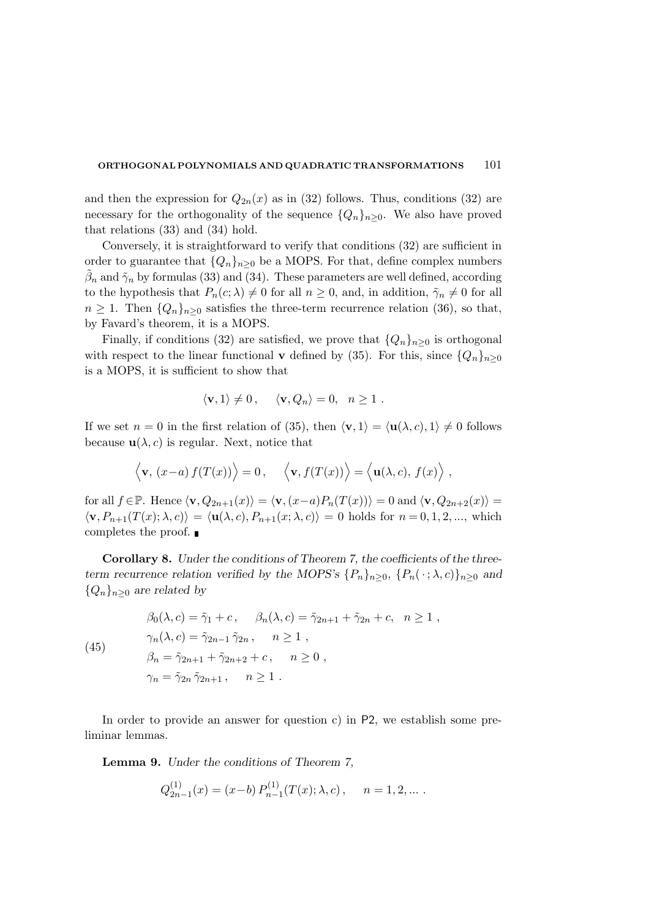and then the expression for $Q_{2n}(x)$ as in (32) follows. Thus, conditions (32) are necessary for the orthogonality of the sequence $\{Q_n\}_{n\geq 0}$. We also have proved that relations (33) and (34) hold.

Conversely, it is straightforward to verify that conditions (32) are sufficient in order to guarantee that $\{Q_n\}_{n\geq 0}$ be a MOPS. For that, define complex numbers $\tilde{\beta}_n$ and $\tilde{\gamma}_n$ by formulas (33) and (34). These parameters are well defined, according to the hypothesis that $P_n(c;\lambda) \neq 0$ for all $n \geq 0$, and, in addition, $\tilde{\gamma}_n \neq 0$ for all $n \geq 1$. Then $\{Q_n\}_{n\geq 0}$ satisfies the three-term recurrence relation (36), so that, by Favard's theorem, it is a MOPS.

Finally, if conditions (32) are satisfied, we prove that $\{Q_n\}_{n\geq 0}$ is orthogonal with respect to the linear functional $\mathbf{v}$ defined by (35). For this, since $\{Q_n\}_{n\geq 0}$ is a MOPS, it is sufficient to show that

$$\langle \mathbf{v}, 1\rangle \neq 0\,, \qquad \langle \mathbf{v}, Q_n\rangle = 0, \quad n \geq 1\ .$$

If we set $n = 0$ in the first relation of (35), then $\langle \mathbf{v}, 1\rangle = \langle \mathbf{u}(\lambda, c), 1\rangle \neq 0$ follows because $\mathbf{u}(\lambda, c)$ is regular. Next, notice that

$$\Big\langle \mathbf{v},\, (x-a)\, f(T(x))\Big\rangle = 0\,, \qquad \Big\langle \mathbf{v},\, f(T(x))\Big\rangle = \Big\langle \mathbf{u}(\lambda, c),\, f(x)\Big\rangle\,,$$

for all $f \in \mathbb{P}$. Hence $\langle \mathbf{v}, Q_{2n+1}(x)\rangle = \langle \mathbf{v}, (x-a)P_n(T(x))\rangle = 0$ and $\langle \mathbf{v}, Q_{2n+2}(x)\rangle = \langle \mathbf{v}, P_{n+1}(T(x);\lambda, c)\rangle = \langle \mathbf{u}(\lambda, c), P_{n+1}(x;\lambda, c)\rangle = 0$ holds for $n = 0, 1, 2, ...$, which completes the proof. ∎

**Corollary 8.** *Under the conditions of Theorem 7, the coefficients of the three-term recurrence relation verified by the MOPS's* $\{P_n\}_{n\geq 0}$, $\{P_n(\,\cdot\,;\lambda, c)\}_{n\geq 0}$ *and* $\{Q_n\}_{n\geq 0}$ *are related by*

$$\tag{45}
\begin{aligned}
&\beta_0(\lambda, c) = \tilde{\gamma}_1 + c\,, \qquad \beta_n(\lambda, c) = \tilde{\gamma}_{2n+1} + \tilde{\gamma}_{2n} + c, \quad n \geq 1\ ,\\
&\gamma_n(\lambda, c) = \tilde{\gamma}_{2n-1}\,\tilde{\gamma}_{2n}\,, \qquad n \geq 1\ ,\\
&\beta_n = \tilde{\gamma}_{2n+1} + \tilde{\gamma}_{2n+2} + c\,, \qquad n \geq 0\ ,\\
&\gamma_n = \tilde{\gamma}_{2n}\,\tilde{\gamma}_{2n+1}\,, \qquad n \geq 1\ .
\end{aligned}$$

In order to provide an answer for question c) in P2, we establish some preliminar lemmas.

**Lemma 9.** *Under the conditions of Theorem 7,*

$$Q^{(1)}_{2n-1}(x) = (x-b)\, P^{(1)}_{n-1}(T(x);\lambda, c)\,, \qquad n = 1, 2, \ldots\ .$$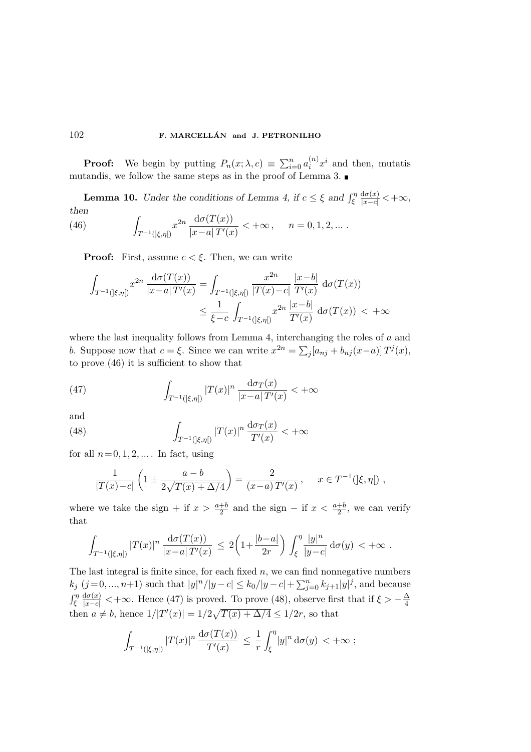**Proof:** We begin by putting $P_n(x;\lambda,c) \equiv \sum_{i=0}^n a_i^{(n)} x^i$ and then, mutatis mutandis, we follow the same steps as in the proof of Lemma 3. ∎

**Lemma 10.** *Under the conditions of Lemma 4, if $c \le \xi$ and $\int_\xi^\eta \frac{d\sigma(x)}{|x-c|} < +\infty$, then*

$$\int_{T^{-1}(]\xi,\eta[)} x^{2n} \frac{d\sigma(T(x))}{|x-a|\,T'(x)} < +\infty\,, \qquad n = 0,1,2,... \,. \tag{46}$$

**Proof:** First, assume $c < \xi$. Then, we can write

$$\begin{aligned}\int_{T^{-1}(]\xi,\eta[)} x^{2n} \frac{d\sigma(T(x))}{|x-a|\,T'(x)} &= \int_{T^{-1}(]\xi,\eta[)} \frac{x^{2n}}{|T(x)-c|} \frac{|x-b|}{T'(x)}\, d\sigma(T(x)) \\ &\le \frac{1}{\xi - c} \int_{T^{-1}(]\xi,\eta[)} x^{2n} \frac{|x-b|}{T'(x)}\, d\sigma(T(x)) \,<\, +\infty\end{aligned}$$

where the last inequality follows from Lemma 4, interchanging the roles of $a$ and $b$. Suppose now that $c = \xi$. Since we can write $x^{2n} = \sum_j [a_{nj} + b_{nj}(x-a)]\, T^j(x)$, to prove (46) it is sufficient to show that

$$\int_{T^{-1}(]\xi,\eta[)} |T(x)|^n \frac{d\sigma_T(x)}{|x-a|\,T'(x)} < +\infty \tag{47}$$

and

$$\int_{T^{-1}(]\xi,\eta[)} |T(x)|^n \frac{d\sigma_T(x)}{T'(x)} < +\infty \tag{48}$$

for all $n = 0,1,2,...$ . In fact, using

$$\frac{1}{|T(x)-c|}\left(1 \pm \frac{a-b}{2\sqrt{T(x)+\Delta/4}}\right) = \frac{2}{(x-a)\,T'(x)}\,, \qquad x \in T^{-1}(]\xi,\eta[)\,,$$

where we take the sign $+$ if $x > \frac{a+b}{2}$ and the sign $-$ if $x < \frac{a+b}{2}$, we can verify that

$$\int_{T^{-1}(]\xi,\eta[)} |T(x)|^n \frac{d\sigma(T(x))}{|x-a|\,T'(x)} \,\le\, 2\left(1+\frac{|b-a|}{2r}\right) \int_\xi^\eta \frac{|y|^n}{|y-c|}\, d\sigma(y) \,<\, +\infty\,.$$

The last integral is finite since, for each fixed $n$, we can find nonnegative numbers $k_j$ ($j = 0,...,n+1$) such that $|y|^n/|y-c| \le k_0/|y-c| + \sum_{j=0}^n k_{j+1}|y|^j$, and because $\int_\xi^\eta \frac{d\sigma(x)}{|x-c|} < +\infty$. Hence (47) is proved. To prove (48), observe first that if $\xi > -\frac{\Delta}{4}$ then $a \ne b$, hence $1/|T'(x)| = 1/2\sqrt{T(x)+\Delta/4} \le 1/2r$, so that

$$\int_{T^{-1}(]\xi,\eta[)} |T(x)|^n \frac{d\sigma(T(x))}{T'(x)} \,\le\, \frac{1}{r} \int_\xi^\eta |y|^n\, d\sigma(y) \,<\, +\infty\,;$$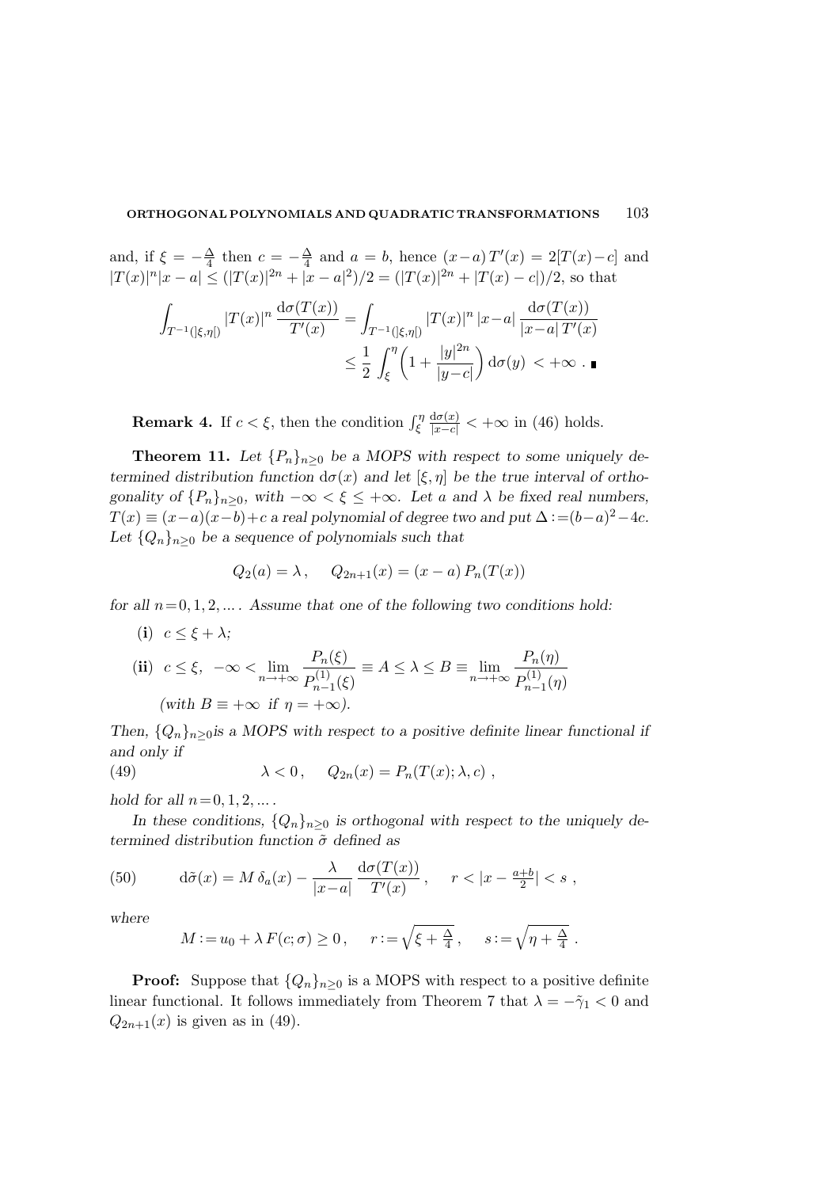and, if $\xi = -\frac{\Delta}{4}$ then $c = -\frac{\Delta}{4}$ and $a = b$, hence $(x-a)\,T'(x) = 2[T(x)-c]$ and $|T(x)|^n|x-a| \le (|T(x)|^{2n} + |x-a|^2)/2 = (|T(x)|^{2n} + |T(x)-c|)/2$, so that

$$\int_{T^{-1}(]\xi,\eta[)} |T(x)|^n \,\frac{\mathrm{d}\sigma(T(x))}{T'(x)} = \int_{T^{-1}(]\xi,\eta[)} |T(x)|^n \,|x-a|\, \frac{\mathrm{d}\sigma(T(x))}{|x-a|\,T'(x)}$$

$$\le \frac{1}{2}\int_{\xi}^{\eta}\Big(1 + \frac{|y|^{2n}}{|y-c|}\Big)\,\mathrm{d}\sigma(y) \;<+\infty\;. \;\blacksquare$$

**Remark 4.** If $c < \xi$, then the condition $\int_{\xi}^{\eta} \frac{\mathrm{d}\sigma(x)}{|x-c|} < +\infty$ in (46) holds.

**Theorem 11.** *Let $\{P_n\}_{n\ge 0}$ be a MOPS with respect to some uniquely determined distribution function $\mathrm{d}\sigma(x)$ and let $[\xi,\eta]$ be the true interval of orthogonality of $\{P_n\}_{n\ge 0}$, with $-\infty < \xi \le +\infty$. Let $a$ and $\lambda$ be fixed real numbers, $T(x) \equiv (x-a)(x-b)+c$ a real polynomial of degree two and put $\Delta := (b-a)^2-4c$. Let $\{Q_n\}_{n\ge 0}$ be a sequence of polynomials such that*

$$Q_2(a) = \lambda\,, \qquad Q_{2n+1}(x) = (x-a)\,P_n(T(x))$$

*for all $n=0,1,2,...$. Assume that one of the following two conditions hold:*

(**i**) $c \le \xi + \lambda$;

(**ii**) $c \le \xi,\;\; -\infty < \displaystyle\lim_{n\to+\infty} \frac{P_n(\xi)}{P^{(1)}_{n-1}(\xi)} \equiv A \le \lambda \le B \equiv \lim_{n\to+\infty} \frac{P_n(\eta)}{P^{(1)}_{n-1}(\eta)}$

*(with $B \equiv +\infty$ if $\eta = +\infty$).*

*Then, $\{Q_n\}_{n\ge 0}$is a MOPS with respect to a positive definite linear functional if and only if*

$$\lambda < 0\,, \qquad Q_{2n}(x) = P_n(T(x);\lambda,c)\;, \tag{49}$$

*hold for all $n=0,1,2,...$.*

*In these conditions, $\{Q_n\}_{n\ge 0}$ is orthogonal with respect to the uniquely determined distribution function $\tilde\sigma$ defined as*

$$\mathrm{d}\tilde\sigma(x) = M\,\delta_a(x) - \frac{\lambda}{|x-a|}\,\frac{\mathrm{d}\sigma(T(x))}{T'(x)}\,, \qquad r < |x - \tfrac{a+b}{2}| < s\;, \tag{50}$$

*where*

$$M := u_0 + \lambda\,F(c;\sigma) \ge 0\,, \qquad r := \sqrt{\xi + \tfrac{\Delta}{4}}\,, \qquad s := \sqrt{\eta + \tfrac{\Delta}{4}}\;.$$

**Proof:** Suppose that $\{Q_n\}_{n\ge 0}$ is a MOPS with respect to a positive definite linear functional. It follows immediately from Theorem 7 that $\lambda = -\tilde\gamma_1 < 0$ and $Q_{2n+1}(x)$ is given as in (49).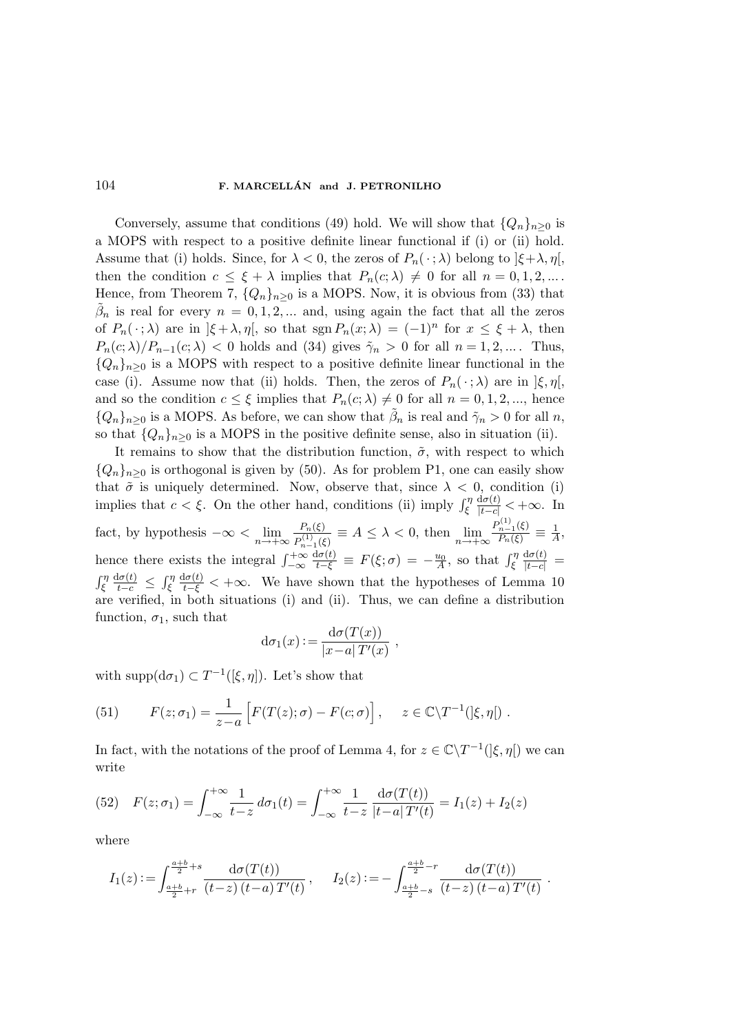Conversely, assume that conditions (49) hold. We will show that $\{Q_n\}_{n\geq 0}$ is a MOPS with respect to a positive definite linear functional if (i) or (ii) hold. Assume that (i) holds. Since, for $\lambda<0$, the zeros of $P_n(\,\cdot\,;\lambda)$ belong to $]\xi+\lambda,\eta[$, then the condition $c\leq\xi+\lambda$ implies that $P_n(c;\lambda)\neq 0$ for all $n=0,1,2,\ldots$. Hence, from Theorem 7, $\{Q_n\}_{n\geq 0}$ is a MOPS. Now, it is obvious from (33) that $\tilde\beta_n$ is real for every $n=0,1,2,\ldots$ and, using again the fact that all the zeros of $P_n(\,\cdot\,;\lambda)$ are in $]\xi+\lambda,\eta[$, so that $\operatorname{sgn} P_n(x;\lambda)=(-1)^n$ for $x\leq\xi+\lambda$, then $P_n(c;\lambda)/P_{n-1}(c;\lambda)<0$ holds and (34) gives $\tilde\gamma_n>0$ for all $n=1,2,\ldots$. Thus, $\{Q_n\}_{n\geq 0}$ is a MOPS with respect to a positive definite linear functional in the case (i). Assume now that (ii) holds. Then, the zeros of $P_n(\,\cdot\,;\lambda)$ are in $]\xi,\eta[$, and so the condition $c\leq\xi$ implies that $P_n(c;\lambda)\neq 0$ for all $n=0,1,2,\ldots$, hence $\{Q_n\}_{n\geq 0}$ is a MOPS. As before, we can show that $\tilde\beta_n$ is real and $\tilde\gamma_n>0$ for all $n$, so that $\{Q_n\}_{n\geq 0}$ is a MOPS in the positive definite sense, also in situation (ii).

It remains to show that the distribution function, $\tilde\sigma$, with respect to which $\{Q_n\}_{n\geq 0}$ is orthogonal is given by (50). As for problem P1, one can easily show that $\tilde\sigma$ is uniquely determined. Now, observe that, since $\lambda<0$, condition (i) implies that $c<\xi$. On the other hand, conditions (ii) imply $\int_\xi^\eta \frac{\mathrm{d}\sigma(t)}{|t-c|}<+\infty$. In fact, by hypothesis $-\infty<\lim\limits_{n\to+\infty}\frac{P_n(\xi)}{P_{n-1}^{(1)}(\xi)}\equiv A\leq\lambda<0$, then $\lim\limits_{n\to+\infty}\frac{P_{n-1}^{(1)}(\xi)}{P_n(\xi)}\equiv\frac{1}{A}$, hence there exists the integral $\int_{-\infty}^{+\infty}\frac{\mathrm{d}\sigma(t)}{t-\xi}\equiv F(\xi;\sigma)=-\frac{u_0}{A}$, so that $\int_\xi^\eta\frac{\mathrm{d}\sigma(t)}{|t-c|}=\int_\xi^\eta\frac{\mathrm{d}\sigma(t)}{t-c}\leq\int_\xi^\eta\frac{\mathrm{d}\sigma(t)}{t-\xi}<+\infty$. We have shown that the hypotheses of Lemma 10 are verified, in both situations (i) and (ii). Thus, we can define a distribution function, $\sigma_1$, such that

$$\mathrm{d}\sigma_1(x):=\frac{\mathrm{d}\sigma(T(x))}{|x-a|\,T'(x)}\ ,$$

with $\operatorname{supp}(\mathrm{d}\sigma_1)\subset T^{-1}([\xi,\eta])$. Let's show that

$$F(z;\sigma_1)=\frac{1}{z-a}\Big[F(T(z);\sigma)-F(c;\sigma)\Big]\,,\qquad z\in\mathbb{C}\backslash T^{-1}(]\xi,\eta[)\ . \tag{51}$$

In fact, with the notations of the proof of Lemma 4, for $z\in\mathbb{C}\backslash T^{-1}(]\xi,\eta[)$ we can write

$$F(z;\sigma_1)=\int_{-\infty}^{+\infty}\frac{1}{t-z}\,d\sigma_1(t)=\int_{-\infty}^{+\infty}\frac{1}{t-z}\,\frac{\mathrm{d}\sigma(T(t))}{|t-a|\,T'(t)}=I_1(z)+I_2(z) \tag{52}$$

where

$$I_1(z):=\int_{\frac{a+b}{2}+r}^{\frac{a+b}{2}+s}\frac{\mathrm{d}\sigma(T(t))}{(t-z)\,(t-a)\,T'(t)}\,,\qquad I_2(z):=-\int_{\frac{a+b}{2}-s}^{\frac{a+b}{2}-r}\frac{\mathrm{d}\sigma(T(t))}{(t-z)\,(t-a)\,T'(t)}\ .$$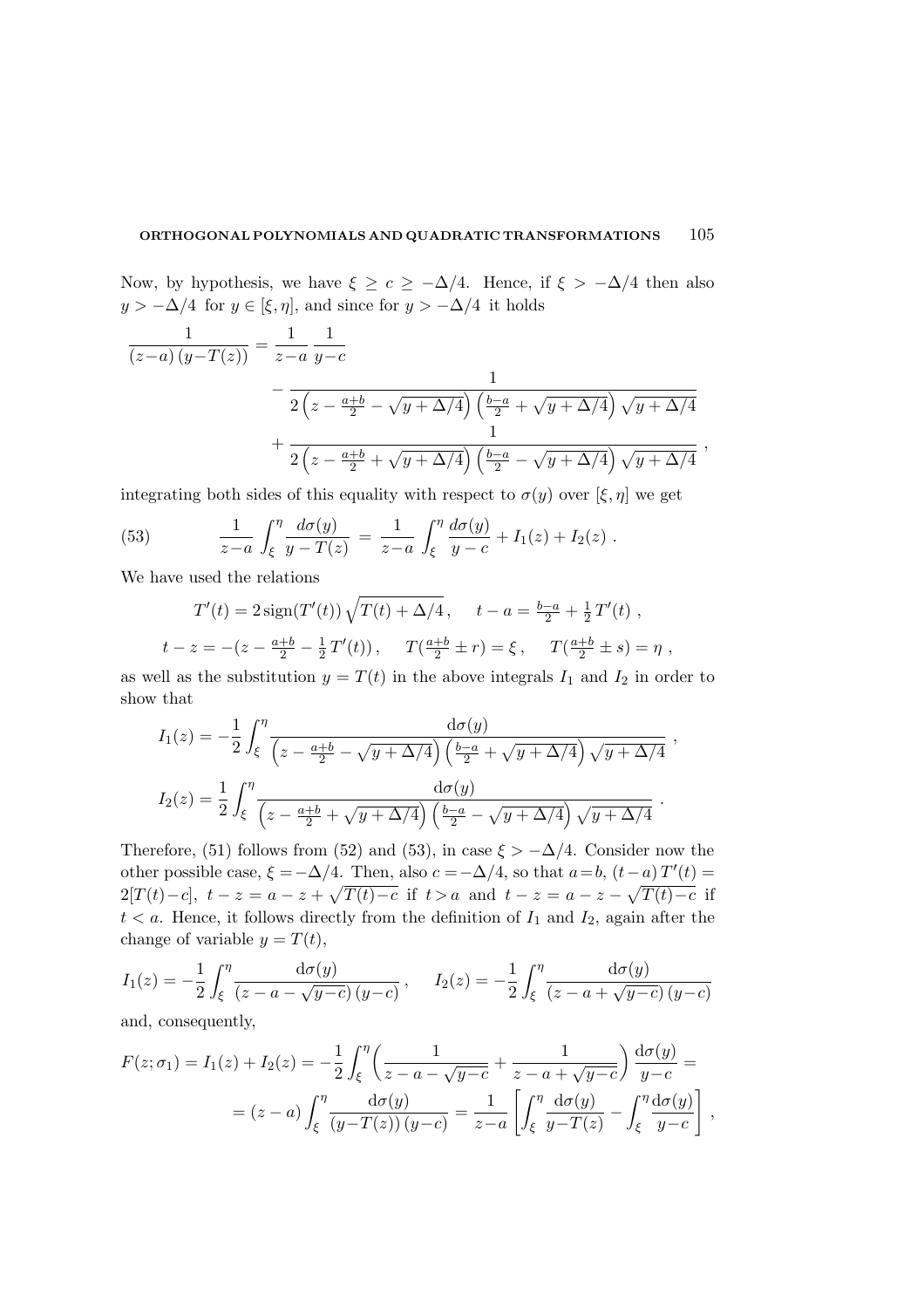Now, by hypothesis, we have $\xi \geq c \geq -\Delta/4$. Hence, if $\xi > -\Delta/4$ then also $y > -\Delta/4$ for $y \in [\xi, \eta]$, and since for $y > -\Delta/4$ it holds

$$
\begin{aligned}
\frac{1}{(z-a)\,(y-T(z))} &= \frac{1}{z-a}\,\frac{1}{y-c} \\
&\quad - \frac{1}{2\left(z-\frac{a+b}{2}-\sqrt{y+\Delta/4}\right)\left(\frac{b-a}{2}+\sqrt{y+\Delta/4}\right)\sqrt{y+\Delta/4}} \\
&\quad + \frac{1}{2\left(z-\frac{a+b}{2}+\sqrt{y+\Delta/4}\right)\left(\frac{b-a}{2}-\sqrt{y+\Delta/4}\right)\sqrt{y+\Delta/4}}\ ,
\end{aligned}
$$

integrating both sides of this equality with respect to $\sigma(y)$ over $[\xi, \eta]$ we get

$$
\frac{1}{z-a}\int_\xi^\eta \frac{d\sigma(y)}{y-T(z)} \;=\; \frac{1}{z-a}\int_\xi^\eta \frac{d\sigma(y)}{y-c} + I_1(z) + I_2(z)\ . \tag{53}
$$

We have used the relations

$$
T'(t) = 2\,\mathrm{sign}(T'(t))\,\sqrt{T(t)+\Delta/4}\,, \qquad t-a = \tfrac{b-a}{2} + \tfrac{1}{2}\,T'(t)\ ,
$$

$$
t - z = -(z - \tfrac{a+b}{2} - \tfrac{1}{2}\,T'(t))\,, \qquad T(\tfrac{a+b}{2}\pm r) = \xi\,, \qquad T(\tfrac{a+b}{2}\pm s) = \eta\ ,
$$

as well as the substitution $y = T(t)$ in the above integrals $I_1$ and $I_2$ in order to show that

$$
I_1(z) = -\frac{1}{2}\int_\xi^\eta \frac{\mathrm{d}\sigma(y)}{\left(z-\frac{a+b}{2}-\sqrt{y+\Delta/4}\right)\left(\frac{b-a}{2}+\sqrt{y+\Delta/4}\right)\sqrt{y+\Delta/4}}\ ,
$$

$$
I_2(z) = \frac{1}{2}\int_\xi^\eta \frac{\mathrm{d}\sigma(y)}{\left(z-\frac{a+b}{2}+\sqrt{y+\Delta/4}\right)\left(\frac{b-a}{2}-\sqrt{y+\Delta/4}\right)\sqrt{y+\Delta/4}}\ .
$$

Therefore, (51) follows from (52) and (53), in case $\xi > -\Delta/4$. Consider now the other possible case, $\xi = -\Delta/4$. Then, also $c = -\Delta/4$, so that $a = b$, $(t-a)\,T'(t) = 2[T(t)-c]$, $t-z = a-z+\sqrt{T(t)-c}$ if $t > a$ and $t-z = a-z-\sqrt{T(t)-c}$ if $t < a$. Hence, it follows directly from the definition of $I_1$ and $I_2$, again after the change of variable $y = T(t)$,

$$
I_1(z) = -\frac{1}{2}\int_\xi^\eta \frac{\mathrm{d}\sigma(y)}{(z-a-\sqrt{y-c})\,(y-c)}\,, \qquad I_2(z) = -\frac{1}{2}\int_\xi^\eta \frac{\mathrm{d}\sigma(y)}{(z-a+\sqrt{y-c})\,(y-c)}
$$

and, consequently,

$$
\begin{aligned}
F(z;\sigma_1) = I_1(z) + I_2(z) &= -\frac{1}{2}\int_\xi^\eta \left(\frac{1}{z-a-\sqrt{y-c}} + \frac{1}{z-a+\sqrt{y-c}}\right)\frac{\mathrm{d}\sigma(y)}{y-c} = \\
&= (z-a)\int_\xi^\eta \frac{\mathrm{d}\sigma(y)}{(y-T(z))\,(y-c)} = \frac{1}{z-a}\left[\int_\xi^\eta \frac{\mathrm{d}\sigma(y)}{y-T(z)} - \int_\xi^\eta \frac{\mathrm{d}\sigma(y)}{y-c}\right]\ ,
\end{aligned}
$$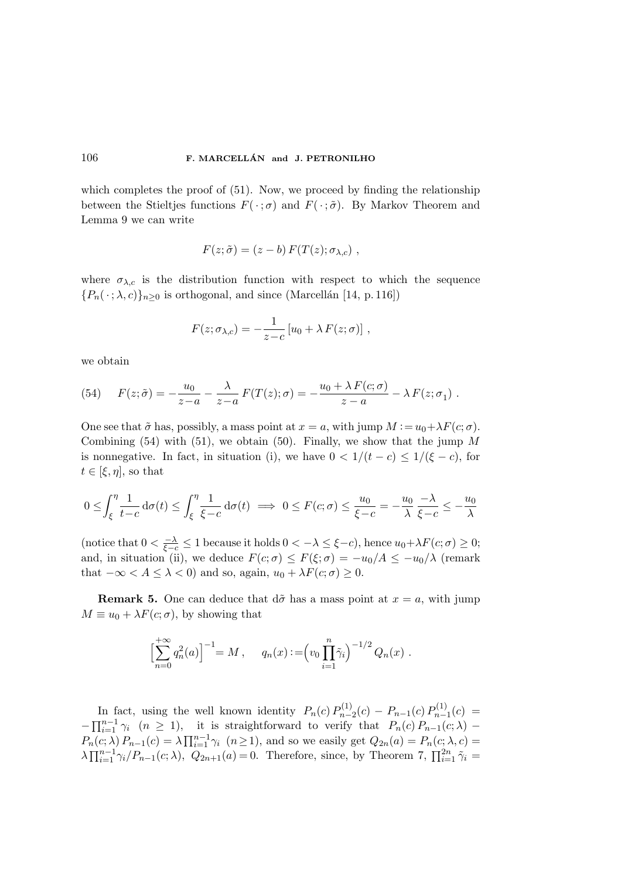which completes the proof of (51). Now, we proceed by finding the relationship between the Stieltjes functions $F(\,\cdot\,;\sigma)$ and $F(\,\cdot\,;\tilde{\sigma})$. By Markov Theorem and Lemma 9 we can write

$$F(z;\tilde{\sigma}) = (z-b)\,F(T(z);\sigma_{\lambda,c})\ ,$$

where $\sigma_{\lambda,c}$ is the distribution function with respect to which the sequence $\{P_n(\,\cdot\,;\lambda,c)\}_{n\geq 0}$ is orthogonal, and since (Marcellán [14, p. 116])

$$F(z;\sigma_{\lambda,c}) = -\frac{1}{z-c}\left[u_0 + \lambda\,F(z;\sigma)\right]\ ,$$

we obtain

$$F(z;\tilde{\sigma}) = -\frac{u_0}{z-a} - \frac{\lambda}{z-a}\,F(T(z);\sigma) = -\frac{u_0+\lambda\,F(c;\sigma)}{z-a} - \lambda\,F(z;\sigma_1)\ . \tag{54}$$

One see that $\tilde{\sigma}$ has, possibly, a mass point at $x=a$, with jump $M := u_0+\lambda F(c;\sigma)$. Combining (54) with (51), we obtain (50). Finally, we show that the jump $M$ is nonnegative. In fact, in situation (i), we have $0 < 1/(t-c) \leq 1/(\xi-c)$, for $t\in[\xi,\eta]$, so that

$$0 \leq \int_\xi^\eta \frac{1}{t-c}\,\mathrm{d}\sigma(t) \leq \int_\xi^\eta \frac{1}{\xi-c}\,\mathrm{d}\sigma(t) \implies 0 \leq F(c;\sigma) \leq \frac{u_0}{\xi-c} = -\frac{u_0}{\lambda}\,\frac{-\lambda}{\xi-c} \leq -\frac{u_0}{\lambda}$$

(notice that $0 < \frac{-\lambda}{\xi-c} \leq 1$ because it holds $0 < -\lambda \leq \xi-c$), hence $u_0+\lambda F(c;\sigma) \geq 0$; and, in situation (ii), we deduce $F(c;\sigma) \leq F(\xi;\sigma) = -u_0/A \leq -u_0/\lambda$ (remark that $-\infty < A \leq \lambda < 0$) and so, again, $u_0+\lambda F(c;\sigma)\geq 0$.

**Remark 5.** One can deduce that $\mathrm{d}\tilde{\sigma}$ has a mass point at $x=a$, with jump $M \equiv u_0 + \lambda F(c;\sigma)$, by showing that

$$\Big[\sum_{n=0}^{+\infty} q_n^2(a)\Big]^{-1} = M\ , \qquad q_n(x) := \Big(v_0 \prod_{i=1}^n \tilde{\gamma}_i\Big)^{-1/2} Q_n(x)\ .$$

In fact, using the well known identity $P_n(c)\,P_{n-2}^{(1)}(c) - P_{n-1}(c)\,P_{n-1}^{(1)}(c) = -\prod_{i=1}^{n-1}\gamma_i$ $(n\geq 1)$, it is straightforward to verify that $P_n(c)\,P_{n-1}(c;\lambda) - P_n(c;\lambda)\,P_{n-1}(c) = \lambda\prod_{i=1}^{n-1}\gamma_i$ $(n\geq 1)$, and so we easily get $Q_{2n}(a) = P_n(c;\lambda,c) = \lambda\prod_{i=1}^{n-1}\gamma_i/P_{n-1}(c;\lambda)$, $Q_{2n+1}(a)=0$. Therefore, since, by Theorem 7, $\prod_{i=1}^{2n}\tilde{\gamma}_i =$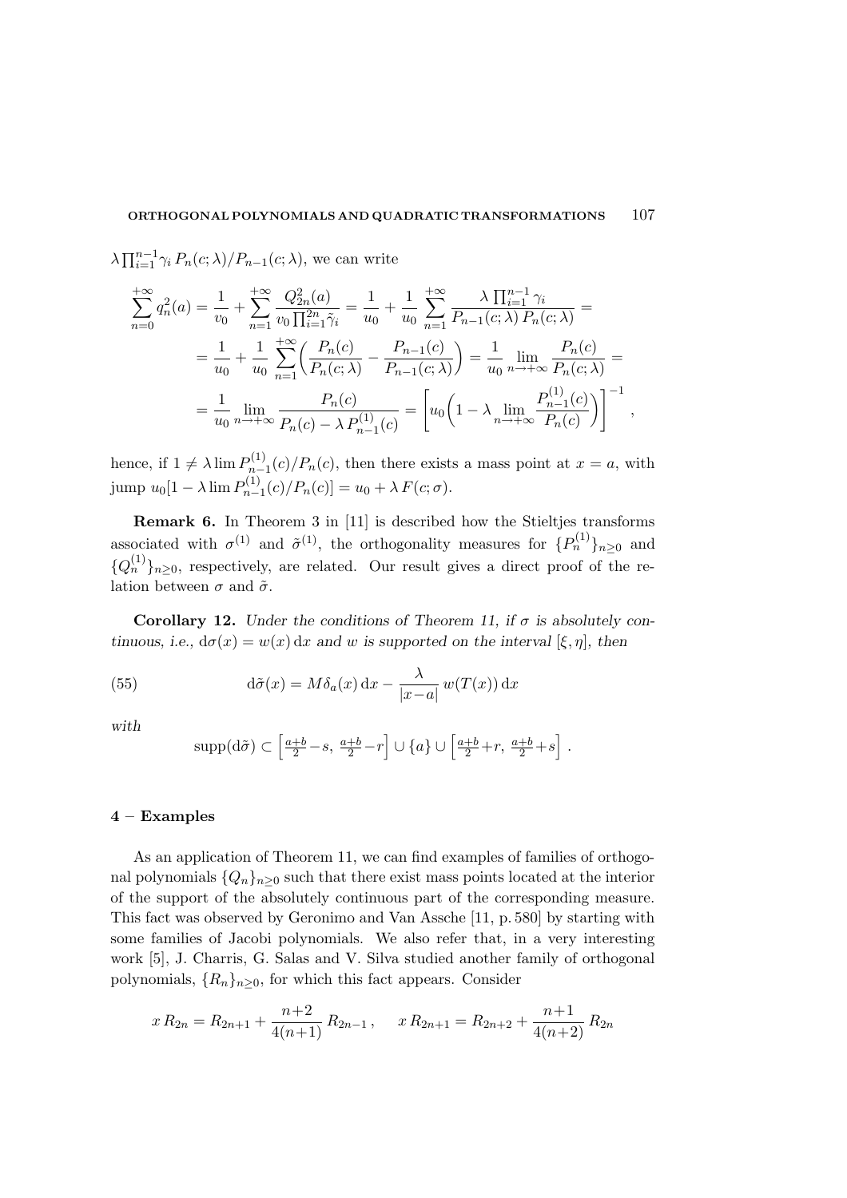$\lambda \prod_{i=1}^{n-1} \gamma_i \, P_n(c;\lambda)/P_{n-1}(c;\lambda)$, we can write

$$
\begin{aligned}
\sum_{n=0}^{+\infty} q_n^2(a) &= \frac{1}{v_0} + \sum_{n=1}^{+\infty} \frac{Q_{2n}^2(a)}{v_0 \prod_{i=1}^{2n} \tilde{\gamma}_i} = \frac{1}{u_0} + \frac{1}{u_0} \sum_{n=1}^{+\infty} \frac{\lambda \prod_{i=1}^{n-1} \gamma_i}{P_{n-1}(c;\lambda)\, P_n(c;\lambda)} = \\
&= \frac{1}{u_0} + \frac{1}{u_0} \sum_{n=1}^{+\infty} \left( \frac{P_n(c)}{P_n(c;\lambda)} - \frac{P_{n-1}(c)}{P_{n-1}(c;\lambda)} \right) = \frac{1}{u_0} \lim_{n\to+\infty} \frac{P_n(c)}{P_n(c;\lambda)} = \\
&= \frac{1}{u_0} \lim_{n\to+\infty} \frac{P_n(c)}{P_n(c) - \lambda\, P_{n-1}^{(1)}(c)} = \left[ u_0 \left( 1 - \lambda \lim_{n\to+\infty} \frac{P_{n-1}^{(1)}(c)}{P_n(c)} \right) \right]^{-1} ,
\end{aligned}
$$

hence, if $1 \neq \lambda \lim P_{n-1}^{(1)}(c)/P_n(c)$, then there exists a mass point at $x = a$, with jump $u_0[1 - \lambda \lim P_{n-1}^{(1)}(c)/P_n(c)] = u_0 + \lambda\, F(c;\sigma)$.

**Remark 6.** In Theorem 3 in [11] is described how the Stieltjes transforms associated with $\sigma^{(1)}$ and $\tilde{\sigma}^{(1)}$, the orthogonality measures for $\{P_n^{(1)}\}_{n\geq 0}$ and $\{Q_n^{(1)}\}_{n\geq 0}$, respectively, are related. Our result gives a direct proof of the relation between $\sigma$ and $\tilde{\sigma}$.

**Corollary 12.** *Under the conditions of Theorem 11, if $\sigma$ is absolutely continuous, i.e., $\mathrm{d}\sigma(x) = w(x)\,\mathrm{d}x$ and $w$ is supported on the interval $[\xi, \eta]$, then*

$$
\mathrm{d}\tilde{\sigma}(x) = M \delta_a(x)\,\mathrm{d}x - \frac{\lambda}{|x-a|}\, w(T(x))\,\mathrm{d}x \tag{55}
$$

*with*

$$
\mathrm{supp}(\mathrm{d}\tilde{\sigma}) \subset \left[ \tfrac{a+b}{2} - s,\ \tfrac{a+b}{2} - r \right] \cup \{a\} \cup \left[ \tfrac{a+b}{2} + r,\ \tfrac{a+b}{2} + s \right] .
$$

## 4 – Examples

As an application of Theorem 11, we can find examples of families of orthogonal polynomials $\{Q_n\}_{n\geq 0}$ such that there exist mass points located at the interior of the support of the absolutely continuous part of the corresponding measure. This fact was observed by Geronimo and Van Assche [11, p. 580] by starting with some families of Jacobi polynomials. We also refer that, in a very interesting work [5], J. Charris, G. Salas and V. Silva studied another family of orthogonal polynomials, $\{R_n\}_{n\geq 0}$, for which this fact appears. Consider

$$
x\, R_{2n} = R_{2n+1} + \frac{n+2}{4(n+1)}\, R_{2n-1} , \qquad x\, R_{2n+1} = R_{2n+2} + \frac{n+1}{4(n+2)}\, R_{2n}
$$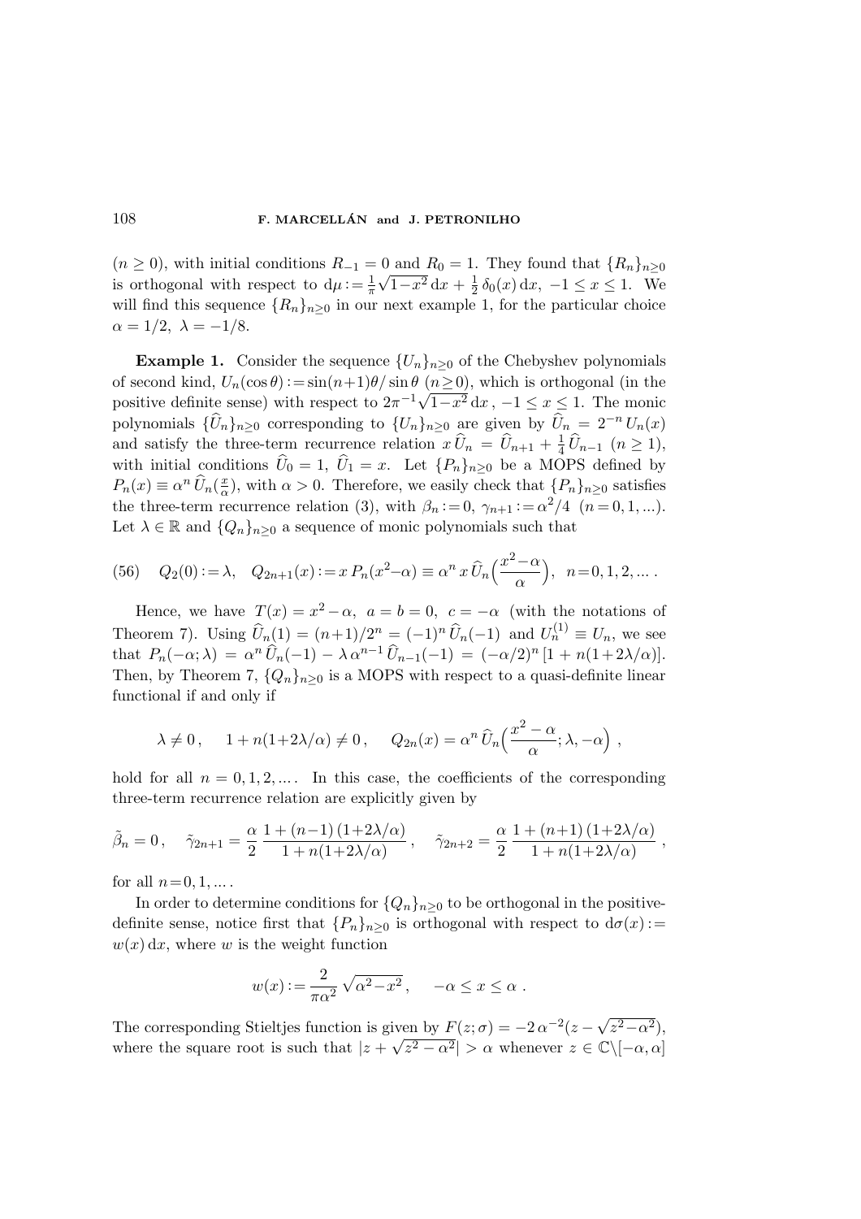($n \geq 0$), with initial conditions $R_{-1} = 0$ and $R_0 = 1$. They found that $\{R_n\}_{n\geq 0}$ is orthogonal with respect to $\mathrm{d}\mu := \frac{1}{\pi}\sqrt{1-x^2}\,\mathrm{d}x + \frac{1}{2}\,\delta_0(x)\,\mathrm{d}x$, $-1 \leq x \leq 1$. We will find this sequence $\{R_n\}_{n\geq 0}$ in our next example 1, for the particular choice $\alpha = 1/2$, $\lambda = -1/8$.

**Example 1.** Consider the sequence $\{U_n\}_{n\geq 0}$ of the Chebyshev polynomials of second kind, $U_n(\cos\theta) := \sin(n+1)\theta/\sin\theta$ ($n \geq 0$), which is orthogonal (in the positive definite sense) with respect to $2\pi^{-1}\sqrt{1-x^2}\,\mathrm{d}x$, $-1 \leq x \leq 1$. The monic polynomials $\{\widehat{U}_n\}_{n\geq 0}$ corresponding to $\{U_n\}_{n\geq 0}$ are given by $\widehat{U}_n = 2^{-n}\,U_n(x)$ and satisfy the three-term recurrence relation $x\,\widehat{U}_n = \widehat{U}_{n+1} + \frac{1}{4}\,\widehat{U}_{n-1}$ ($n \geq 1$), with initial conditions $\widehat{U}_0 = 1$, $\widehat{U}_1 = x$. Let $\{P_n\}_{n\geq 0}$ be a MOPS defined by $P_n(x) \equiv \alpha^n\,\widehat{U}_n(\frac{x}{\alpha})$, with $\alpha > 0$. Therefore, we easily check that $\{P_n\}_{n\geq 0}$ satisfies the three-term recurrence relation (3), with $\beta_n := 0$, $\gamma_{n+1} := \alpha^2/4$ ($n = 0, 1, \ldots$). Let $\lambda \in \mathbb{R}$ and $\{Q_n\}_{n\geq 0}$ a sequence of monic polynomials such that

$$(56) \quad Q_2(0) := \lambda, \quad Q_{2n+1}(x) := x\,P_n(x^2-\alpha) \equiv \alpha^n\,x\,\widehat{U}_n\Big(\frac{x^2-\alpha}{\alpha}\Big), \quad n = 0, 1, 2, \ldots\,.$$

Hence, we have $T(x) = x^2 - \alpha$, $a = b = 0$, $c = -\alpha$ (with the notations of Theorem 7). Using $\widehat{U}_n(1) = (n+1)/2^n = (-1)^n\,\widehat{U}_n(-1)$ and $U_n^{(1)} \equiv U_n$, we see that $P_n(-\alpha;\lambda) = \alpha^n\,\widehat{U}_n(-1) - \lambda\,\alpha^{n-1}\,\widehat{U}_{n-1}(-1) = (-\alpha/2)^n\,[1 + n(1+2\lambda/\alpha)]$. Then, by Theorem 7, $\{Q_n\}_{n\geq 0}$ is a MOPS with respect to a quasi-definite linear functional if and only if

$$\lambda \neq 0\,, \quad 1 + n(1+2\lambda/\alpha) \neq 0\,, \quad Q_{2n}(x) = \alpha^n\,\widehat{U}_n\Big(\frac{x^2-\alpha}{\alpha}; \lambda, -\alpha\Big)\,,$$

hold for all $n = 0, 1, 2, \ldots$. In this case, the coefficients of the corresponding three-term recurrence relation are explicitly given by

$$\tilde{\beta}_n = 0\,, \quad \tilde{\gamma}_{2n+1} = \frac{\alpha}{2}\,\frac{1 + (n-1)\,(1+2\lambda/\alpha)}{1 + n(1+2\lambda/\alpha)}\,, \quad \tilde{\gamma}_{2n+2} = \frac{\alpha}{2}\,\frac{1 + (n+1)\,(1+2\lambda/\alpha)}{1 + n(1+2\lambda/\alpha)}\,,$$

for all $n = 0, 1, \ldots$.

In order to determine conditions for $\{Q_n\}_{n\geq 0}$ to be orthogonal in the positive-definite sense, notice first that $\{P_n\}_{n\geq 0}$ is orthogonal with respect to $\mathrm{d}\sigma(x) := w(x)\,\mathrm{d}x$, where $w$ is the weight function

$$w(x) := \frac{2}{\pi\alpha^2}\,\sqrt{\alpha^2 - x^2}\,, \quad -\alpha \leq x \leq \alpha\,.$$

The corresponding Stieltjes function is given by $F(z;\sigma) = -2\,\alpha^{-2}(z - \sqrt{z^2-\alpha^2})$, where the square root is such that $|z + \sqrt{z^2-\alpha^2}| > \alpha$ whenever $z \in \mathbb{C}\backslash[-\alpha, \alpha]$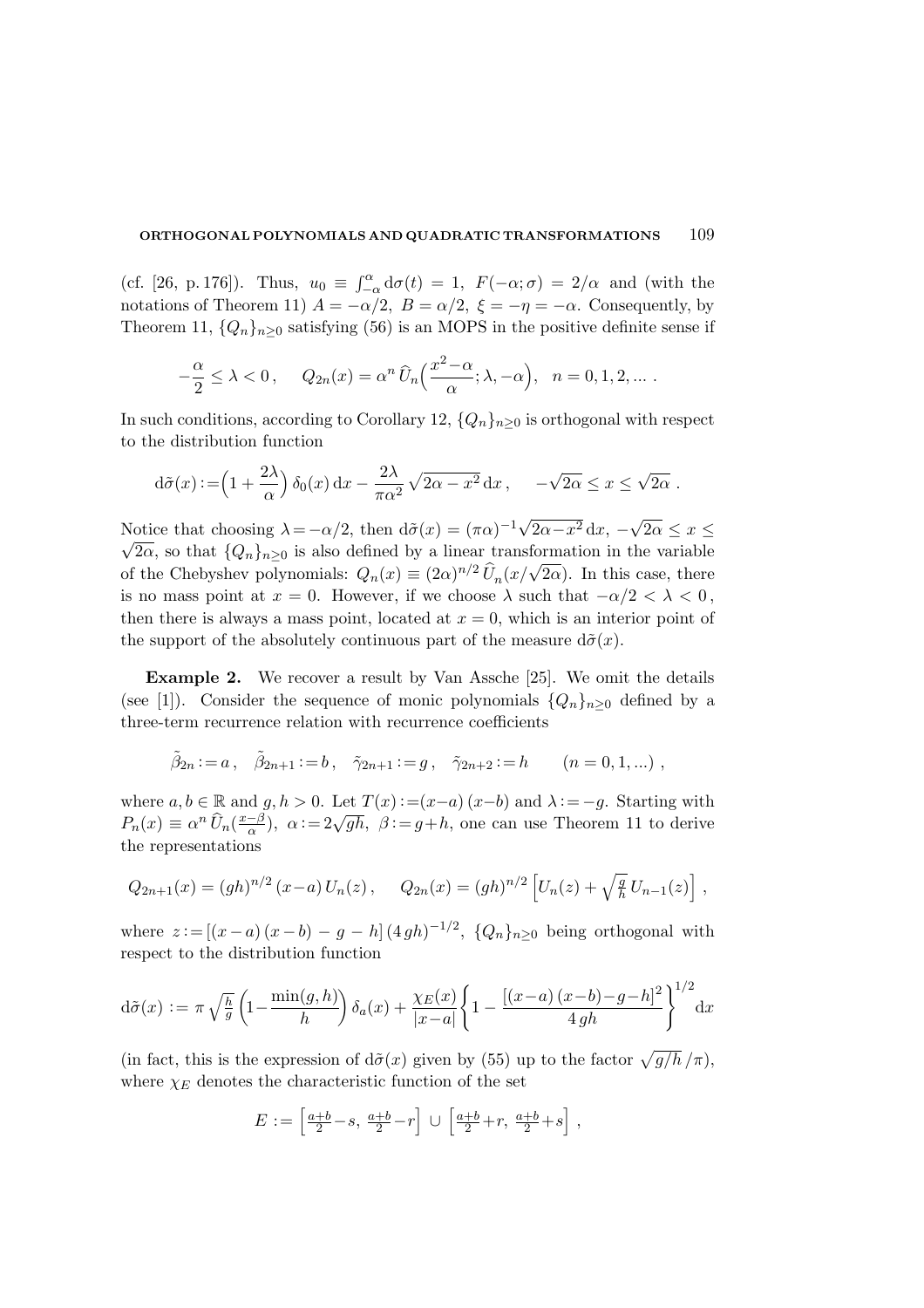(cf. [26, p. 176]). Thus, $u_0 \equiv \int_{-\alpha}^{\alpha} \mathrm{d}\sigma(t) = 1$, $F(-\alpha;\sigma) = 2/\alpha$ and (with the notations of Theorem 11) $A = -\alpha/2$, $B = \alpha/2$, $\xi = -\eta = -\alpha$. Consequently, by Theorem 11, $\{Q_n\}_{n\geq 0}$ satisfying (56) is an MOPS in the positive definite sense if

$$-\frac{\alpha}{2} \leq \lambda < 0\,, \qquad Q_{2n}(x) = \alpha^n\, \widehat{U}_n\Big(\frac{x^2-\alpha}{\alpha};\lambda,-\alpha\Big), \quad n = 0,1,2,\dots\,.$$

In such conditions, according to Corollary 12, $\{Q_n\}_{n\geq 0}$ is orthogonal with respect to the distribution function

$$\mathrm{d}\tilde{\sigma}(x) := \Big(1 + \frac{2\lambda}{\alpha}\Big)\,\delta_0(x)\,\mathrm{d}x - \frac{2\lambda}{\pi\alpha^2}\sqrt{2\alpha - x^2}\,\mathrm{d}x\,, \qquad -\sqrt{2\alpha} \leq x \leq \sqrt{2\alpha}\,.$$

Notice that choosing $\lambda = -\alpha/2$, then $\mathrm{d}\tilde{\sigma}(x) = (\pi\alpha)^{-1}\sqrt{2\alpha - x^2}\,\mathrm{d}x$, $-\sqrt{2\alpha} \leq x \leq \sqrt{2\alpha}$, so that $\{Q_n\}_{n\geq 0}$ is also defined by a linear transformation in the variable of the Chebyshev polynomials: $Q_n(x) \equiv (2\alpha)^{n/2}\,\widehat{U}_n(x/\sqrt{2\alpha})$. In this case, there is no mass point at $x = 0$. However, if we choose $\lambda$ such that $-\alpha/2 < \lambda < 0$, then there is always a mass point, located at $x = 0$, which is an interior point of the support of the absolutely continuous part of the measure $\mathrm{d}\tilde{\sigma}(x)$.

**Example 2.** We recover a result by Van Assche [25]. We omit the details (see [1]). Consider the sequence of monic polynomials $\{Q_n\}_{n\geq 0}$ defined by a three-term recurrence relation with recurrence coefficients

$$\tilde{\beta}_{2n} := a\,, \quad \tilde{\beta}_{2n+1} := b\,, \quad \tilde{\gamma}_{2n+1} := g\,, \quad \tilde{\gamma}_{2n+2} := h \qquad (n = 0,1,\dots)\,,$$

where $a, b \in \mathbb{R}$ and $g, h > 0$. Let $T(x) := (x-a)\,(x-b)$ and $\lambda := -g$. Starting with $P_n(x) \equiv \alpha^n\,\widehat{U}_n(\frac{x-\beta}{\alpha})$, $\alpha := 2\sqrt{gh}$, $\beta := g + h$, one can use Theorem 11 to derive the representations

$$Q_{2n+1}(x) = (gh)^{n/2}\,(x-a)\,U_n(z)\,, \qquad Q_{2n}(x) = (gh)^{n/2}\Big[U_n(z) + \sqrt{\tfrac{g}{h}}\,U_{n-1}(z)\Big]\,,$$

where $z := [(x-a)\,(x-b) - g - h]\,(4\,gh)^{-1/2}$, $\{Q_n\}_{n\geq 0}$ being orthogonal with respect to the distribution function

$$\mathrm{d}\tilde{\sigma}(x) := \pi\sqrt{\tfrac{h}{g}}\,\Big(1 - \frac{\min(g,h)}{h}\Big)\,\delta_a(x) + \frac{\chi_E(x)}{|x-a|}\bigg\{1 - \frac{[(x-a)\,(x-b) - g - h]^2}{4\,gh}\bigg\}^{1/2}\mathrm{d}x$$

(in fact, this is the expression of $\mathrm{d}\tilde{\sigma}(x)$ given by (55) up to the factor $\sqrt{g/h}\,/\pi$), where $\chi_E$ denotes the characteristic function of the set

$$E := \Big[\tfrac{a+b}{2} - s,\ \tfrac{a+b}{2} - r\Big] \,\cup\, \Big[\tfrac{a+b}{2} + r,\ \tfrac{a+b}{2} + s\Big]\,,$$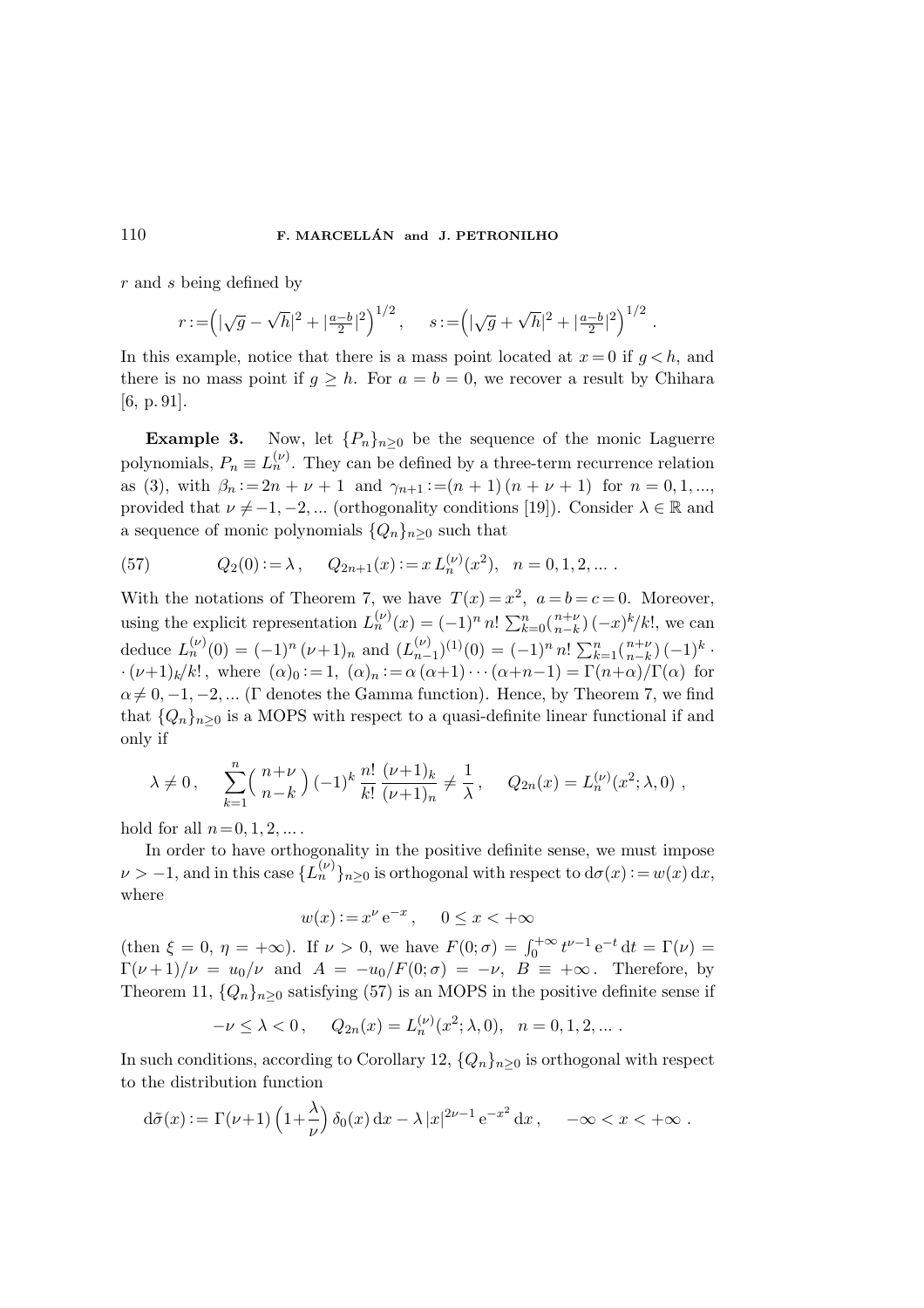$r$ and $s$ being defined by

$$r := \Big( |\sqrt{g} - \sqrt{h}|^2 + |\tfrac{a-b}{2}|^2 \Big)^{1/2}, \qquad s := \Big( |\sqrt{g} + \sqrt{h}|^2 + |\tfrac{a-b}{2}|^2 \Big)^{1/2} .$$

In this example, notice that there is a mass point located at $x = 0$ if $g < h$, and there is no mass point if $g \geq h$. For $a = b = 0$, we recover a result by Chihara [6, p. 91].

**Example 3.** Now, let $\{P_n\}_{n\geq 0}$ be the sequence of the monic Laguerre polynomials, $P_n \equiv L_n^{(\nu)}$. They can be defined by a three-term recurrence relation as (3), with $\beta_n := 2n + \nu + 1$ and $\gamma_{n+1} := (n+1)(n+\nu+1)$ for $n = 0, 1, \ldots$, provided that $\nu \neq -1, -2, \ldots$ (orthogonality conditions [19]). Consider $\lambda \in \mathbb{R}$ and a sequence of monic polynomials $\{Q_n\}_{n\geq 0}$ such that

$$Q_2(0) := \lambda\,, \qquad Q_{2n+1}(x) := x\, L_n^{(\nu)}(x^2), \quad n = 0, 1, 2, \ldots \,. \tag{57}$$

With the notations of Theorem 7, we have $T(x) = x^2$, $a = b = c = 0$. Moreover, using the explicit representation $L_n^{(\nu)}(x) = (-1)^n\, n!\, \sum_{k=0}^{n} \binom{n+\nu}{n-k} (-x)^k / k!$, we can deduce $L_n^{(\nu)}(0) = (-1)^n (\nu+1)_n$ and $(L_{n-1}^{(\nu)})^{(1)}(0) = (-1)^n\, n!\, \sum_{k=1}^{n} \binom{n+\nu}{n-k} (-1)^k \cdot (\nu+1)_k / k!$, where $(\alpha)_0 := 1$, $(\alpha)_n := \alpha\,(\alpha+1)\cdots(\alpha+n-1) = \Gamma(n+\alpha)/\Gamma(\alpha)$ for $\alpha \neq 0, -1, -2, \ldots$ ($\Gamma$ denotes the Gamma function). Hence, by Theorem 7, we find that $\{Q_n\}_{n\geq 0}$ is a MOPS with respect to a quasi-definite linear functional if and only if

$$\lambda \neq 0\,, \quad \sum_{k=1}^{n} \binom{n+\nu}{n-k} (-1)^k \,\frac{n!}{k!}\, \frac{(\nu+1)_k}{(\nu+1)_n} \neq \frac{1}{\lambda}\,, \quad Q_{2n}(x) = L_n^{(\nu)}(x^2; \lambda, 0)\,,$$

hold for all $n = 0, 1, 2, \ldots$ .

In order to have orthogonality in the positive definite sense, we must impose $\nu > -1$, and in this case $\{L_n^{(\nu)}\}_{n\geq 0}$ is orthogonal with respect to $\mathrm{d}\sigma(x) := w(x)\,\mathrm{d}x$, where

$$w(x) := x^\nu\, \mathrm{e}^{-x}\,, \qquad 0 \leq x < +\infty$$

(then $\xi = 0$, $\eta = +\infty$). If $\nu > 0$, we have $F(0; \sigma) = \int_0^{+\infty} t^{\nu-1}\, \mathrm{e}^{-t}\, \mathrm{d}t = \Gamma(\nu) = \Gamma(\nu+1)/\nu = u_0/\nu$ and $A = -u_0/F(0;\sigma) = -\nu$, $B \equiv +\infty$. Therefore, by Theorem 11, $\{Q_n\}_{n\geq 0}$ satisfying (57) is an MOPS in the positive definite sense if

$$-\nu \leq \lambda < 0\,, \qquad Q_{2n}(x) = L_n^{(\nu)}(x^2; \lambda, 0), \quad n = 0, 1, 2, \ldots \,.$$

In such conditions, according to Corollary 12, $\{Q_n\}_{n\geq 0}$ is orthogonal with respect to the distribution function

$$\mathrm{d}\tilde{\sigma}(x) := \Gamma(\nu+1) \Big(1 + \frac{\lambda}{\nu}\Big)\, \delta_0(x)\, \mathrm{d}x - \lambda\, |x|^{2\nu-1}\, \mathrm{e}^{-x^2}\, \mathrm{d}x\,, \qquad -\infty < x < +\infty\,.$$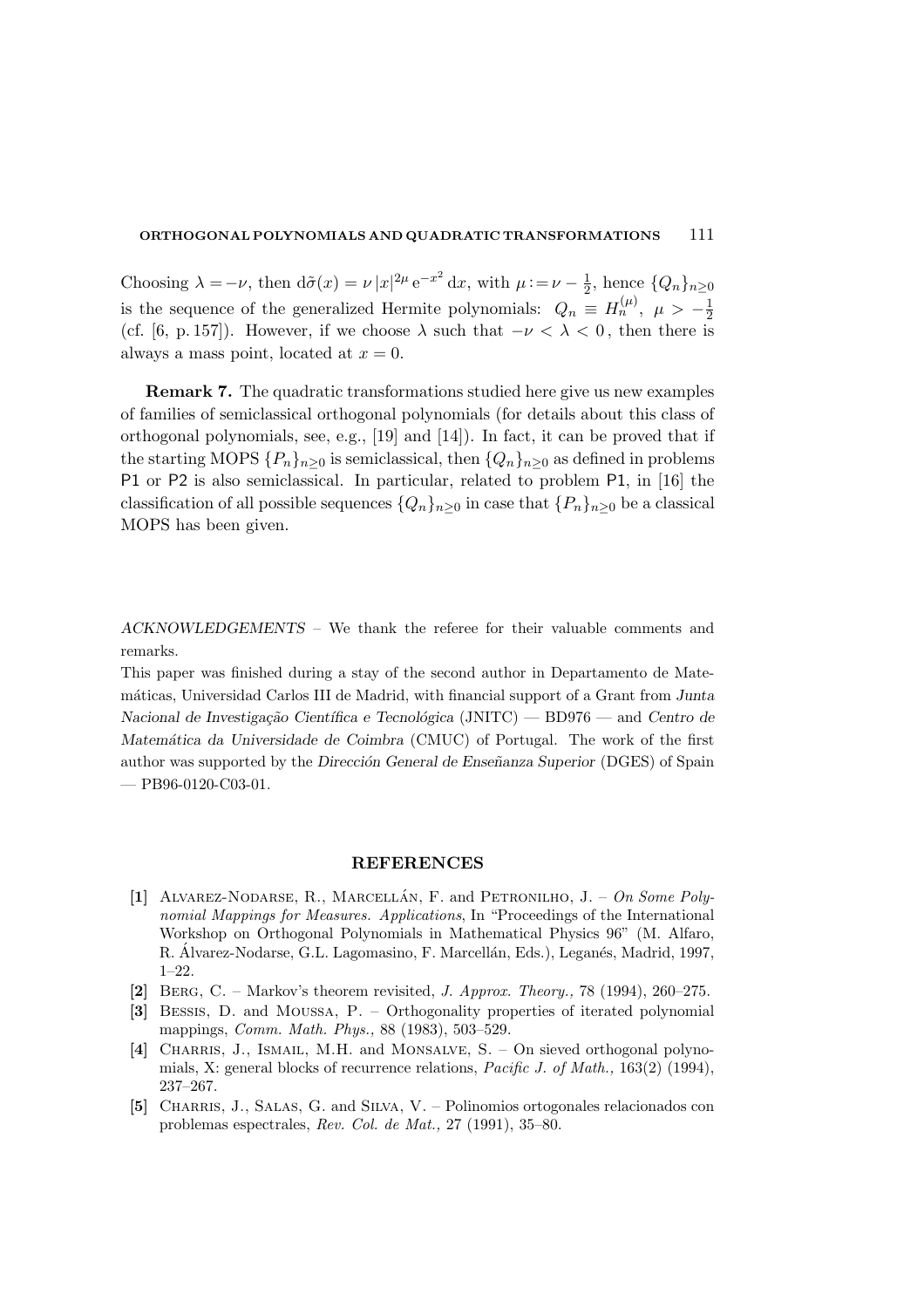Choosing $\lambda = -\nu$, then $\mathrm{d}\tilde{\sigma}(x) = \nu\,|x|^{2\mu}\,\mathrm{e}^{-x^2}\,\mathrm{d}x$, with $\mu := \nu - \frac{1}{2}$, hence $\{Q_n\}_{n\geq 0}$ is the sequence of the generalized Hermite polynomials: $Q_n \equiv H_n^{(\mu)}$, $\mu > -\frac{1}{2}$ (cf. [6, p. 157]). However, if we choose $\lambda$ such that $-\nu < \lambda < 0$, then there is always a mass point, located at $x = 0$.

**Remark 7.** The quadratic transformations studied here give us new examples of families of semiclassical orthogonal polynomials (for details about this class of orthogonal polynomials, see, e.g., [19] and [14]). In fact, it can be proved that if the starting MOPS $\{P_n\}_{n\geq 0}$ is semiclassical, then $\{Q_n\}_{n\geq 0}$ as defined in problems P1 or P2 is also semiclassical. In particular, related to problem P1, in [16] the classification of all possible sequences $\{Q_n\}_{n\geq 0}$ in case that $\{P_n\}_{n\geq 0}$ be a classical MOPS has been given.

*ACKNOWLEDGEMENTS* – We thank the referee for their valuable comments and remarks.

This paper was finished during a stay of the second author in Departamento de Matemáticas, Universidad Carlos III de Madrid, with financial support of a Grant from *Junta Nacional de Investigação Científica e Tecnológica* (JNITC) — BD976 — and *Centro de Matemática da Universidade de Coimbra* (CMUC) of Portugal. The work of the first author was supported by the *Dirección General de Enseñanza Superior* (DGES) of Spain — PB96-0120-C03-01.

## REFERENCES

**[1]** Alvarez-Nodarse, R., Marcellán, F. and Petronilho, J. – *On Some Polynomial Mappings for Measures. Applications*, In "Proceedings of the International Workshop on Orthogonal Polynomials in Mathematical Physics 96" (M. Alfaro, R. Álvarez-Nodarse, G.L. Lagomasino, F. Marcellán, Eds.), Leganés, Madrid, 1997, 1–22.

**[2]** Berg, C. – Markov's theorem revisited, *J. Approx. Theory.*, 78 (1994), 260–275.

**[3]** Bessis, D. and Moussa, P. – Orthogonality properties of iterated polynomial mappings, *Comm. Math. Phys.*, 88 (1983), 503–529.

**[4]** Charris, J., Ismail, M.H. and Monsalve, S. – On sieved orthogonal polynomials, X: general blocks of recurrence relations, *Pacific J. of Math.*, 163(2) (1994), 237–267.

**[5]** Charris, J., Salas, G. and Silva, V. – Polinomios ortogonales relacionados con problemas espectrales, *Rev. Col. de Mat.*, 27 (1991), 35–80.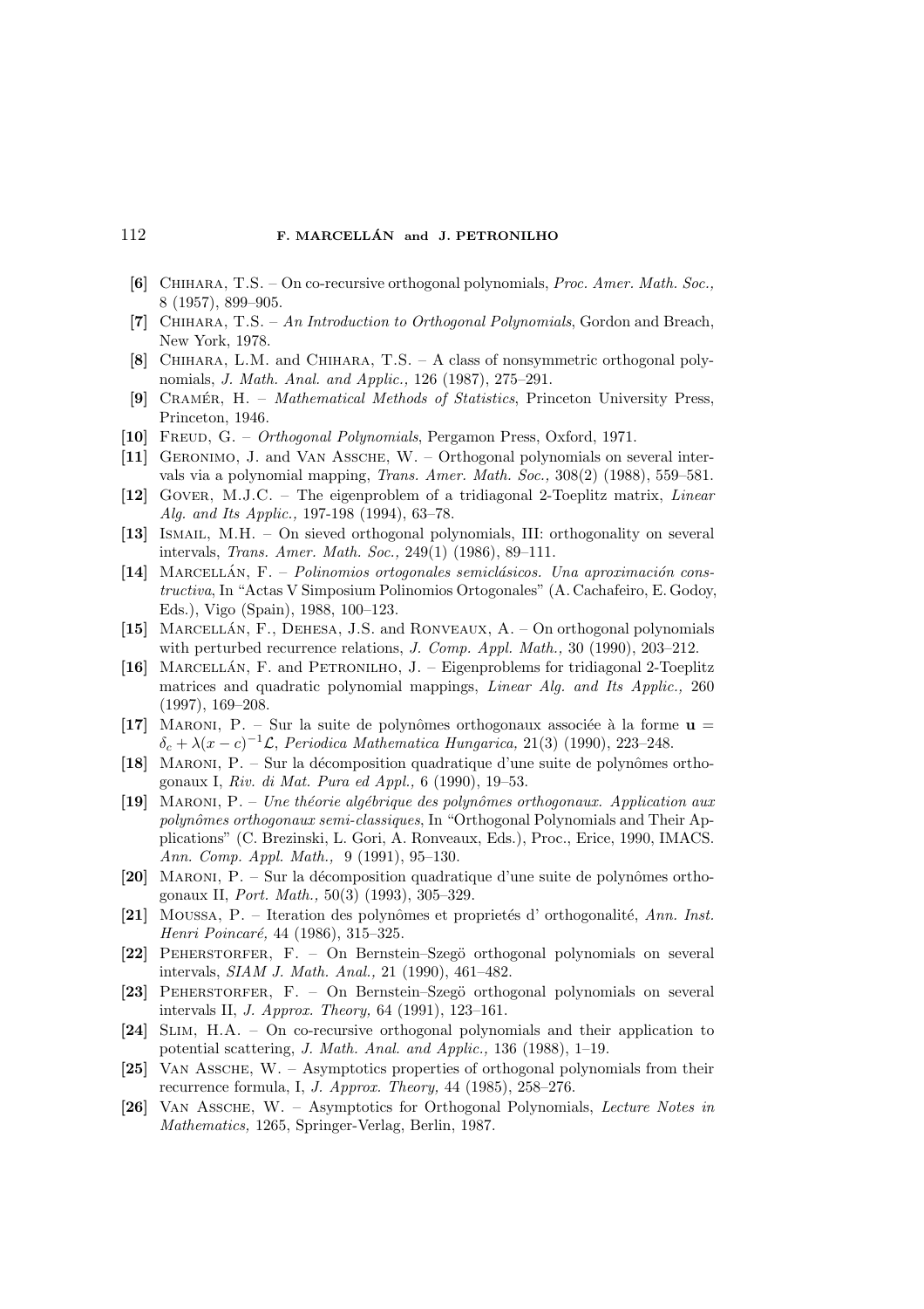**[6]** Chihara, T.S. – On co-recursive orthogonal polynomials, *Proc. Amer. Math. Soc.,* 8 (1957), 899–905.

**[7]** Chihara, T.S. – *An Introduction to Orthogonal Polynomials*, Gordon and Breach, New York, 1978.

**[8]** Chihara, L.M. and Chihara, T.S. – A class of nonsymmetric orthogonal polynomials, *J. Math. Anal. and Applic.,* 126 (1987), 275–291.

**[9]** Cramér, H. – *Mathematical Methods of Statistics*, Princeton University Press, Princeton, 1946.

**[10]** Freud, G. – *Orthogonal Polynomials*, Pergamon Press, Oxford, 1971.

**[11]** Geronimo, J. and Van Assche, W. – Orthogonal polynomials on several intervals via a polynomial mapping, *Trans. Amer. Math. Soc.,* 308(2) (1988), 559–581.

**[12]** Gover, M.J.C. – The eigenproblem of a tridiagonal 2-Toeplitz matrix, *Linear Alg. and Its Applic.,* 197-198 (1994), 63–78.

**[13]** Ismail, M.H. – On sieved orthogonal polynomials, III: orthogonality on several intervals, *Trans. Amer. Math. Soc.,* 249(1) (1986), 89–111.

**[14]** Marcellán, F. – *Polinomios ortogonales semiclásicos. Una aproximación constructiva*, In "Actas V Simposium Polinomios Ortogonales" (A. Cachafeiro, E. Godoy, Eds.), Vigo (Spain), 1988, 100–123.

**[15]** Marcellán, F., Dehesa, J.S. and Ronveaux, A. – On orthogonal polynomials with perturbed recurrence relations, *J. Comp. Appl. Math.,* 30 (1990), 203–212.

**[16]** Marcellán, F. and Petronilho, J. – Eigenproblems for tridiagonal 2-Toeplitz matrices and quadratic polynomial mappings, *Linear Alg. and Its Applic.,* 260 (1997), 169–208.

**[17]** Maroni, P. – Sur la suite de polynômes orthogonaux associée à la forme $\mathbf{u} = \delta_c + \lambda(x-c)^{-1}\mathcal{L}$, *Periodica Mathematica Hungarica,* 21(3) (1990), 223–248.

**[18]** Maroni, P. – Sur la décomposition quadratique d'une suite de polynômes orthogonaux I, *Riv. di Mat. Pura ed Appl.,* 6 (1990), 19–53.

**[19]** Maroni, P. – *Une théorie algébrique des polynômes orthogonaux. Application aux polynômes orthogonaux semi-classiques*, In "Orthogonal Polynomials and Their Applications" (C. Brezinski, L. Gori, A. Ronveaux, Eds.), Proc., Erice, 1990, IMACS. *Ann. Comp. Appl. Math.,* 9 (1991), 95–130.

**[20]** Maroni, P. – Sur la décomposition quadratique d'une suite de polynômes orthogonaux II, *Port. Math.,* 50(3) (1993), 305–329.

**[21]** Moussa, P. – Iteration des polynômes et proprietés d' orthogonalité, *Ann. Inst. Henri Poincaré,* 44 (1986), 315–325.

**[22]** Peherstorfer, F. – On Bernstein–Szegö orthogonal polynomials on several intervals, *SIAM J. Math. Anal.,* 21 (1990), 461–482.

**[23]** Peherstorfer, F. – On Bernstein–Szegö orthogonal polynomials on several intervals II, *J. Approx. Theory,* 64 (1991), 123–161.

**[24]** Slim, H.A. – On co-recursive orthogonal polynomials and their application to potential scattering, *J. Math. Anal. and Applic.,* 136 (1988), 1–19.

**[25]** Van Assche, W. – Asymptotics properties of orthogonal polynomials from their recurrence formula, I, *J. Approx. Theory,* 44 (1985), 258–276.

**[26]** Van Assche, W. – Asymptotics for Orthogonal Polynomials, *Lecture Notes in Mathematics,* 1265, Springer-Verlag, Berlin, 1987.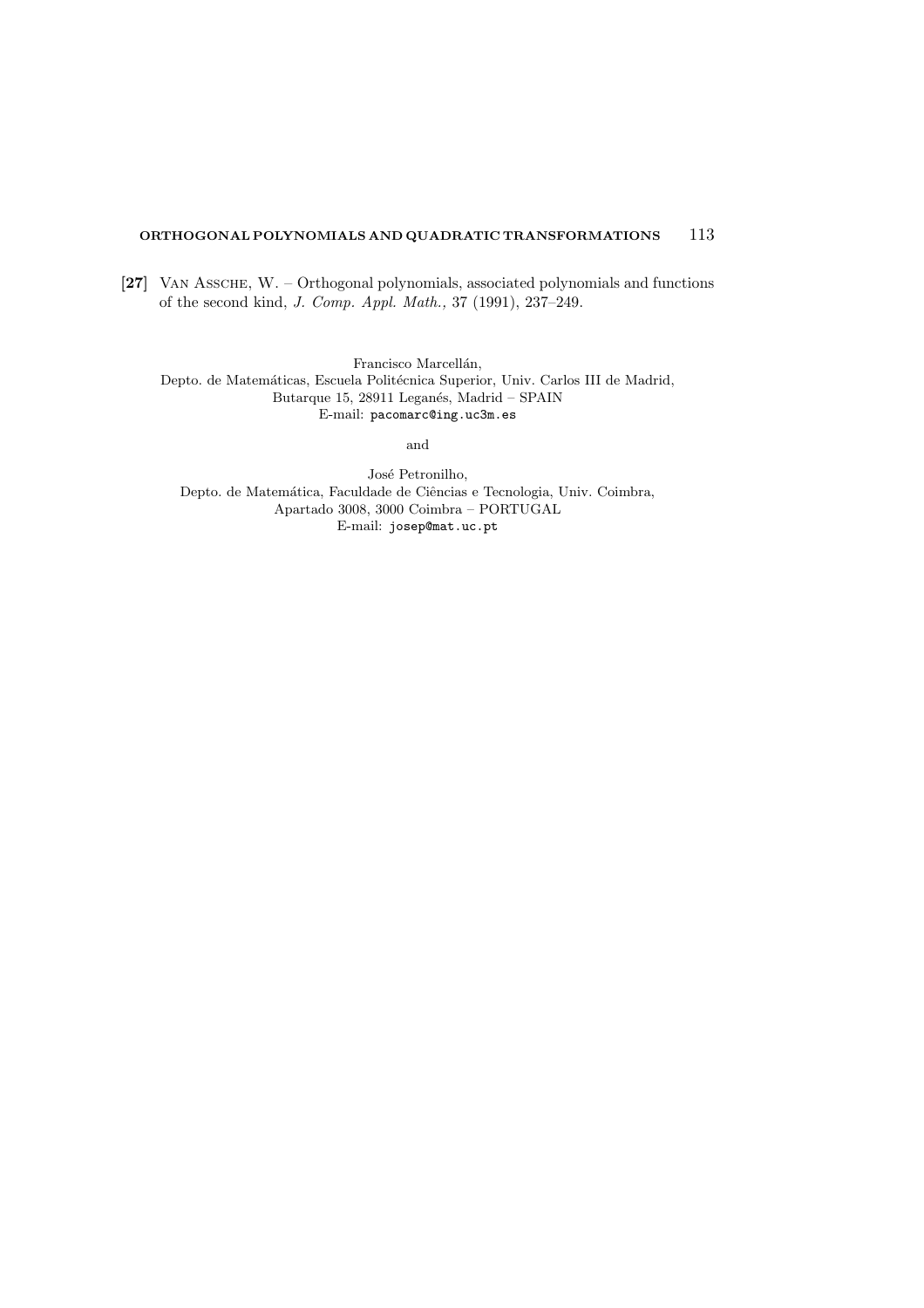**[27]** Van Assche, W. – Orthogonal polynomials, associated polynomials and functions of the second kind, *J. Comp. Appl. Math.,* 37 (1991), 237–249.

Francisco Marcellán,
Depto. de Matemáticas, Escuela Politécnica Superior, Univ. Carlos III de Madrid,
Butarque 15, 28911 Leganés, Madrid – SPAIN
E-mail: pacomarc@ing.uc3m.es

and

José Petronilho,
Depto. de Matemática, Faculdade de Ciências e Tecnologia, Univ. Coimbra,
Apartado 3008, 3000 Coimbra – PORTUGAL
E-mail: josep@mat.uc.pt